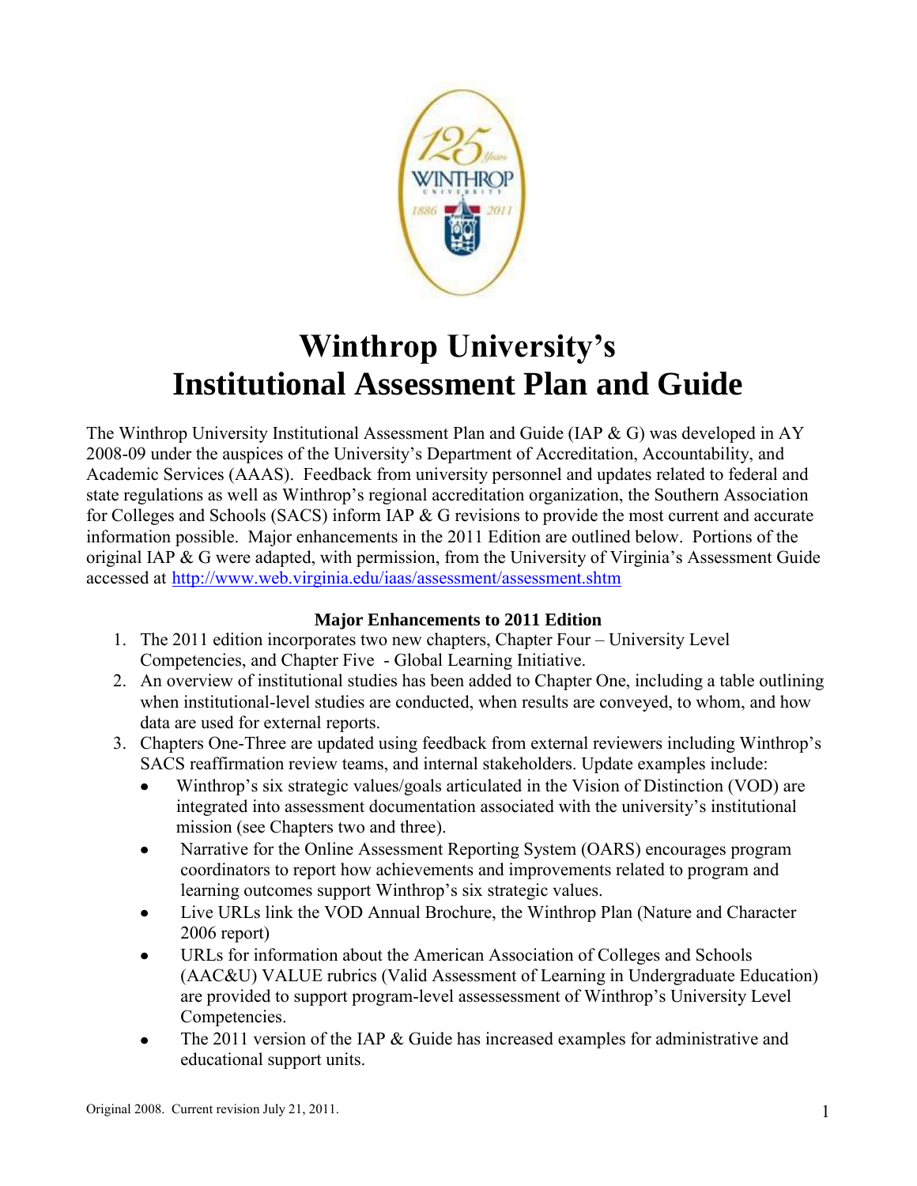# Winthrop University's Institutional Assessment Plan and Guide

The Winthrop University Institutional Assessment Plan and Guide (IAP & G) was developed in AY 2008-09 under the auspices of the University's Department of Accreditation, Accountability, and Academic Services (AAAS). Feedback from university personnel and updates related to federal and state regulations as well as Winthrop's regional accreditation organization, the Southern Association for Colleges and Schools (SACS) inform IAP & G revisions to provide the most current and accurate information possible. Major enhancements in the 2011 Edition are outlined below. Portions of the original IAP & G were adapted, with permission, from the University of Virginia's Assessment Guide accessed at http://www.web.virginia.edu/iaas/assessment/assessment.shtm

**Major Enhancements to 2011 Edition**

1. The 2011 edition incorporates two new chapters, Chapter Four – University Level Competencies, and Chapter Five - Global Learning Initiative.
2. An overview of institutional studies has been added to Chapter One, including a table outlining when institutional-level studies are conducted, when results are conveyed, to whom, and how data are used for external reports.
3. Chapters One-Three are updated using feedback from external reviewers including Winthrop's SACS reaffirmation review teams, and internal stakeholders. Update examples include:
   - Winthrop's six strategic values/goals articulated in the Vision of Distinction (VOD) are integrated into assessment documentation associated with the university's institutional mission (see Chapters two and three).
   - Narrative for the Online Assessment Reporting System (OARS) encourages program coordinators to report how achievements and improvements related to program and learning outcomes support Winthrop's six strategic values.
   - Live URLs link the VOD Annual Brochure, the Winthrop Plan (Nature and Character 2006 report)
   - URLs for information about the American Association of Colleges and Schools (AAC&U) VALUE rubrics (Valid Assessment of Learning in Undergraduate Education) are provided to support program-level assessessment of Winthrop's University Level Competencies.
   - The 2011 version of the IAP & Guide has increased examples for administrative and educational support units.

Original 2008. Current revision July 21, 2011.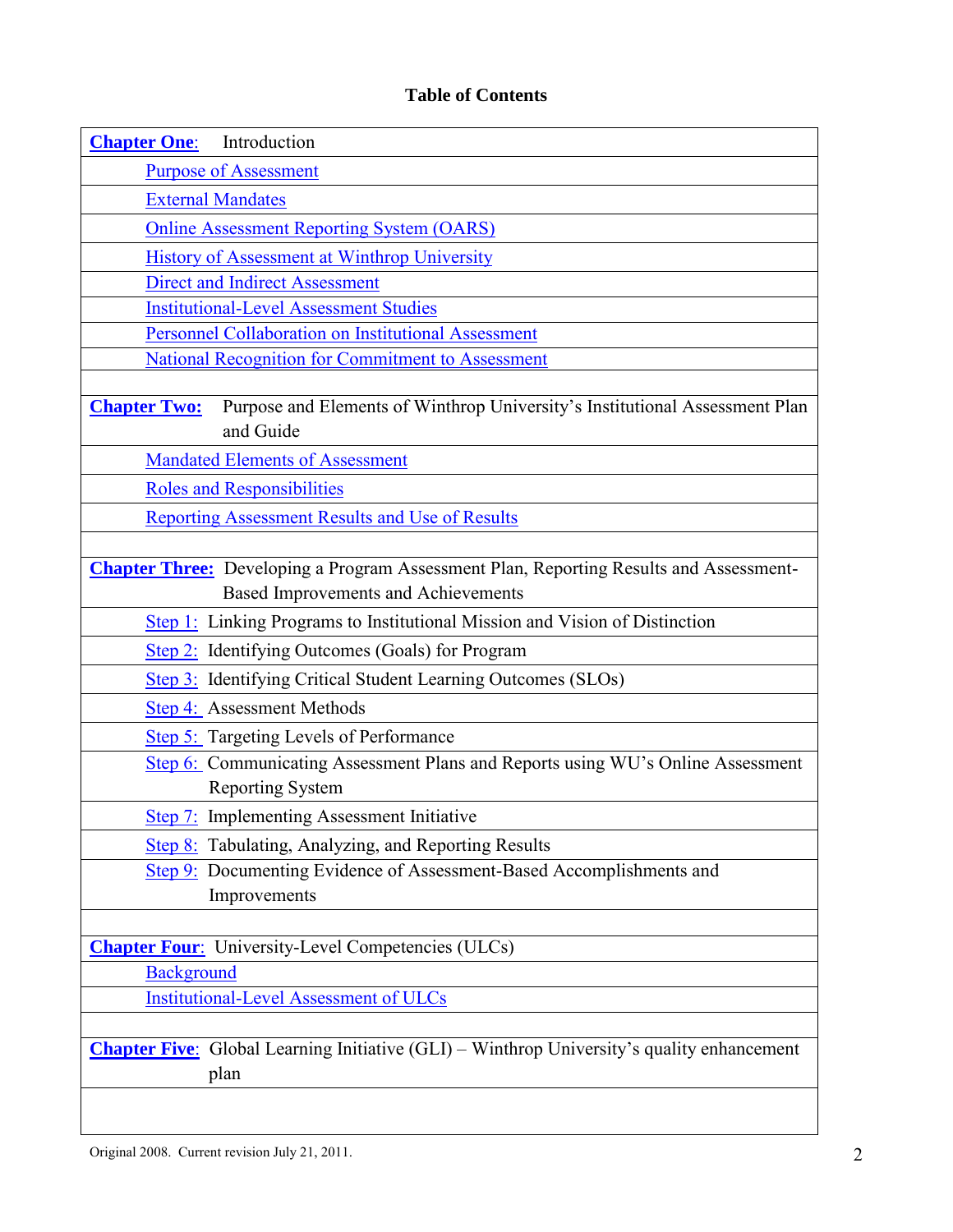# Table of Contents

| | |
|---|---|
| **Chapter One**: Introduction | |
| Purpose of Assessment | |
| External Mandates | |
| Online Assessment Reporting System (OARS) | |
| History of Assessment at Winthrop University | |
| Direct and Indirect Assessment | |
| Institutional-Level Assessment Studies | |
| Personnel Collaboration on Institutional Assessment | |
| National Recognition for Commitment to Assessment | |
| | |
| **Chapter Two:** Purpose and Elements of Winthrop University's Institutional Assessment Plan and Guide | |
| Mandated Elements of Assessment | |
| Roles and Responsibilities | |
| Reporting Assessment Results and Use of Results | |
| | |
| **Chapter Three:** Developing a Program Assessment Plan, Reporting Results and Assessment-Based Improvements and Achievements | |
| Step 1: Linking Programs to Institutional Mission and Vision of Distinction | |
| Step 2: Identifying Outcomes (Goals) for Program | |
| Step 3: Identifying Critical Student Learning Outcomes (SLOs) | |
| Step 4: Assessment Methods | |
| Step 5: Targeting Levels of Performance | |
| Step 6: Communicating Assessment Plans and Reports using WU's Online Assessment Reporting System | |
| Step 7: Implementing Assessment Initiative | |
| Step 8: Tabulating, Analyzing, and Reporting Results | |
| Step 9: Documenting Evidence of Assessment-Based Accomplishments and Improvements | |
| | |
| **Chapter Four**: University-Level Competencies (ULCs) | |
| Background | |
| Institutional-Level Assessment of ULCs | |
| | |
| **Chapter Five**: Global Learning Initiative (GLI) – Winthrop University's quality enhancement plan | |

Original 2008. Current revision July 21, 2011.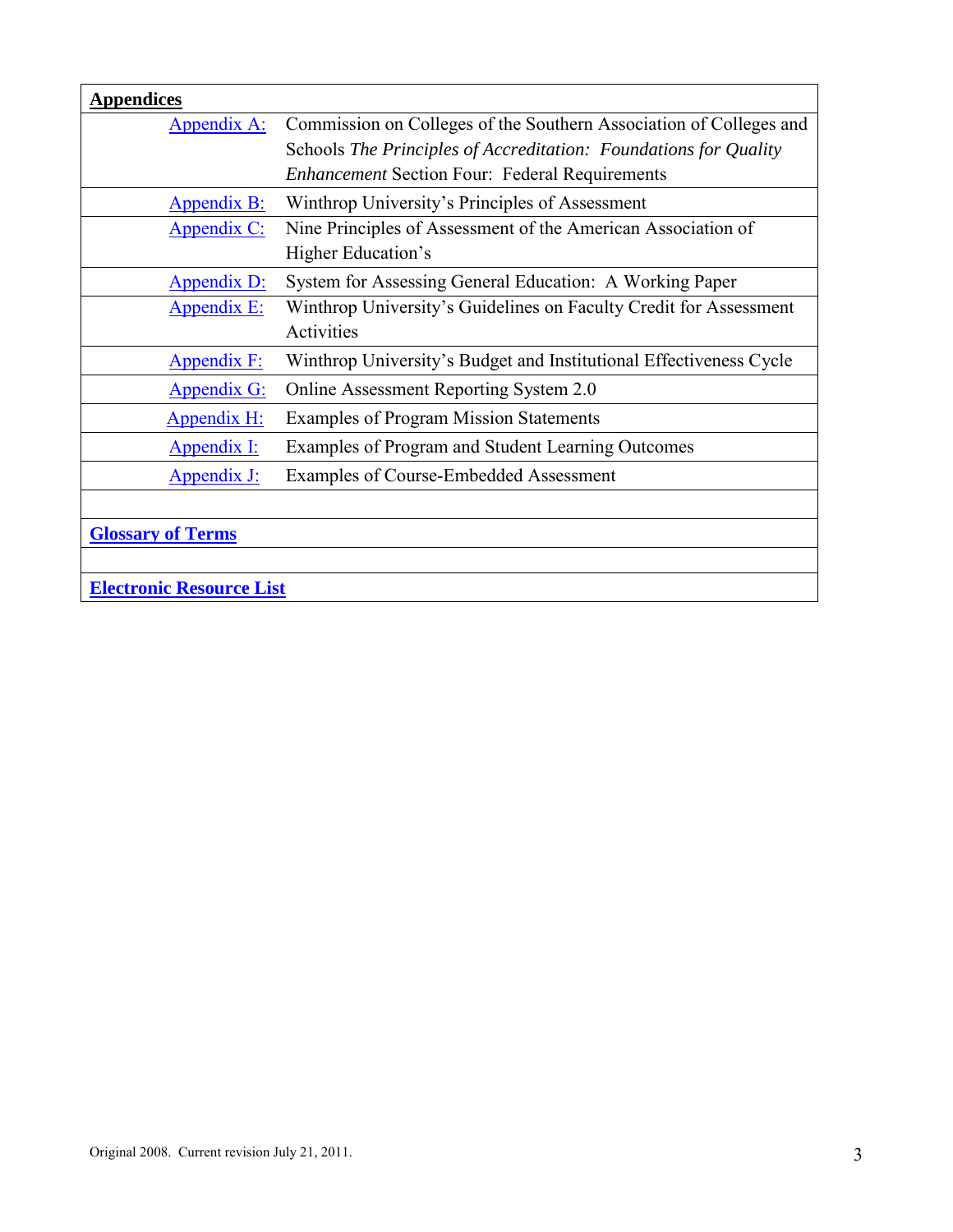| **Appendices** | |
|---|---|
| Appendix A: | Commission on Colleges of the Southern Association of Colleges and Schools *The Principles of Accreditation: Foundations for Quality Enhancement* Section Four: Federal Requirements |
| Appendix B: | Winthrop University's Principles of Assessment |
| Appendix C: | Nine Principles of Assessment of the American Association of Higher Education's |
| Appendix D: | System for Assessing General Education: A Working Paper |
| Appendix E: | Winthrop University's Guidelines on Faculty Credit for Assessment Activities |
| Appendix F: | Winthrop University's Budget and Institutional Effectiveness Cycle |
| Appendix G: | Online Assessment Reporting System 2.0 |
| Appendix H: | Examples of Program Mission Statements |
| Appendix I: | Examples of Program and Student Learning Outcomes |
| Appendix J: | Examples of Course-Embedded Assessment |
| | |
| **Glossary of Terms** | |
| | |
| **Electronic Resource List** | |

Original 2008. Current revision July 21, 2011.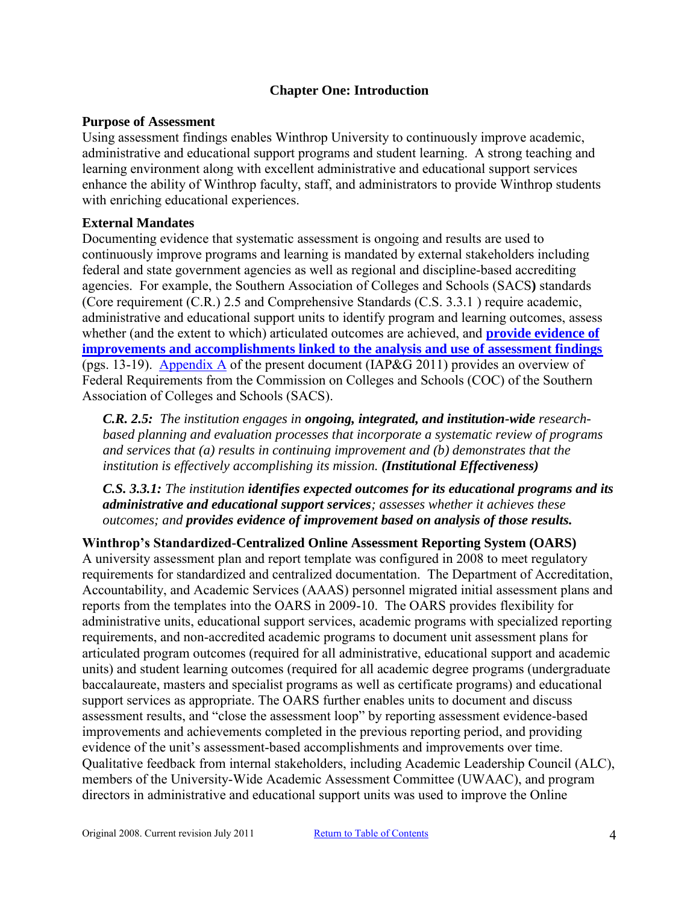## Chapter One: Introduction

### Purpose of Assessment

Using assessment findings enables Winthrop University to continuously improve academic, administrative and educational support programs and student learning. A strong teaching and learning environment along with excellent administrative and educational support services enhance the ability of Winthrop faculty, staff, and administrators to provide Winthrop students with enriching educational experiences.

### External Mandates

Documenting evidence that systematic assessment is ongoing and results are used to continuously improve programs and learning is mandated by external stakeholders including federal and state government agencies as well as regional and discipline-based accrediting agencies. For example, the Southern Association of Colleges and Schools (SACS**)** standards (Core requirement (C.R.) 2.5 and Comprehensive Standards (C.S. 3.3.1 ) require academic, administrative and educational support units to identify program and learning outcomes, assess whether (and the extent to which) articulated outcomes are achieved, and **provide evidence of improvements and accomplishments linked to the analysis and use of assessment findings** (pgs. 13-19). Appendix A of the present document (IAP&G 2011) provides an overview of Federal Requirements from the Commission on Colleges and Schools (COC) of the Southern Association of Colleges and Schools (SACS).

> ***C.R. 2.5:*** *The institution engages in* ***ongoing, integrated, and institution-wide*** *research-based planning and evaluation processes that incorporate a systematic review of programs and services that (a) results in continuing improvement and (b) demonstrates that the institution is effectively accomplishing its mission.* ***(Institutional Effectiveness)***

> ***C.S. 3.3.1:*** *The institution* ***identifies expected outcomes for its educational programs and its administrative and educational support services****; assesses whether it achieves these outcomes; and* ***provides evidence of improvement based on analysis of those results.***

### Winthrop's Standardized-Centralized Online Assessment Reporting System (OARS)

A university assessment plan and report template was configured in 2008 to meet regulatory requirements for standardized and centralized documentation. The Department of Accreditation, Accountability, and Academic Services (AAAS) personnel migrated initial assessment plans and reports from the templates into the OARS in 2009-10. The OARS provides flexibility for administrative units, educational support services, academic programs with specialized reporting requirements, and non-accredited academic programs to document unit assessment plans for articulated program outcomes (required for all administrative, educational support and academic units) and student learning outcomes (required for all academic degree programs (undergraduate baccalaureate, masters and specialist programs as well as certificate programs) and educational support services as appropriate. The OARS further enables units to document and discuss assessment results, and "close the assessment loop" by reporting assessment evidence-based improvements and achievements completed in the previous reporting period, and providing evidence of the unit's assessment-based accomplishments and improvements over time. Qualitative feedback from internal stakeholders, including Academic Leadership Council (ALC), members of the University-Wide Academic Assessment Committee (UWAAC), and program directors in administrative and educational support units was used to improve the Online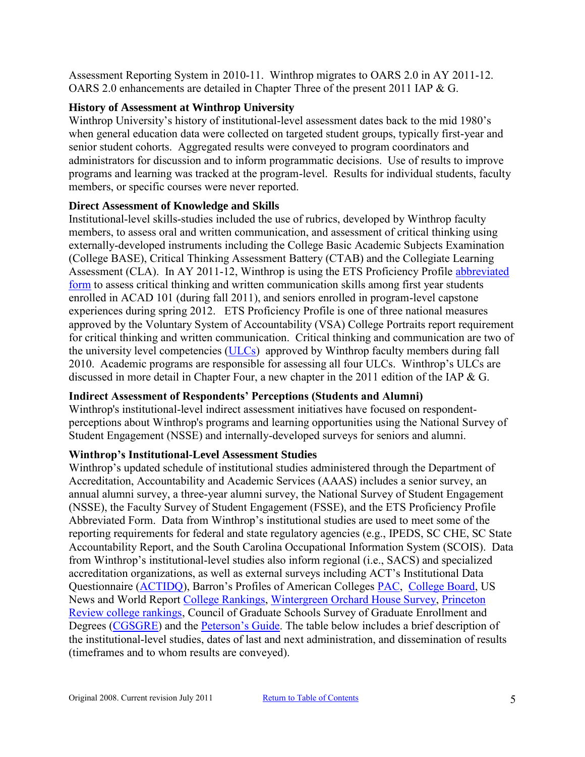Assessment Reporting System in 2010-11. Winthrop migrates to OARS 2.0 in AY 2011-12. OARS 2.0 enhancements are detailed in Chapter Three of the present 2011 IAP & G.

### History of Assessment at Winthrop University

Winthrop University's history of institutional-level assessment dates back to the mid 1980's when general education data were collected on targeted student groups, typically first-year and senior student cohorts. Aggregated results were conveyed to program coordinators and administrators for discussion and to inform programmatic decisions. Use of results to improve programs and learning was tracked at the program-level. Results for individual students, faculty members, or specific courses were never reported.

### Direct Assessment of Knowledge and Skills

Institutional-level skills-studies included the use of rubrics, developed by Winthrop faculty members, to assess oral and written communication, and assessment of critical thinking using externally-developed instruments including the College Basic Academic Subjects Examination (College BASE), Critical Thinking Assessment Battery (CTAB) and the Collegiate Learning Assessment (CLA). In AY 2011-12, Winthrop is using the ETS Proficiency Profile abbreviated form to assess critical thinking and written communication skills among first year students enrolled in ACAD 101 (during fall 2011), and seniors enrolled in program-level capstone experiences during spring 2012. ETS Proficiency Profile is one of three national measures approved by the Voluntary System of Accountability (VSA) College Portraits report requirement for critical thinking and written communication. Critical thinking and communication are two of the university level competencies (ULCs) approved by Winthrop faculty members during fall 2010. Academic programs are responsible for assessing all four ULCs. Winthrop's ULCs are discussed in more detail in Chapter Four, a new chapter in the 2011 edition of the IAP & G.

### Indirect Assessment of Respondents' Perceptions (Students and Alumni)

Winthrop's institutional-level indirect assessment initiatives have focused on respondent-perceptions about Winthrop's programs and learning opportunities using the National Survey of Student Engagement (NSSE) and internally-developed surveys for seniors and alumni.

### Winthrop's Institutional-Level Assessment Studies

Winthrop's updated schedule of institutional studies administered through the Department of Accreditation, Accountability and Academic Services (AAAS) includes a senior survey, an annual alumni survey, a three-year alumni survey, the National Survey of Student Engagement (NSSE), the Faculty Survey of Student Engagement (FSSE), and the ETS Proficiency Profile Abbreviated Form. Data from Winthrop's institutional studies are used to meet some of the reporting requirements for federal and state regulatory agencies (e.g., IPEDS, SC CHE, SC State Accountability Report, and the South Carolina Occupational Information System (SCOIS). Data from Winthrop's institutional-level studies also inform regional (i.e., SACS) and specialized accreditation organizations, as well as external surveys including ACT's Institutional Data Questionnaire (ACTIDQ), Barron's Profiles of American Colleges PAC, College Board, US News and World Report College Rankings, Wintergreen Orchard House Survey, Princeton Review college rankings, Council of Graduate Schools Survey of Graduate Enrollment and Degrees (CGSGRE) and the Peterson's Guide. The table below includes a brief description of the institutional-level studies, dates of last and next administration, and dissemination of results (timeframes and to whom results are conveyed).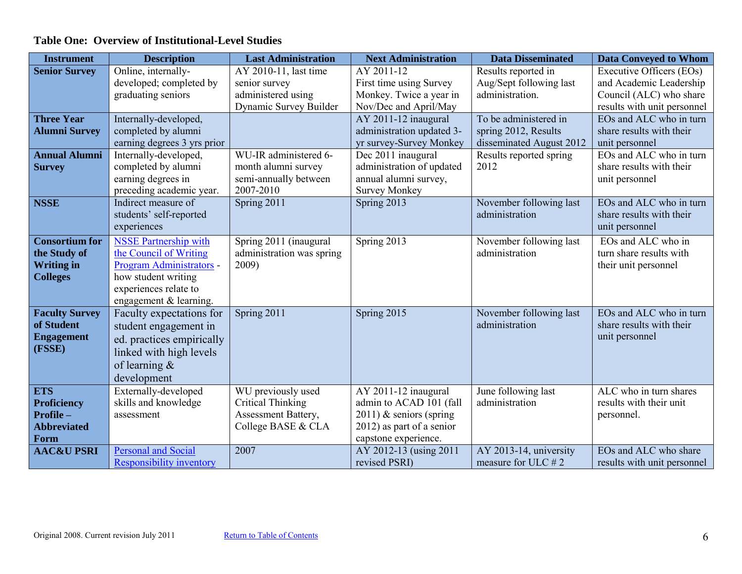**Table One: Overview of Institutional-Level Studies**

| Instrument | Description | Last Administration | Next Administration | Data Disseminated | Data Conveyed to Whom |
|---|---|---|---|---|---|
| **Senior Survey** | Online, internally-developed; completed by graduating seniors | AY 2010-11, last time senior survey administered using Dynamic Survey Builder | AY 2011-12 First time using Survey Monkey. Twice a year in Nov/Dec and April/May | Results reported in Aug/Sept following last administration. | Executive Officers (EOs) and Academic Leadership Council (ALC) who share results with unit personnel |
| **Three Year Alumni Survey** | Internally-developed, completed by alumni earning degrees 3 yrs prior | | AY 2011-12 inaugural administration updated 3-yr survey-Survey Monkey | To be administered in spring 2012, Results disseminated August 2012 | EOs and ALC who in turn share results with their unit personnel |
| **Annual Alumni Survey** | Internally-developed, completed by alumni earning degrees in preceding academic year. | WU-IR administered 6-month alumni survey semi-annually between 2007-2010 | Dec 2011 inaugural administration of updated annual alumni survey, Survey Monkey | Results reported spring 2012 | EOs and ALC who in turn share results with their unit personnel |
| **NSSE** | Indirect measure of students' self-reported experiences | Spring 2011 | Spring 2013 | November following last administration | EOs and ALC who in turn share results with their unit personnel |
| **Consortium for the Study of Writing in Colleges** | NSSE Partnership with the Council of Writing Program Administrators - how student writing experiences relate to engagement & learning. | Spring 2011 (inaugural administration was spring 2009) | Spring 2013 | November following last administration | EOs and ALC who in turn share results with their unit personnel |
| **Faculty Survey of Student Engagement (FSSE)** | Faculty expectations for student engagement in ed. practices empirically linked with high levels of learning & development | Spring 2011 | Spring 2015 | November following last administration | EOs and ALC who in turn share results with their unit personnel |
| **ETS Proficiency Profile – Abbreviated Form** | Externally-developed skills and knowledge assessment | WU previously used Critical Thinking Assessment Battery, College BASE & CLA | AY 2011-12 inaugural admin to ACAD 101 (fall 2011) & seniors (spring 2012) as part of a senior capstone experience. | June following last administration | ALC who in turn shares results with their unit personnel. |
| **AAC&U PSRI** | Personal and Social Responsibility inventory | 2007 | AY 2012-13 (using 2011 revised PSRI) | AY 2013-14, university measure for ULC # 2 | EOs and ALC who share results with unit personnel |

Original 2008. Current revision July 2011 Return to Table of Contents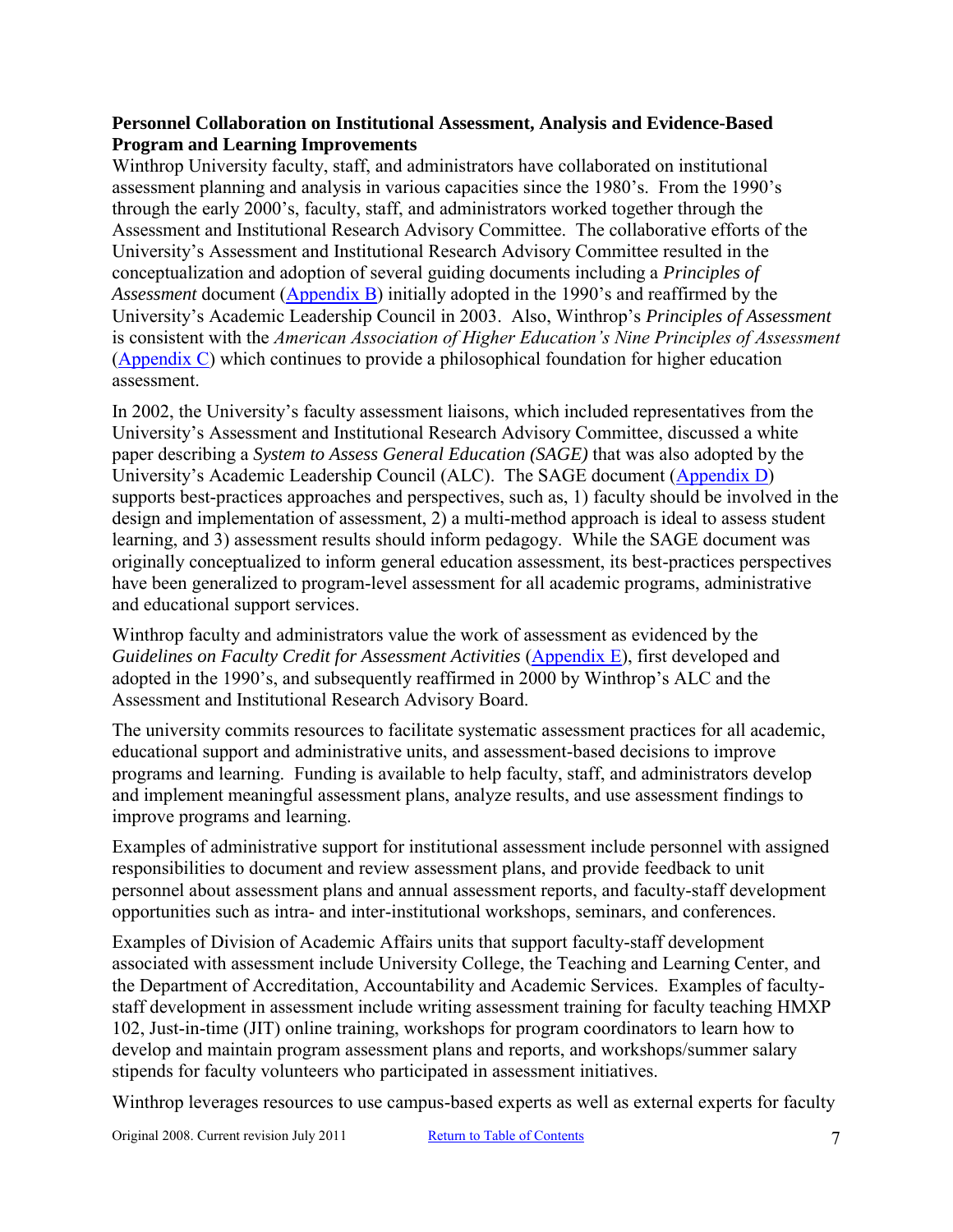**Personnel Collaboration on Institutional Assessment, Analysis and Evidence-Based Program and Learning Improvements**

Winthrop University faculty, staff, and administrators have collaborated on institutional assessment planning and analysis in various capacities since the 1980's. From the 1990's through the early 2000's, faculty, staff, and administrators worked together through the Assessment and Institutional Research Advisory Committee. The collaborative efforts of the University's Assessment and Institutional Research Advisory Committee resulted in the conceptualization and adoption of several guiding documents including a *Principles of Assessment* document (Appendix B) initially adopted in the 1990's and reaffirmed by the University's Academic Leadership Council in 2003. Also, Winthrop's *Principles of Assessment* is consistent with the *American Association of Higher Education's Nine Principles of Assessment* (Appendix C) which continues to provide a philosophical foundation for higher education assessment.

In 2002, the University's faculty assessment liaisons, which included representatives from the University's Assessment and Institutional Research Advisory Committee, discussed a white paper describing a *System to Assess General Education (SAGE)* that was also adopted by the University's Academic Leadership Council (ALC). The SAGE document (Appendix D) supports best-practices approaches and perspectives, such as, 1) faculty should be involved in the design and implementation of assessment, 2) a multi-method approach is ideal to assess student learning, and 3) assessment results should inform pedagogy. While the SAGE document was originally conceptualized to inform general education assessment, its best-practices perspectives have been generalized to program-level assessment for all academic programs, administrative and educational support services.

Winthrop faculty and administrators value the work of assessment as evidenced by the *Guidelines on Faculty Credit for Assessment Activities* (Appendix E), first developed and adopted in the 1990's, and subsequently reaffirmed in 2000 by Winthrop's ALC and the Assessment and Institutional Research Advisory Board.

The university commits resources to facilitate systematic assessment practices for all academic, educational support and administrative units, and assessment-based decisions to improve programs and learning. Funding is available to help faculty, staff, and administrators develop and implement meaningful assessment plans, analyze results, and use assessment findings to improve programs and learning.

Examples of administrative support for institutional assessment include personnel with assigned responsibilities to document and review assessment plans, and provide feedback to unit personnel about assessment plans and annual assessment reports, and faculty-staff development opportunities such as intra- and inter-institutional workshops, seminars, and conferences.

Examples of Division of Academic Affairs units that support faculty-staff development associated with assessment include University College, the Teaching and Learning Center, and the Department of Accreditation, Accountability and Academic Services. Examples of faculty-staff development in assessment include writing assessment training for faculty teaching HMXP 102, Just-in-time (JIT) online training, workshops for program coordinators to learn how to develop and maintain program assessment plans and reports, and workshops/summer salary stipends for faculty volunteers who participated in assessment initiatives.

Winthrop leverages resources to use campus-based experts as well as external experts for faculty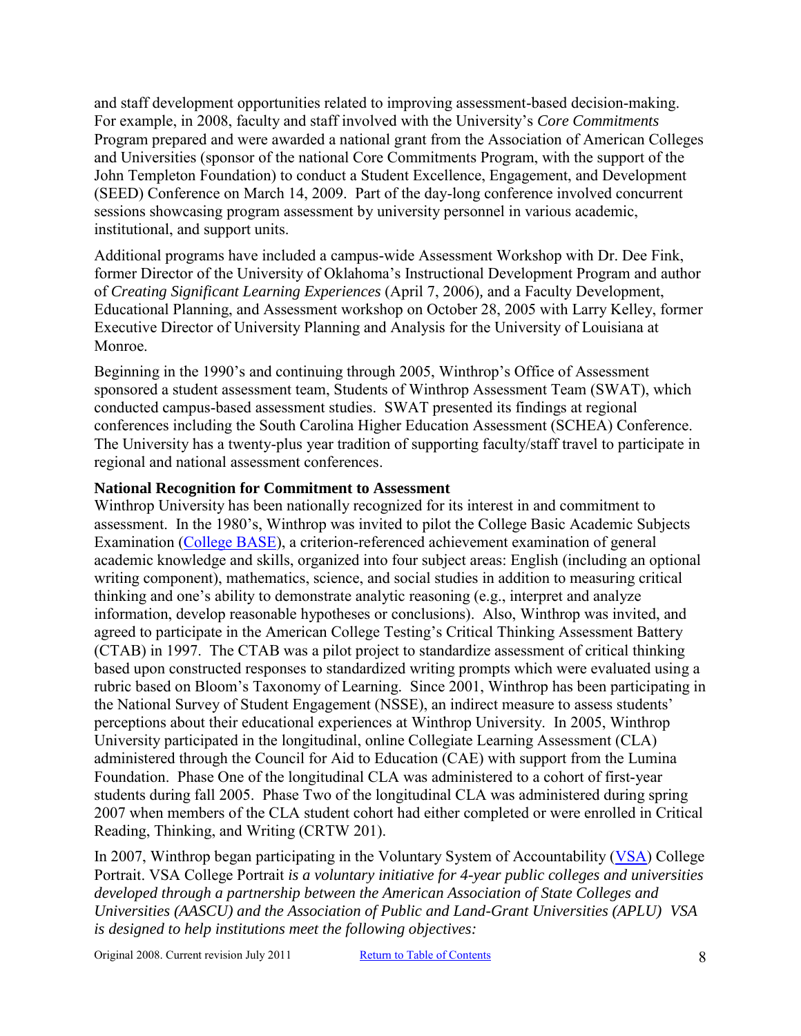and staff development opportunities related to improving assessment-based decision-making. For example, in 2008, faculty and staff involved with the University's *Core Commitments* Program prepared and were awarded a national grant from the Association of American Colleges and Universities (sponsor of the national Core Commitments Program, with the support of the John Templeton Foundation) to conduct a Student Excellence, Engagement, and Development (SEED) Conference on March 14, 2009. Part of the day-long conference involved concurrent sessions showcasing program assessment by university personnel in various academic, institutional, and support units.

Additional programs have included a campus-wide Assessment Workshop with Dr. Dee Fink, former Director of the University of Oklahoma's Instructional Development Program and author of *Creating Significant Learning Experiences* (April 7, 2006), and a Faculty Development, Educational Planning, and Assessment workshop on October 28, 2005 with Larry Kelley, former Executive Director of University Planning and Analysis for the University of Louisiana at Monroe.

Beginning in the 1990's and continuing through 2005, Winthrop's Office of Assessment sponsored a student assessment team, Students of Winthrop Assessment Team (SWAT), which conducted campus-based assessment studies. SWAT presented its findings at regional conferences including the South Carolina Higher Education Assessment (SCHEA) Conference. The University has a twenty-plus year tradition of supporting faculty/staff travel to participate in regional and national assessment conferences.

**National Recognition for Commitment to Assessment**

Winthrop University has been nationally recognized for its interest in and commitment to assessment. In the 1980's, Winthrop was invited to pilot the College Basic Academic Subjects Examination (College BASE), a criterion-referenced achievement examination of general academic knowledge and skills, organized into four subject areas: English (including an optional writing component), mathematics, science, and social studies in addition to measuring critical thinking and one's ability to demonstrate analytic reasoning (e.g., interpret and analyze information, develop reasonable hypotheses or conclusions). Also, Winthrop was invited, and agreed to participate in the American College Testing's Critical Thinking Assessment Battery (CTAB) in 1997. The CTAB was a pilot project to standardize assessment of critical thinking based upon constructed responses to standardized writing prompts which were evaluated using a rubric based on Bloom's Taxonomy of Learning. Since 2001, Winthrop has been participating in the National Survey of Student Engagement (NSSE), an indirect measure to assess students' perceptions about their educational experiences at Winthrop University. In 2005, Winthrop University participated in the longitudinal, online Collegiate Learning Assessment (CLA) administered through the Council for Aid to Education (CAE) with support from the Lumina Foundation. Phase One of the longitudinal CLA was administered to a cohort of first-year students during fall 2005. Phase Two of the longitudinal CLA was administered during spring 2007 when members of the CLA student cohort had either completed or were enrolled in Critical Reading, Thinking, and Writing (CRTW 201).

In 2007, Winthrop began participating in the Voluntary System of Accountability (VSA) College Portrait. VSA College Portrait *is a voluntary initiative for 4-year public colleges and universities developed through a partnership between the American Association of State Colleges and Universities (AASCU) and the Association of Public and Land-Grant Universities (APLU) VSA is designed to help institutions meet the following objectives:*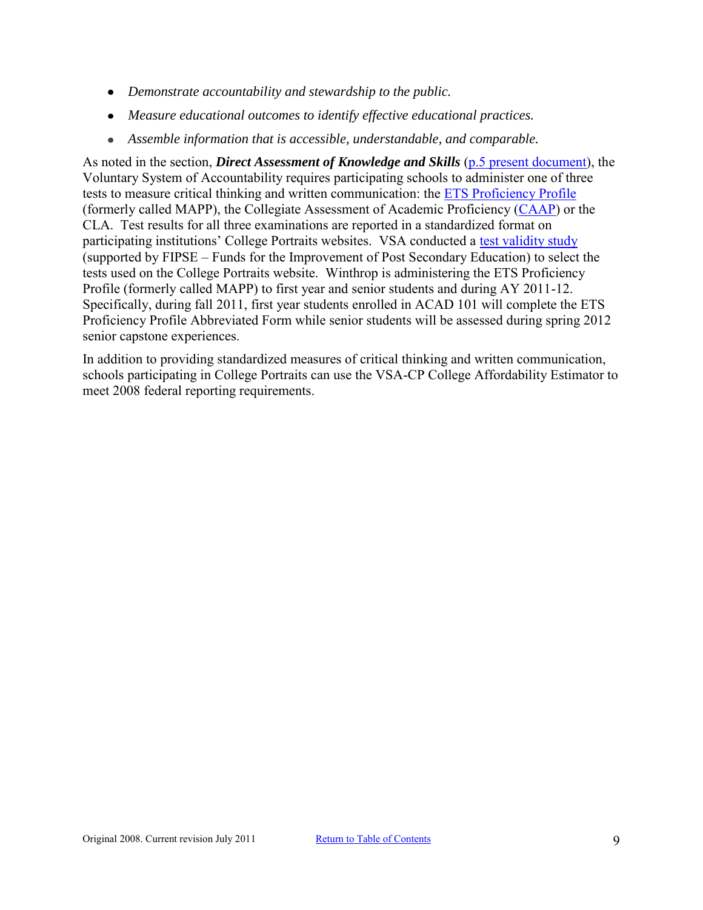- *Demonstrate accountability and stewardship to the public.*
- *Measure educational outcomes to identify effective educational practices.*
- *Assemble information that is accessible, understandable, and comparable.*

As noted in the section, ***Direct Assessment of Knowledge and Skills*** (p.5 present document), the Voluntary System of Accountability requires participating schools to administer one of three tests to measure critical thinking and written communication: the ETS Proficiency Profile (formerly called MAPP), the Collegiate Assessment of Academic Proficiency (CAAP) or the CLA. Test results for all three examinations are reported in a standardized format on participating institutions' College Portraits websites. VSA conducted a test validity study (supported by FIPSE – Funds for the Improvement of Post Secondary Education) to select the tests used on the College Portraits website. Winthrop is administering the ETS Proficiency Profile (formerly called MAPP) to first year and senior students and during AY 2011-12. Specifically, during fall 2011, first year students enrolled in ACAD 101 will complete the ETS Proficiency Profile Abbreviated Form while senior students will be assessed during spring 2012 senior capstone experiences.

In addition to providing standardized measures of critical thinking and written communication, schools participating in College Portraits can use the VSA-CP College Affordability Estimator to meet 2008 federal reporting requirements.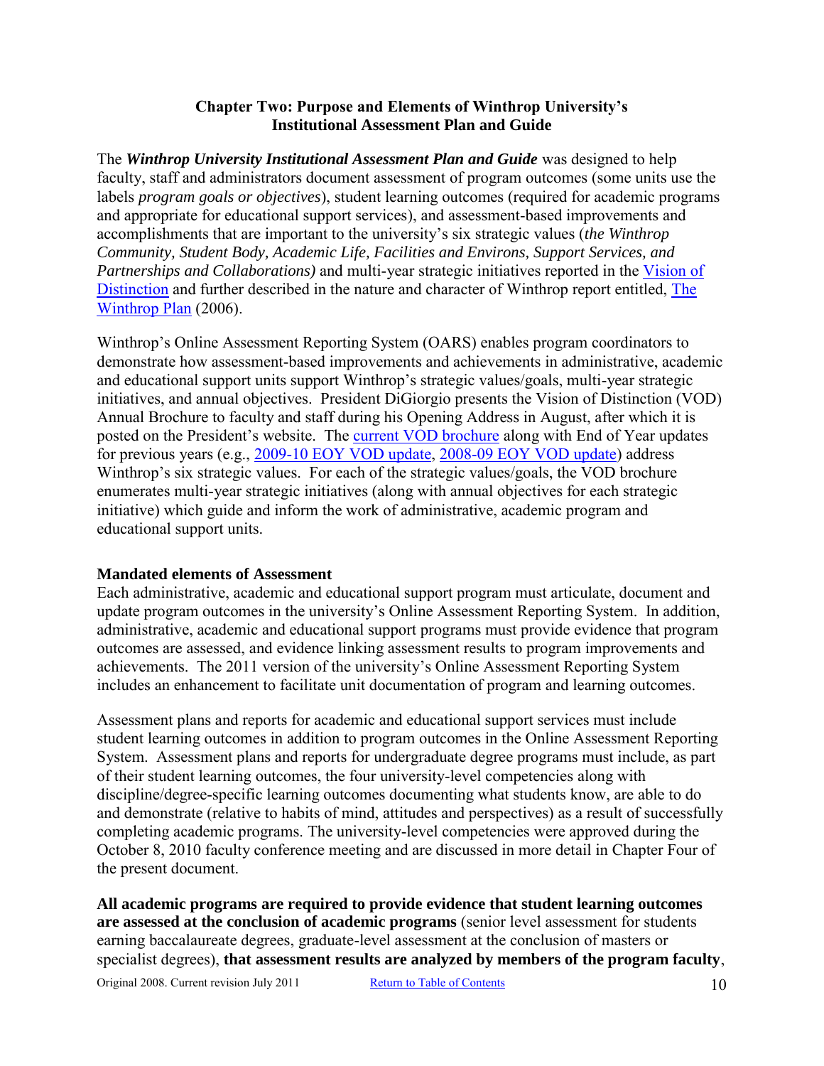## Chapter Two: Purpose and Elements of Winthrop University's Institutional Assessment Plan and Guide

The ***Winthrop University Institutional Assessment Plan and Guide*** was designed to help faculty, staff and administrators document assessment of program outcomes (some units use the labels *program goals or objectives*), student learning outcomes (required for academic programs and appropriate for educational support services), and assessment-based improvements and accomplishments that are important to the university's six strategic values (*the Winthrop Community, Student Body, Academic Life, Facilities and Environs, Support Services, and Partnerships and Collaborations)* and multi-year strategic initiatives reported in the Vision of Distinction and further described in the nature and character of Winthrop report entitled, The Winthrop Plan (2006).

Winthrop's Online Assessment Reporting System (OARS) enables program coordinators to demonstrate how assessment-based improvements and achievements in administrative, academic and educational support units support Winthrop's strategic values/goals, multi-year strategic initiatives, and annual objectives. President DiGiorgio presents the Vision of Distinction (VOD) Annual Brochure to faculty and staff during his Opening Address in August, after which it is posted on the President's website. The current VOD brochure along with End of Year updates for previous years (e.g., 2009-10 EOY VOD update, 2008-09 EOY VOD update) address Winthrop's six strategic values. For each of the strategic values/goals, the VOD brochure enumerates multi-year strategic initiatives (along with annual objectives for each strategic initiative) which guide and inform the work of administrative, academic program and educational support units.

### Mandated elements of Assessment

Each administrative, academic and educational support program must articulate, document and update program outcomes in the university's Online Assessment Reporting System. In addition, administrative, academic and educational support programs must provide evidence that program outcomes are assessed, and evidence linking assessment results to program improvements and achievements. The 2011 version of the university's Online Assessment Reporting System includes an enhancement to facilitate unit documentation of program and learning outcomes.

Assessment plans and reports for academic and educational support services must include student learning outcomes in addition to program outcomes in the Online Assessment Reporting System. Assessment plans and reports for undergraduate degree programs must include, as part of their student learning outcomes, the four university-level competencies along with discipline/degree-specific learning outcomes documenting what students know, are able to do and demonstrate (relative to habits of mind, attitudes and perspectives) as a result of successfully completing academic programs. The university-level competencies were approved during the October 8, 2010 faculty conference meeting and are discussed in more detail in Chapter Four of the present document.

**All academic programs are required to provide evidence that student learning outcomes are assessed at the conclusion of academic programs** (senior level assessment for students earning baccalaureate degrees, graduate-level assessment at the conclusion of masters or specialist degrees), **that assessment results are analyzed by members of the program faculty**,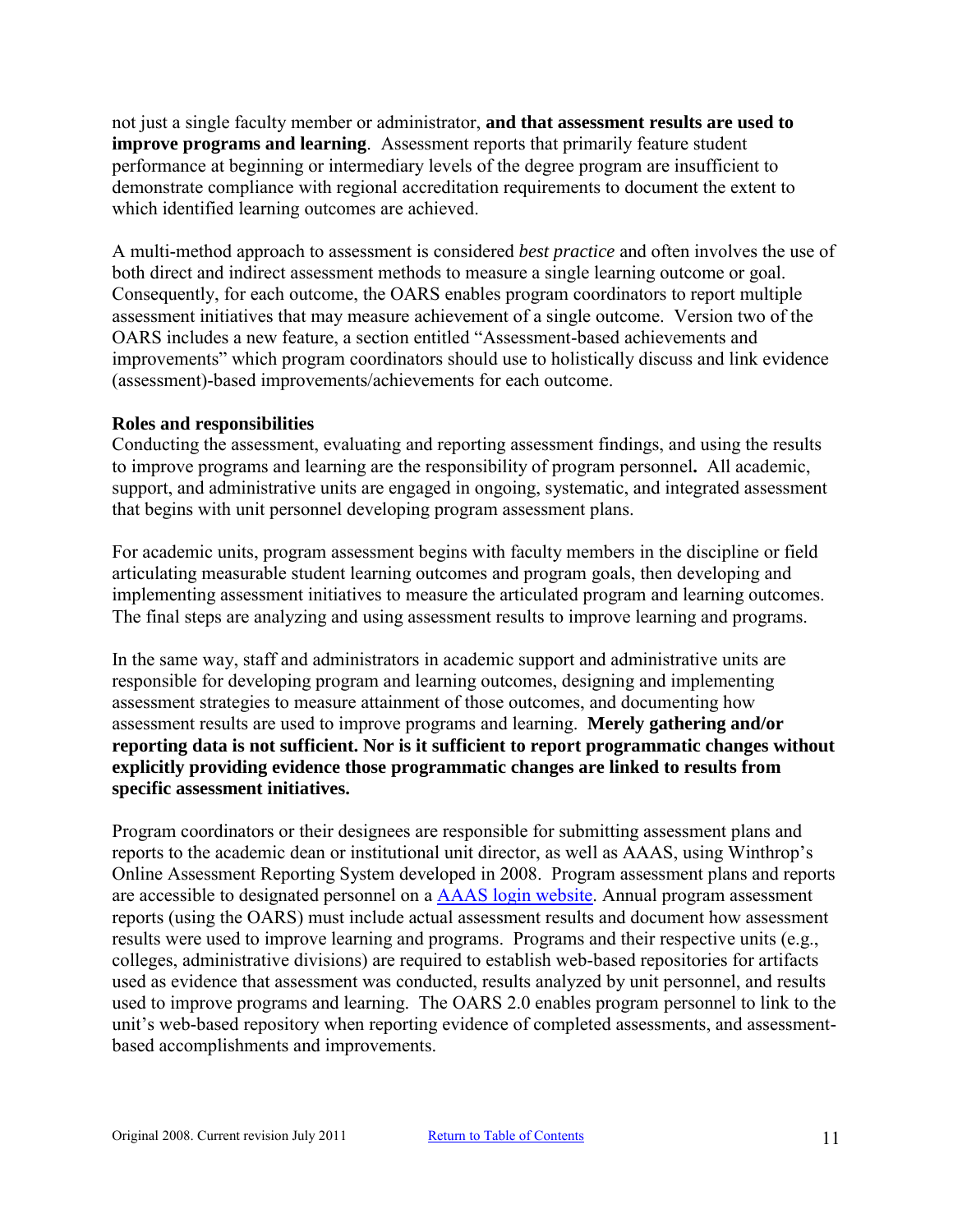not just a single faculty member or administrator, **and that assessment results are used to improve programs and learning**. Assessment reports that primarily feature student performance at beginning or intermediary levels of the degree program are insufficient to demonstrate compliance with regional accreditation requirements to document the extent to which identified learning outcomes are achieved.

A multi-method approach to assessment is considered *best practice* and often involves the use of both direct and indirect assessment methods to measure a single learning outcome or goal. Consequently, for each outcome, the OARS enables program coordinators to report multiple assessment initiatives that may measure achievement of a single outcome. Version two of the OARS includes a new feature, a section entitled "Assessment-based achievements and improvements" which program coordinators should use to holistically discuss and link evidence (assessment)-based improvements/achievements for each outcome.

**Roles and responsibilities**

Conducting the assessment, evaluating and reporting assessment findings, and using the results to improve programs and learning are the responsibility of program personnel**.** All academic, support, and administrative units are engaged in ongoing, systematic, and integrated assessment that begins with unit personnel developing program assessment plans.

For academic units, program assessment begins with faculty members in the discipline or field articulating measurable student learning outcomes and program goals, then developing and implementing assessment initiatives to measure the articulated program and learning outcomes. The final steps are analyzing and using assessment results to improve learning and programs.

In the same way, staff and administrators in academic support and administrative units are responsible for developing program and learning outcomes, designing and implementing assessment strategies to measure attainment of those outcomes, and documenting how assessment results are used to improve programs and learning. **Merely gathering and/or reporting data is not sufficient. Nor is it sufficient to report programmatic changes without explicitly providing evidence those programmatic changes are linked to results from specific assessment initiatives.**

Program coordinators or their designees are responsible for submitting assessment plans and reports to the academic dean or institutional unit director, as well as AAAS, using Winthrop's Online Assessment Reporting System developed in 2008. Program assessment plans and reports are accessible to designated personnel on a AAAS login website. Annual program assessment reports (using the OARS) must include actual assessment results and document how assessment results were used to improve learning and programs. Programs and their respective units (e.g., colleges, administrative divisions) are required to establish web-based repositories for artifacts used as evidence that assessment was conducted, results analyzed by unit personnel, and results used to improve programs and learning. The OARS 2.0 enables program personnel to link to the unit's web-based repository when reporting evidence of completed assessments, and assessment-based accomplishments and improvements.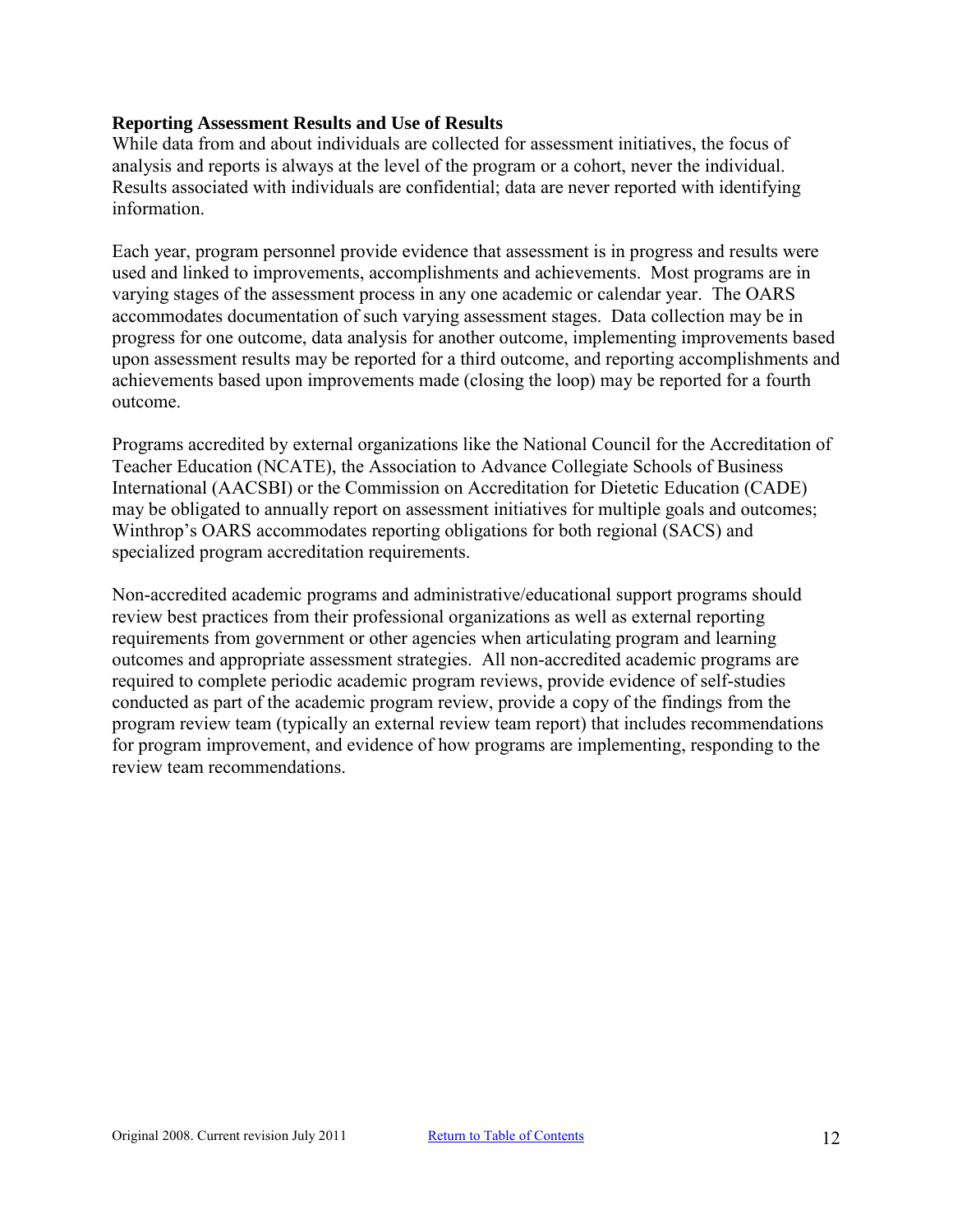**Reporting Assessment Results and Use of Results**

While data from and about individuals are collected for assessment initiatives, the focus of analysis and reports is always at the level of the program or a cohort, never the individual. Results associated with individuals are confidential; data are never reported with identifying information.

Each year, program personnel provide evidence that assessment is in progress and results were used and linked to improvements, accomplishments and achievements. Most programs are in varying stages of the assessment process in any one academic or calendar year. The OARS accommodates documentation of such varying assessment stages. Data collection may be in progress for one outcome, data analysis for another outcome, implementing improvements based upon assessment results may be reported for a third outcome, and reporting accomplishments and achievements based upon improvements made (closing the loop) may be reported for a fourth outcome.

Programs accredited by external organizations like the National Council for the Accreditation of Teacher Education (NCATE), the Association to Advance Collegiate Schools of Business International (AACSBI) or the Commission on Accreditation for Dietetic Education (CADE) may be obligated to annually report on assessment initiatives for multiple goals and outcomes; Winthrop's OARS accommodates reporting obligations for both regional (SACS) and specialized program accreditation requirements.

Non-accredited academic programs and administrative/educational support programs should review best practices from their professional organizations as well as external reporting requirements from government or other agencies when articulating program and learning outcomes and appropriate assessment strategies. All non-accredited academic programs are required to complete periodic academic program reviews, provide evidence of self-studies conducted as part of the academic program review, provide a copy of the findings from the program review team (typically an external review team report) that includes recommendations for program improvement, and evidence of how programs are implementing, responding to the review team recommendations.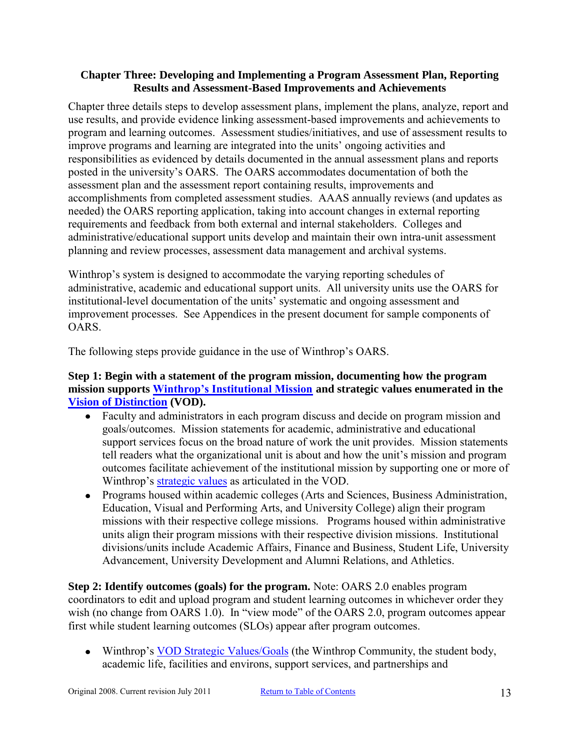### Chapter Three: Developing and Implementing a Program Assessment Plan, Reporting Results and Assessment-Based Improvements and Achievements

Chapter three details steps to develop assessment plans, implement the plans, analyze, report and use results, and provide evidence linking assessment-based improvements and achievements to program and learning outcomes. Assessment studies/initiatives, and use of assessment results to improve programs and learning are integrated into the units' ongoing activities and responsibilities as evidenced by details documented in the annual assessment plans and reports posted in the university's OARS. The OARS accommodates documentation of both the assessment plan and the assessment report containing results, improvements and accomplishments from completed assessment studies. AAAS annually reviews (and updates as needed) the OARS reporting application, taking into account changes in external reporting requirements and feedback from both external and internal stakeholders. Colleges and administrative/educational support units develop and maintain their own intra-unit assessment planning and review processes, assessment data management and archival systems.

Winthrop's system is designed to accommodate the varying reporting schedules of administrative, academic and educational support units. All university units use the OARS for institutional-level documentation of the units' systematic and ongoing assessment and improvement processes. See Appendices in the present document for sample components of OARS.

The following steps provide guidance in the use of Winthrop's OARS.

**Step 1: Begin with a statement of the program mission, documenting how the program mission supports Winthrop's Institutional Mission and strategic values enumerated in the Vision of Distinction (VOD).**

- Faculty and administrators in each program discuss and decide on program mission and goals/outcomes. Mission statements for academic, administrative and educational support services focus on the broad nature of work the unit provides. Mission statements tell readers what the organizational unit is about and how the unit's mission and program outcomes facilitate achievement of the institutional mission by supporting one or more of Winthrop's strategic values as articulated in the VOD.
- Programs housed within academic colleges (Arts and Sciences, Business Administration, Education, Visual and Performing Arts, and University College) align their program missions with their respective college missions. Programs housed within administrative units align their program missions with their respective division missions. Institutional divisions/units include Academic Affairs, Finance and Business, Student Life, University Advancement, University Development and Alumni Relations, and Athletics.

**Step 2: Identify outcomes (goals) for the program.** Note: OARS 2.0 enables program coordinators to edit and upload program and student learning outcomes in whichever order they wish (no change from OARS 1.0). In "view mode" of the OARS 2.0, program outcomes appear first while student learning outcomes (SLOs) appear after program outcomes.

- Winthrop's VOD Strategic Values/Goals (the Winthrop Community, the student body, academic life, facilities and environs, support services, and partnerships and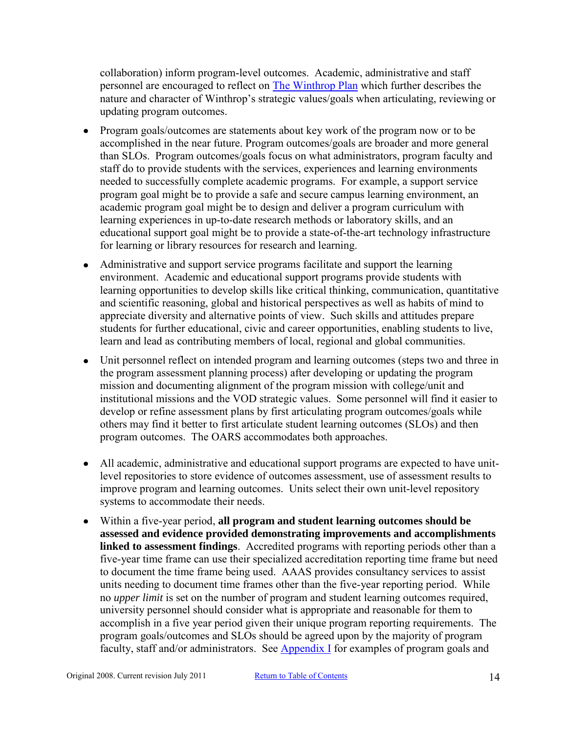collaboration) inform program-level outcomes. Academic, administrative and staff personnel are encouraged to reflect on [The Winthrop Plan] which further describes the nature and character of Winthrop's strategic values/goals when articulating, reviewing or updating program outcomes.

- Program goals/outcomes are statements about key work of the program now or to be accomplished in the near future. Program outcomes/goals are broader and more general than SLOs. Program outcomes/goals focus on what administrators, program faculty and staff do to provide students with the services, experiences and learning environments needed to successfully complete academic programs. For example, a support service program goal might be to provide a safe and secure campus learning environment, an academic program goal might be to design and deliver a program curriculum with learning experiences in up-to-date research methods or laboratory skills, and an educational support goal might be to provide a state-of-the-art technology infrastructure for learning or library resources for research and learning.
- Administrative and support service programs facilitate and support the learning environment. Academic and educational support programs provide students with learning opportunities to develop skills like critical thinking, communication, quantitative and scientific reasoning, global and historical perspectives as well as habits of mind to appreciate diversity and alternative points of view. Such skills and attitudes prepare students for further educational, civic and career opportunities, enabling students to live, learn and lead as contributing members of local, regional and global communities.
- Unit personnel reflect on intended program and learning outcomes (steps two and three in the program assessment planning process) after developing or updating the program mission and documenting alignment of the program mission with college/unit and institutional missions and the VOD strategic values. Some personnel will find it easier to develop or refine assessment plans by first articulating program outcomes/goals while others may find it better to first articulate student learning outcomes (SLOs) and then program outcomes. The OARS accommodates both approaches.
- All academic, administrative and educational support programs are expected to have unit-level repositories to store evidence of outcomes assessment, use of assessment results to improve program and learning outcomes. Units select their own unit-level repository systems to accommodate their needs.
- Within a five-year period, **all program and student learning outcomes should be assessed and evidence provided demonstrating improvements and accomplishments linked to assessment findings**. Accredited programs with reporting periods other than a five-year time frame can use their specialized accreditation reporting time frame but need to document the time frame being used. AAAS provides consultancy services to assist units needing to document time frames other than the five-year reporting period. While no *upper limit* is set on the number of program and student learning outcomes required, university personnel should consider what is appropriate and reasonable for them to accomplish in a five year period given their unique program reporting requirements. The program goals/outcomes and SLOs should be agreed upon by the majority of program faculty, staff and/or administrators. See [Appendix I] for examples of program goals and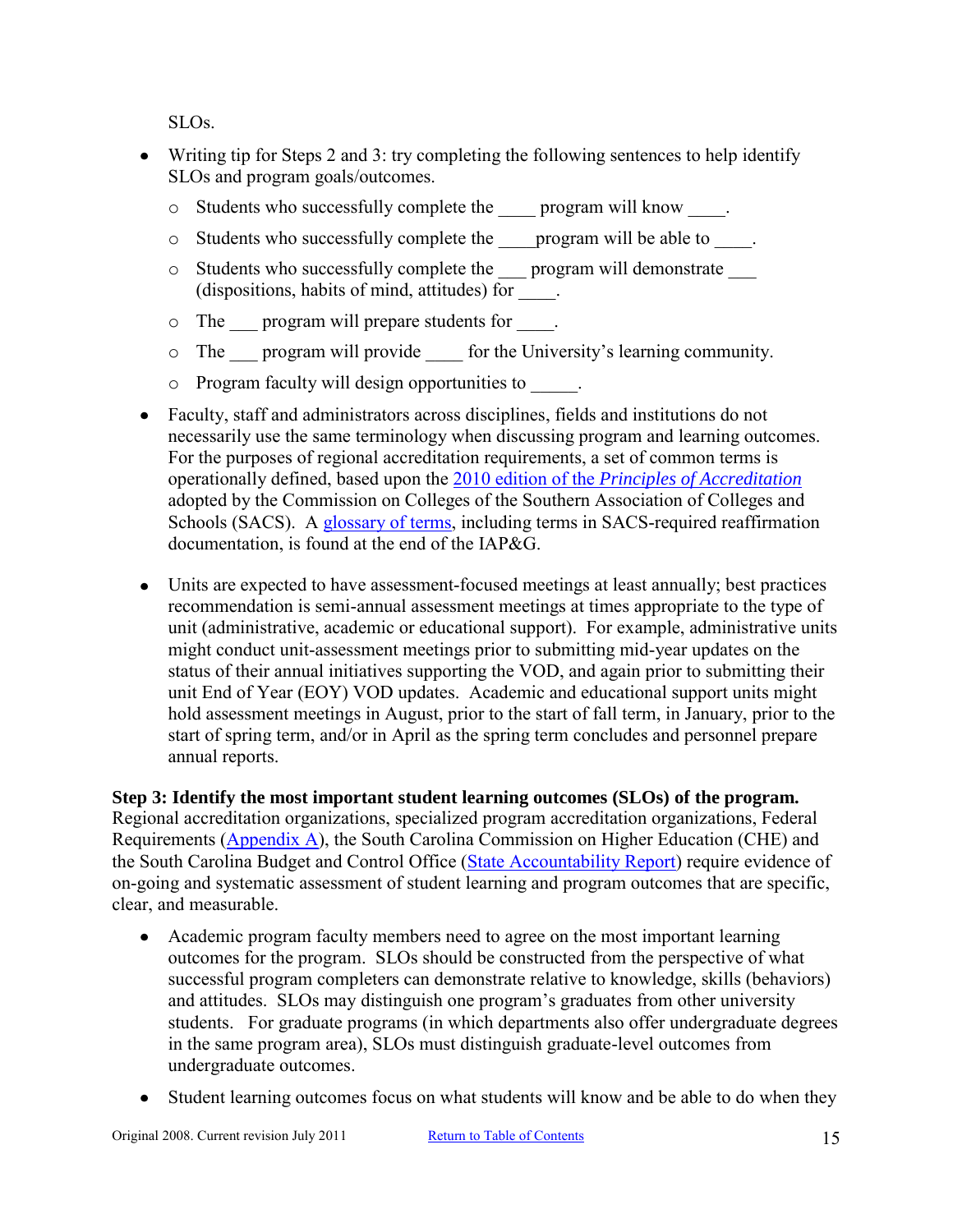SLOs.

- Writing tip for Steps 2 and 3: try completing the following sentences to help identify SLOs and program goals/outcomes.
  - Students who successfully complete the ____ program will know ____.
  - Students who successfully complete the ____program will be able to ____.
  - Students who successfully complete the ___ program will demonstrate ___ (dispositions, habits of mind, attitudes) for ____.
  - The ___ program will prepare students for ____.
  - The ___ program will provide ____ for the University's learning community.
  - Program faculty will design opportunities to _____.
- Faculty, staff and administrators across disciplines, fields and institutions do not necessarily use the same terminology when discussing program and learning outcomes. For the purposes of regional accreditation requirements, a set of common terms is operationally defined, based upon the 2010 edition of the *Principles of Accreditation* adopted by the Commission on Colleges of the Southern Association of Colleges and Schools (SACS). A glossary of terms, including terms in SACS-required reaffirmation documentation, is found at the end of the IAP&G.

- Units are expected to have assessment-focused meetings at least annually; best practices recommendation is semi-annual assessment meetings at times appropriate to the type of unit (administrative, academic or educational support). For example, administrative units might conduct unit-assessment meetings prior to submitting mid-year updates on the status of their annual initiatives supporting the VOD, and again prior to submitting their unit End of Year (EOY) VOD updates. Academic and educational support units might hold assessment meetings in August, prior to the start of fall term, in January, prior to the start of spring term, and/or in April as the spring term concludes and personnel prepare annual reports.

**Step 3: Identify the most important student learning outcomes (SLOs) of the program.** Regional accreditation organizations, specialized program accreditation organizations, Federal Requirements (Appendix A), the South Carolina Commission on Higher Education (CHE) and the South Carolina Budget and Control Office (State Accountability Report) require evidence of on-going and systematic assessment of student learning and program outcomes that are specific, clear, and measurable.

- Academic program faculty members need to agree on the most important learning outcomes for the program. SLOs should be constructed from the perspective of what successful program completers can demonstrate relative to knowledge, skills (behaviors) and attitudes. SLOs may distinguish one program's graduates from other university students. For graduate programs (in which departments also offer undergraduate degrees in the same program area), SLOs must distinguish graduate-level outcomes from undergraduate outcomes.
- Student learning outcomes focus on what students will know and be able to do when they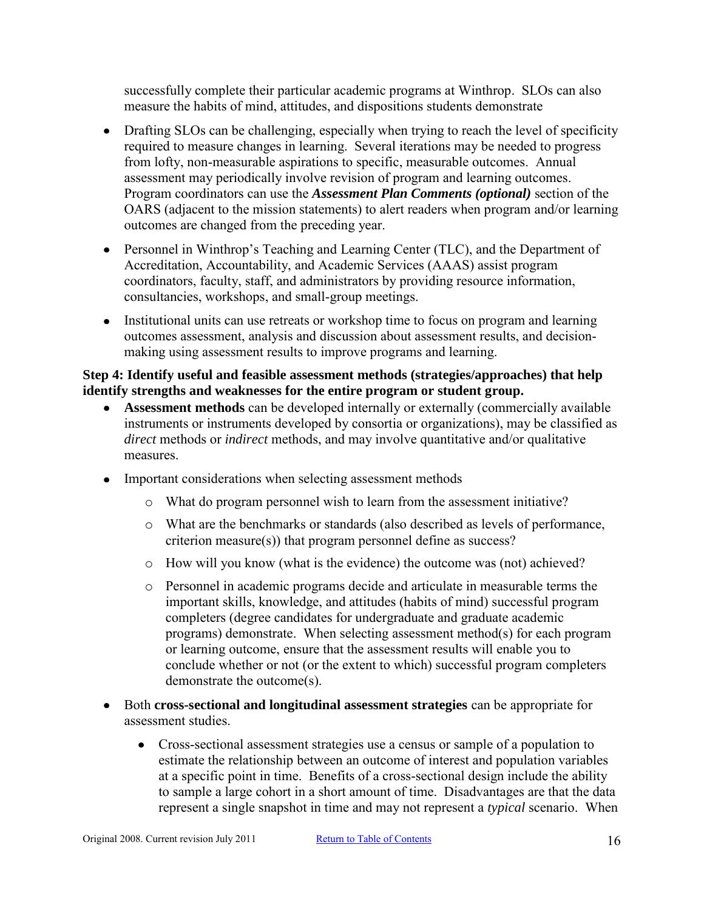successfully complete their particular academic programs at Winthrop. SLOs can also measure the habits of mind, attitudes, and dispositions students demonstrate

- Drafting SLOs can be challenging, especially when trying to reach the level of specificity required to measure changes in learning. Several iterations may be needed to progress from lofty, non-measurable aspirations to specific, measurable outcomes. Annual assessment may periodically involve revision of program and learning outcomes. Program coordinators can use the ***Assessment Plan Comments (optional)*** section of the OARS (adjacent to the mission statements) to alert readers when program and/or learning outcomes are changed from the preceding year.

- Personnel in Winthrop's Teaching and Learning Center (TLC), and the Department of Accreditation, Accountability, and Academic Services (AAAS) assist program coordinators, faculty, staff, and administrators by providing resource information, consultancies, workshops, and small-group meetings.

- Institutional units can use retreats or workshop time to focus on program and learning outcomes assessment, analysis and discussion about assessment results, and decision-making using assessment results to improve programs and learning.

**Step 4: Identify useful and feasible assessment methods (strategies/approaches) that help identify strengths and weaknesses for the entire program or student group.**

- **Assessment methods** can be developed internally or externally (commercially available instruments or instruments developed by consortia or organizations), may be classified as *direct* methods or *indirect* methods, and may involve quantitative and/or qualitative measures.

- Important considerations when selecting assessment methods
  - What do program personnel wish to learn from the assessment initiative?
  - What are the benchmarks or standards (also described as levels of performance, criterion measure(s)) that program personnel define as success?
  - How will you know (what is the evidence) the outcome was (not) achieved?
  - Personnel in academic programs decide and articulate in measurable terms the important skills, knowledge, and attitudes (habits of mind) successful program completers (degree candidates for undergraduate and graduate academic programs) demonstrate. When selecting assessment method(s) for each program or learning outcome, ensure that the assessment results will enable you to conclude whether or not (or the extent to which) successful program completers demonstrate the outcome(s).

- Both **cross-sectional and longitudinal assessment strategies** can be appropriate for assessment studies.
  - Cross-sectional assessment strategies use a census or sample of a population to estimate the relationship between an outcome of interest and population variables at a specific point in time. Benefits of a cross-sectional design include the ability to sample a large cohort in a short amount of time. Disadvantages are that the data represent a single snapshot in time and may not represent a *typical* scenario. When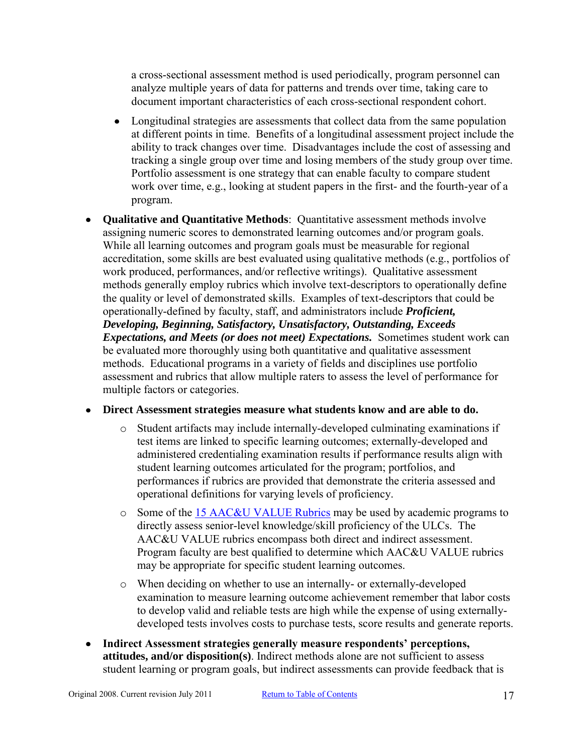a cross-sectional assessment method is used periodically, program personnel can analyze multiple years of data for patterns and trends over time, taking care to document important characteristics of each cross-sectional respondent cohort.

    - Longitudinal strategies are assessments that collect data from the same population at different points in time. Benefits of a longitudinal assessment project include the ability to track changes over time. Disadvantages include the cost of assessing and tracking a single group over time and losing members of the study group over time. Portfolio assessment is one strategy that can enable faculty to compare student work over time, e.g., looking at student papers in the first- and the fourth-year of a program.

- **Qualitative and Quantitative Methods**: Quantitative assessment methods involve assigning numeric scores to demonstrated learning outcomes and/or program goals. While all learning outcomes and program goals must be measurable for regional accreditation, some skills are best evaluated using qualitative methods (e.g., portfolios of work produced, performances, and/or reflective writings). Qualitative assessment methods generally employ rubrics which involve text-descriptors to operationally define the quality or level of demonstrated skills. Examples of text-descriptors that could be operationally-defined by faculty, staff, and administrators include ***Proficient, Developing, Beginning, Satisfactory, Unsatisfactory, Outstanding, Exceeds Expectations, and Meets (or does not meet) Expectations.*** Sometimes student work can be evaluated more thoroughly using both quantitative and qualitative assessment methods. Educational programs in a variety of fields and disciplines use portfolio assessment and rubrics that allow multiple raters to assess the level of performance for multiple factors or categories.

- **Direct Assessment strategies measure what students know and are able to do.**
    - Student artifacts may include internally-developed culminating examinations if test items are linked to specific learning outcomes; externally-developed and administered credentialing examination results if performance results align with student learning outcomes articulated for the program; portfolios, and performances if rubrics are provided that demonstrate the criteria assessed and operational definitions for varying levels of proficiency.
    - Some of the 15 AAC&U VALUE Rubrics may be used by academic programs to directly assess senior-level knowledge/skill proficiency of the ULCs. The AAC&U VALUE rubrics encompass both direct and indirect assessment. Program faculty are best qualified to determine which AAC&U VALUE rubrics may be appropriate for specific student learning outcomes.
    - When deciding on whether to use an internally- or externally-developed examination to measure learning outcome achievement remember that labor costs to develop valid and reliable tests are high while the expense of using externally-developed tests involves costs to purchase tests, score results and generate reports.

- **Indirect Assessment strategies generally measure respondents' perceptions, attitudes, and/or disposition(s)**. Indirect methods alone are not sufficient to assess student learning or program goals, but indirect assessments can provide feedback that is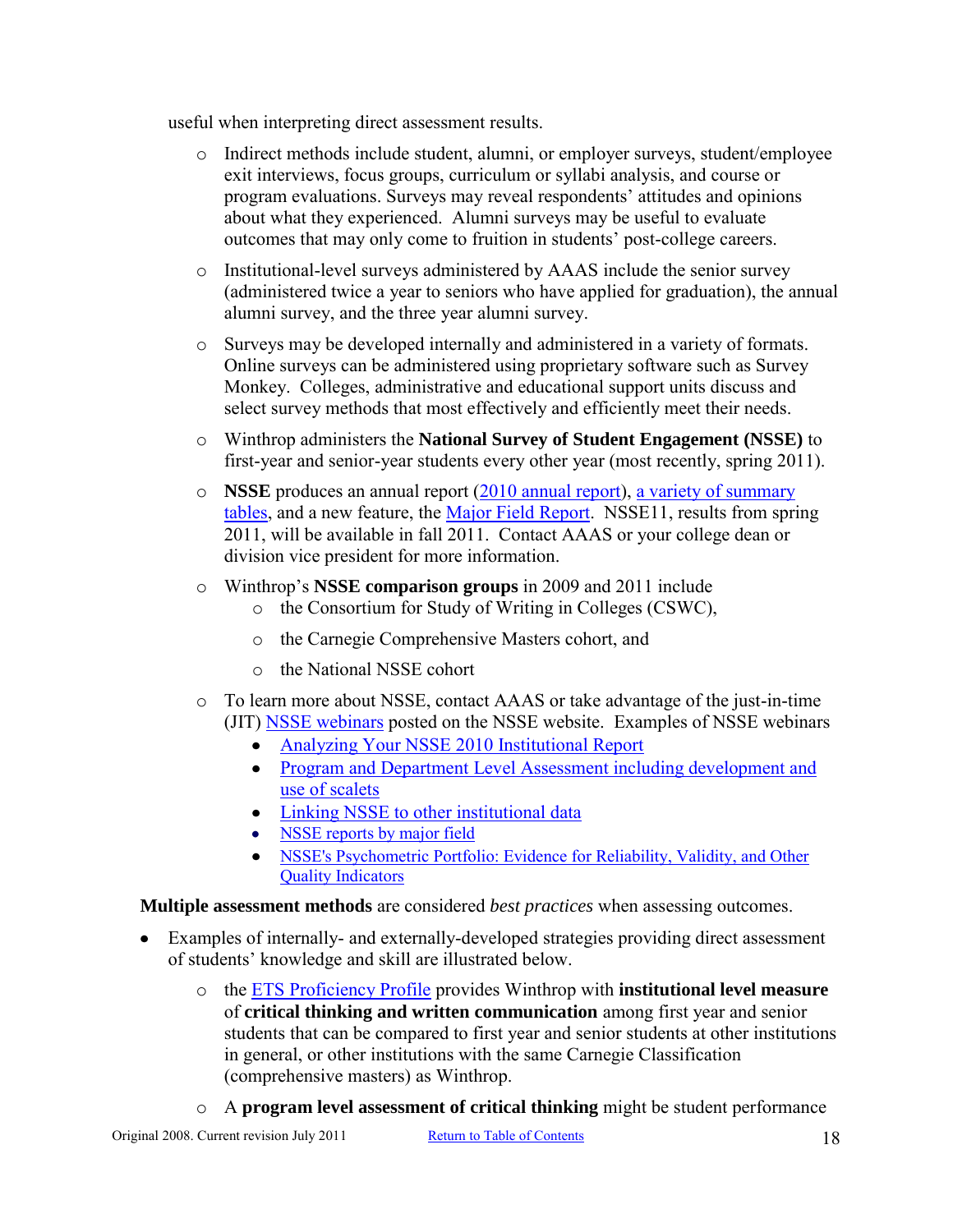useful when interpreting direct assessment results.

- Indirect methods include student, alumni, or employer surveys, student/employee exit interviews, focus groups, curriculum or syllabi analysis, and course or program evaluations. Surveys may reveal respondents' attitudes and opinions about what they experienced. Alumni surveys may be useful to evaluate outcomes that may only come to fruition in students' post-college careers.
- Institutional-level surveys administered by AAAS include the senior survey (administered twice a year to seniors who have applied for graduation), the annual alumni survey, and the three year alumni survey.
- Surveys may be developed internally and administered in a variety of formats. Online surveys can be administered using proprietary software such as Survey Monkey. Colleges, administrative and educational support units discuss and select survey methods that most effectively and efficiently meet their needs.
- Winthrop administers the **National Survey of Student Engagement (NSSE)** to first-year and senior-year students every other year (most recently, spring 2011).
- **NSSE** produces an annual report (2010 annual report), a variety of summary tables, and a new feature, the Major Field Report. NSSE11, results from spring 2011, will be available in fall 2011. Contact AAAS or your college dean or division vice president for more information.
- Winthrop's **NSSE comparison groups** in 2009 and 2011 include
  - the Consortium for Study of Writing in Colleges (CSWC),
  - the Carnegie Comprehensive Masters cohort, and
  - the National NSSE cohort
- To learn more about NSSE, contact AAAS or take advantage of the just-in-time (JIT) NSSE webinars posted on the NSSE website. Examples of NSSE webinars
  - Analyzing Your NSSE 2010 Institutional Report
  - Program and Department Level Assessment including development and use of scalets
  - Linking NSSE to other institutional data
  - NSSE reports by major field
  - NSSE's Psychometric Portfolio: Evidence for Reliability, Validity, and Other Quality Indicators

**Multiple assessment methods** are considered *best practices* when assessing outcomes.

- Examples of internally- and externally-developed strategies providing direct assessment of students' knowledge and skill are illustrated below.
  - the ETS Proficiency Profile provides Winthrop with **institutional level measure** of **critical thinking and written communication** among first year and senior students that can be compared to first year and senior students at other institutions in general, or other institutions with the same Carnegie Classification (comprehensive masters) as Winthrop.
  - A **program level assessment of critical thinking** might be student performance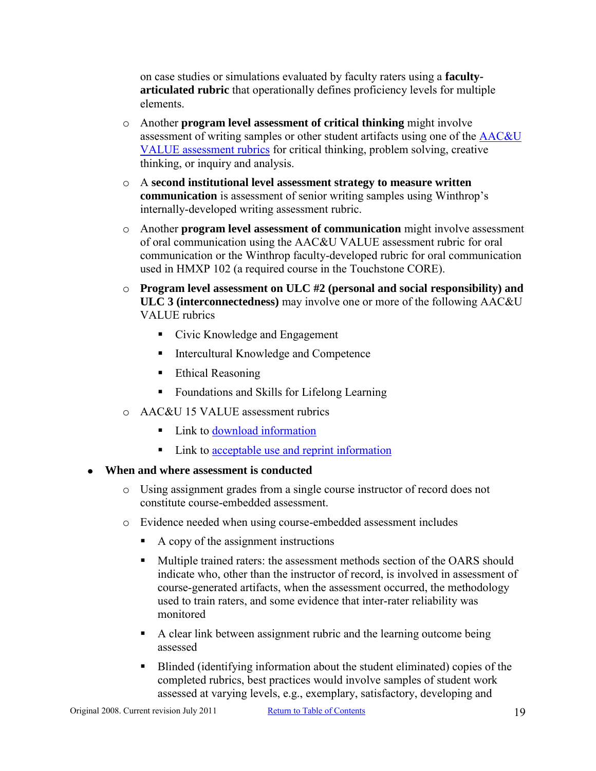on case studies or simulations evaluated by faculty raters using a **faculty-articulated rubric** that operationally defines proficiency levels for multiple elements.

  - Another **program level assessment of critical thinking** might involve assessment of writing samples or other student artifacts using one of the AAC&U VALUE assessment rubrics for critical thinking, problem solving, creative thinking, or inquiry and analysis.
  - A **second institutional level assessment strategy to measure written communication** is assessment of senior writing samples using Winthrop's internally-developed writing assessment rubric.
  - Another **program level assessment of communication** might involve assessment of oral communication using the AAC&U VALUE assessment rubric for oral communication or the Winthrop faculty-developed rubric for oral communication used in HMXP 102 (a required course in the Touchstone CORE).
  - **Program level assessment on ULC #2 (personal and social responsibility) and ULC 3 (interconnectedness)** may involve one or more of the following AAC&U VALUE rubrics
    - Civic Knowledge and Engagement
    - Intercultural Knowledge and Competence
    - Ethical Reasoning
    - Foundations and Skills for Lifelong Learning
  - AAC&U 15 VALUE assessment rubrics
    - Link to download information
    - Link to acceptable use and reprint information

- **When and where assessment is conducted**
  - Using assignment grades from a single course instructor of record does not constitute course-embedded assessment.
  - Evidence needed when using course-embedded assessment includes
    - A copy of the assignment instructions
    - Multiple trained raters: the assessment methods section of the OARS should indicate who, other than the instructor of record, is involved in assessment of course-generated artifacts, when the assessment occurred, the methodology used to train raters, and some evidence that inter-rater reliability was monitored
    - A clear link between assignment rubric and the learning outcome being assessed
    - Blinded (identifying information about the student eliminated) copies of the completed rubrics, best practices would involve samples of student work assessed at varying levels, e.g., exemplary, satisfactory, developing and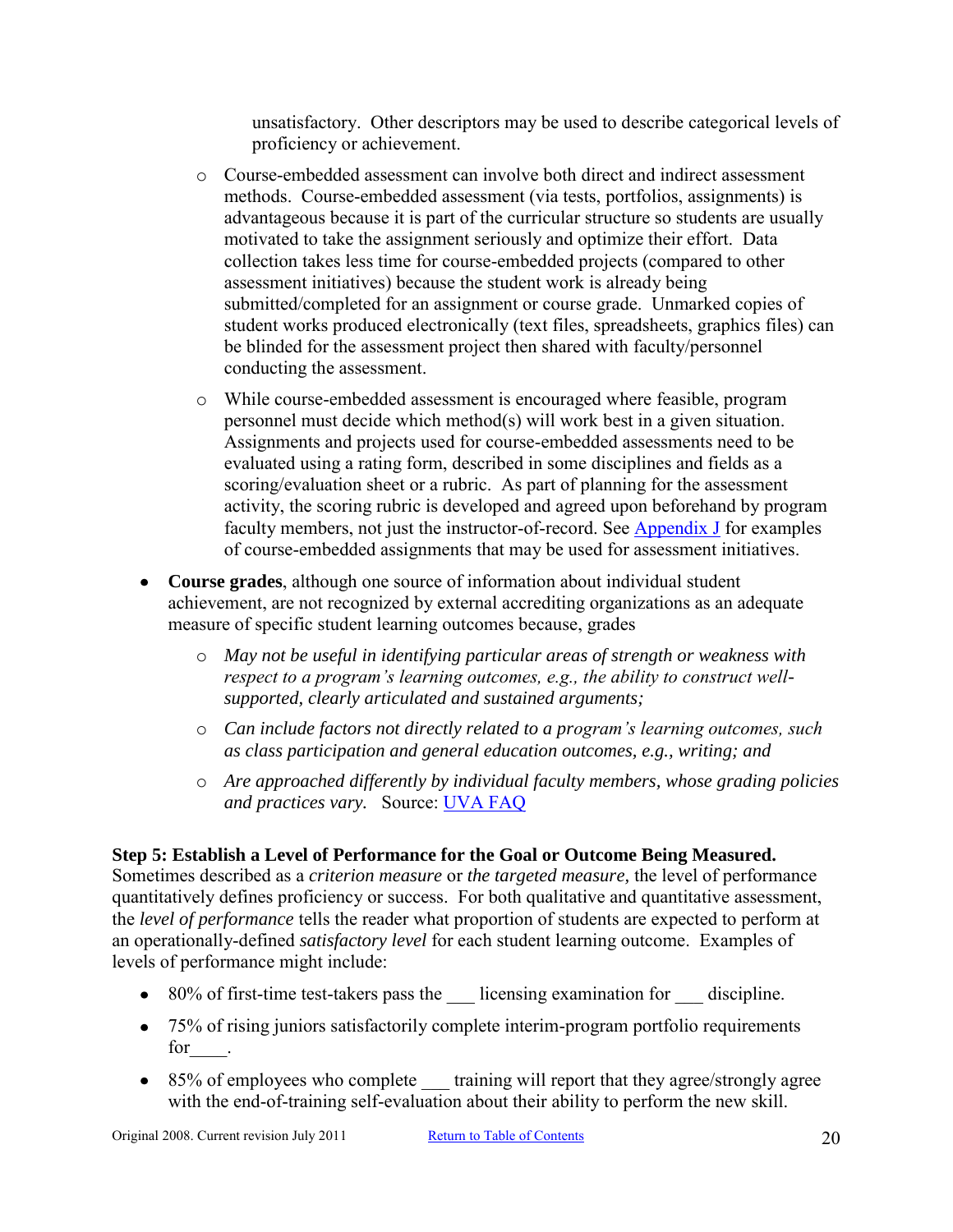unsatisfactory. Other descriptors may be used to describe categorical levels of proficiency or achievement.

- Course-embedded assessment can involve both direct and indirect assessment methods. Course-embedded assessment (via tests, portfolios, assignments) is advantageous because it is part of the curricular structure so students are usually motivated to take the assignment seriously and optimize their effort. Data collection takes less time for course-embedded projects (compared to other assessment initiatives) because the student work is already being submitted/completed for an assignment or course grade. Unmarked copies of student works produced electronically (text files, spreadsheets, graphics files) can be blinded for the assessment project then shared with faculty/personnel conducting the assessment.
- While course-embedded assessment is encouraged where feasible, program personnel must decide which method(s) will work best in a given situation. Assignments and projects used for course-embedded assessments need to be evaluated using a rating form, described in some disciplines and fields as a scoring/evaluation sheet or a rubric. As part of planning for the assessment activity, the scoring rubric is developed and agreed upon beforehand by program faculty members, not just the instructor-of-record. See Appendix J for examples of course-embedded assignments that may be used for assessment initiatives.

- **Course grades**, although one source of information about individual student achievement, are not recognized by external accrediting organizations as an adequate measure of specific student learning outcomes because, grades
  - *May not be useful in identifying particular areas of strength or weakness with respect to a program's learning outcomes, e.g., the ability to construct well-supported, clearly articulated and sustained arguments;*
  - *Can include factors not directly related to a program's learning outcomes, such as class participation and general education outcomes, e.g., writing; and*
  - *Are approached differently by individual faculty members, whose grading policies and practices vary.* Source: UVA FAQ

**Step 5: Establish a Level of Performance for the Goal or Outcome Being Measured.**
Sometimes described as a *criterion measure* or *the targeted measure,* the level of performance quantitatively defines proficiency or success. For both qualitative and quantitative assessment, the *level of performance* tells the reader what proportion of students are expected to perform at an operationally-defined *satisfactory level* for each student learning outcome. Examples of levels of performance might include:

- 80% of first-time test-takers pass the ___ licensing examination for ___ discipline.
- 75% of rising juniors satisfactorily complete interim-program portfolio requirements for____.
- 85% of employees who complete ___ training will report that they agree/strongly agree with the end-of-training self-evaluation about their ability to perform the new skill.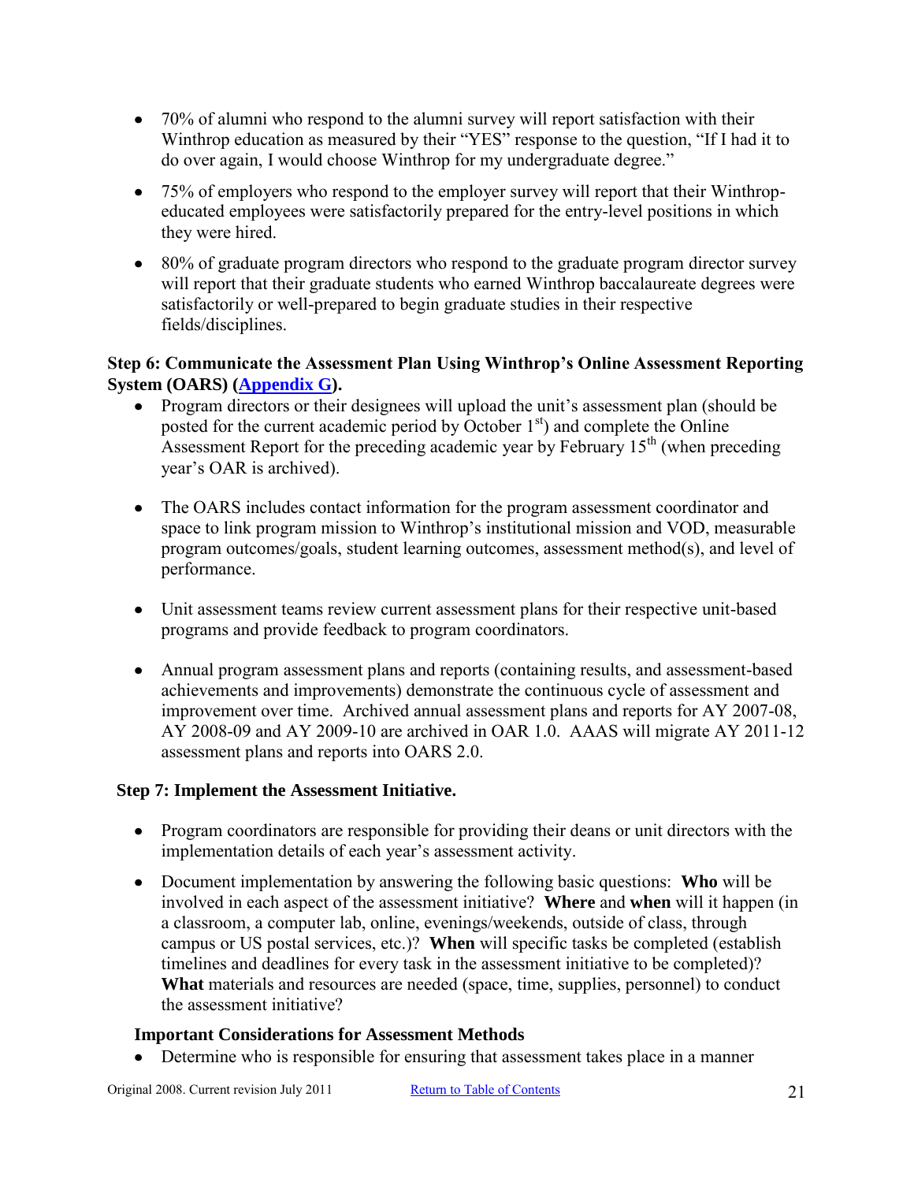- 70% of alumni who respond to the alumni survey will report satisfaction with their Winthrop education as measured by their "YES" response to the question, "If I had it to do over again, I would choose Winthrop for my undergraduate degree."
- 75% of employers who respond to the employer survey will report that their Winthrop-educated employees were satisfactorily prepared for the entry-level positions in which they were hired.
- 80% of graduate program directors who respond to the graduate program director survey will report that their graduate students who earned Winthrop baccalaureate degrees were satisfactorily or well-prepared to begin graduate studies in their respective fields/disciplines.

**Step 6: Communicate the Assessment Plan Using Winthrop's Online Assessment Reporting System (OARS) (Appendix G).**

- Program directors or their designees will upload the unit's assessment plan (should be posted for the current academic period by October 1st) and complete the Online Assessment Report for the preceding academic year by February 15th (when preceding year's OAR is archived).
- The OARS includes contact information for the program assessment coordinator and space to link program mission to Winthrop's institutional mission and VOD, measurable program outcomes/goals, student learning outcomes, assessment method(s), and level of performance.
- Unit assessment teams review current assessment plans for their respective unit-based programs and provide feedback to program coordinators.
- Annual program assessment plans and reports (containing results, and assessment-based achievements and improvements) demonstrate the continuous cycle of assessment and improvement over time. Archived annual assessment plans and reports for AY 2007-08, AY 2008-09 and AY 2009-10 are archived in OAR 1.0. AAAS will migrate AY 2011-12 assessment plans and reports into OARS 2.0.

**Step 7: Implement the Assessment Initiative.**

- Program coordinators are responsible for providing their deans or unit directors with the implementation details of each year's assessment activity.
- Document implementation by answering the following basic questions: **Who** will be involved in each aspect of the assessment initiative? **Where** and **when** will it happen (in a classroom, a computer lab, online, evenings/weekends, outside of class, through campus or US postal services, etc.)? **When** will specific tasks be completed (establish timelines and deadlines for every task in the assessment initiative to be completed)? **What** materials and resources are needed (space, time, supplies, personnel) to conduct the assessment initiative?

**Important Considerations for Assessment Methods**

- Determine who is responsible for ensuring that assessment takes place in a manner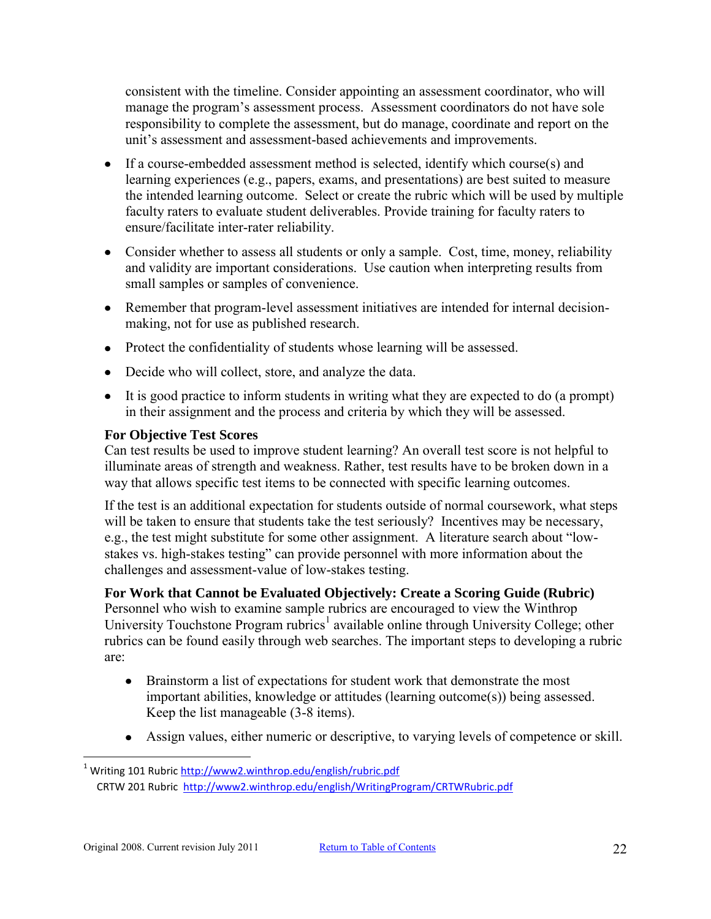consistent with the timeline. Consider appointing an assessment coordinator, who will manage the program's assessment process. Assessment coordinators do not have sole responsibility to complete the assessment, but do manage, coordinate and report on the unit's assessment and assessment-based achievements and improvements.

- If a course-embedded assessment method is selected, identify which course(s) and learning experiences (e.g., papers, exams, and presentations) are best suited to measure the intended learning outcome. Select or create the rubric which will be used by multiple faculty raters to evaluate student deliverables. Provide training for faculty raters to ensure/facilitate inter-rater reliability.
- Consider whether to assess all students or only a sample. Cost, time, money, reliability and validity are important considerations. Use caution when interpreting results from small samples or samples of convenience.
- Remember that program-level assessment initiatives are intended for internal decision-making, not for use as published research.
- Protect the confidentiality of students whose learning will be assessed.
- Decide who will collect, store, and analyze the data.
- It is good practice to inform students in writing what they are expected to do (a prompt) in their assignment and the process and criteria by which they will be assessed.

**For Objective Test Scores**

Can test results be used to improve student learning? An overall test score is not helpful to illuminate areas of strength and weakness. Rather, test results have to be broken down in a way that allows specific test items to be connected with specific learning outcomes.

If the test is an additional expectation for students outside of normal coursework, what steps will be taken to ensure that students take the test seriously? Incentives may be necessary, e.g., the test might substitute for some other assignment. A literature search about "low-stakes vs. high-stakes testing" can provide personnel with more information about the challenges and assessment-value of low-stakes testing.

**For Work that Cannot be Evaluated Objectively: Create a Scoring Guide (Rubric)**

Personnel who wish to examine sample rubrics are encouraged to view the Winthrop University Touchstone Program rubrics[1] available online through University College; other rubrics can be found easily through web searches. The important steps to developing a rubric are:

- Brainstorm a list of expectations for student work that demonstrate the most important abilities, knowledge or attitudes (learning outcome(s)) being assessed. Keep the list manageable (3-8 items).
- Assign values, either numeric or descriptive, to varying levels of competence or skill.

---

[1] Writing 101 Rubric http://www2.winthrop.edu/english/rubric.pdf
CRTW 201 Rubric http://www2.winthrop.edu/english/WritingProgram/CRTWRubric.pdf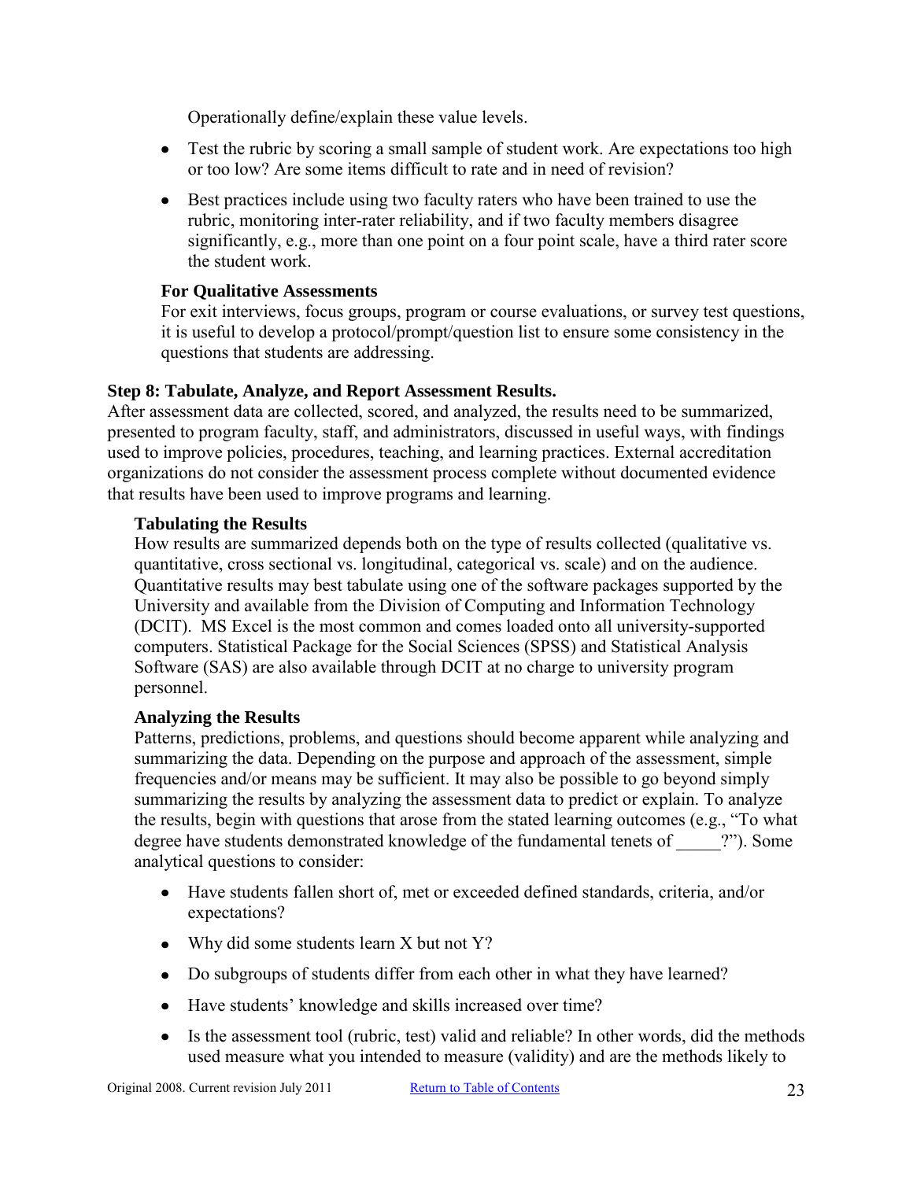Operationally define/explain these value levels.

- Test the rubric by scoring a small sample of student work. Are expectations too high or too low? Are some items difficult to rate and in need of revision?
- Best practices include using two faculty raters who have been trained to use the rubric, monitoring inter-rater reliability, and if two faculty members disagree significantly, e.g., more than one point on a four point scale, have a third rater score the student work.

**For Qualitative Assessments**

For exit interviews, focus groups, program or course evaluations, or survey test questions, it is useful to develop a protocol/prompt/question list to ensure some consistency in the questions that students are addressing.

### Step 8: Tabulate, Analyze, and Report Assessment Results.

After assessment data are collected, scored, and analyzed, the results need to be summarized, presented to program faculty, staff, and administrators, discussed in useful ways, with findings used to improve policies, procedures, teaching, and learning practices. External accreditation organizations do not consider the assessment process complete without documented evidence that results have been used to improve programs and learning.

**Tabulating the Results**

How results are summarized depends both on the type of results collected (qualitative vs. quantitative, cross sectional vs. longitudinal, categorical vs. scale) and on the audience. Quantitative results may best tabulate using one of the software packages supported by the University and available from the Division of Computing and Information Technology (DCIT). MS Excel is the most common and comes loaded onto all university-supported computers. Statistical Package for the Social Sciences (SPSS) and Statistical Analysis Software (SAS) are also available through DCIT at no charge to university program personnel.

**Analyzing the Results**

Patterns, predictions, problems, and questions should become apparent while analyzing and summarizing the data. Depending on the purpose and approach of the assessment, simple frequencies and/or means may be sufficient. It may also be possible to go beyond simply summarizing the results by analyzing the assessment data to predict or explain. To analyze the results, begin with questions that arose from the stated learning outcomes (e.g., "To what degree have students demonstrated knowledge of the fundamental tenets of _____?"). Some analytical questions to consider:

- Have students fallen short of, met or exceeded defined standards, criteria, and/or expectations?
- Why did some students learn X but not Y?
- Do subgroups of students differ from each other in what they have learned?
- Have students' knowledge and skills increased over time?
- Is the assessment tool (rubric, test) valid and reliable? In other words, did the methods used measure what you intended to measure (validity) and are the methods likely to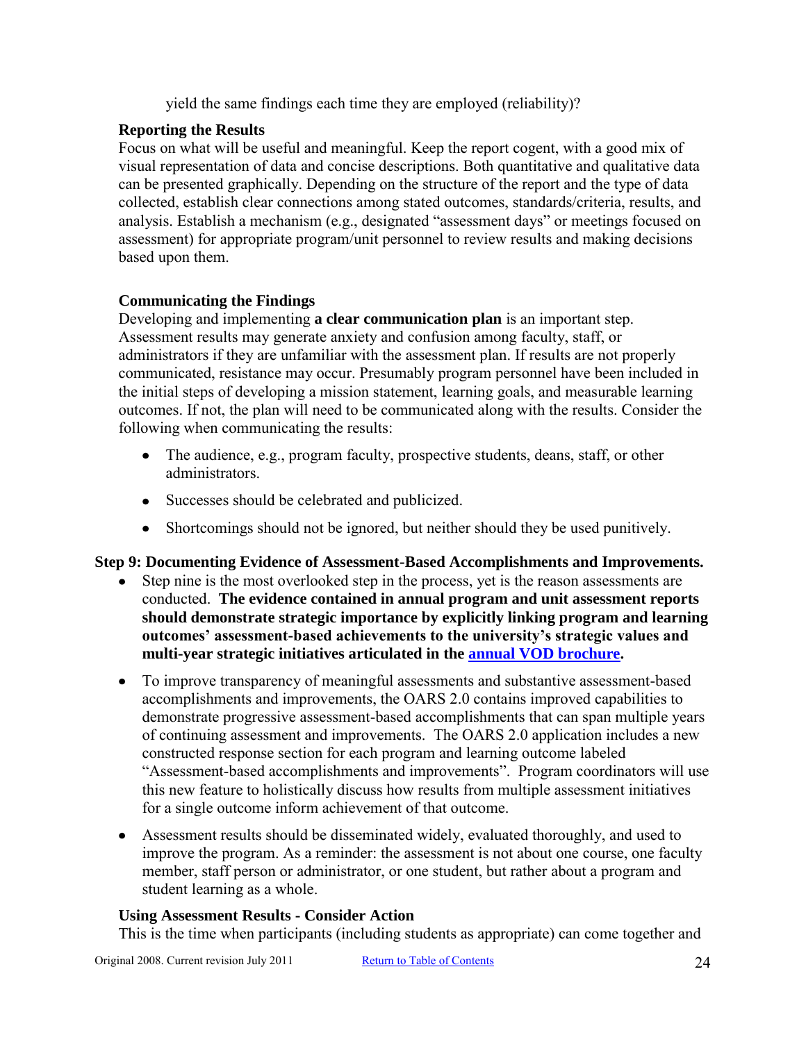yield the same findings each time they are employed (reliability)?

### Reporting the Results

Focus on what will be useful and meaningful. Keep the report cogent, with a good mix of visual representation of data and concise descriptions. Both quantitative and qualitative data can be presented graphically. Depending on the structure of the report and the type of data collected, establish clear connections among stated outcomes, standards/criteria, results, and analysis. Establish a mechanism (e.g., designated "assessment days" or meetings focused on assessment) for appropriate program/unit personnel to review results and making decisions based upon them.

### Communicating the Findings

Developing and implementing **a clear communication plan** is an important step. Assessment results may generate anxiety and confusion among faculty, staff, or administrators if they are unfamiliar with the assessment plan. If results are not properly communicated, resistance may occur. Presumably program personnel have been included in the initial steps of developing a mission statement, learning goals, and measurable learning outcomes. If not, the plan will need to be communicated along with the results. Consider the following when communicating the results:

- The audience, e.g., program faculty, prospective students, deans, staff, or other administrators.
- Successes should be celebrated and publicized.
- Shortcomings should not be ignored, but neither should they be used punitively.

## Step 9: Documenting Evidence of Assessment-Based Accomplishments and Improvements.

- Step nine is the most overlooked step in the process, yet is the reason assessments are conducted. **The evidence contained in annual program and unit assessment reports should demonstrate strategic importance by explicitly linking program and learning outcomes' assessment-based achievements to the university's strategic values and multi-year strategic initiatives articulated in the annual VOD brochure.**
- To improve transparency of meaningful assessments and substantive assessment-based accomplishments and improvements, the OARS 2.0 contains improved capabilities to demonstrate progressive assessment-based accomplishments that can span multiple years of continuing assessment and improvements. The OARS 2.0 application includes a new constructed response section for each program and learning outcome labeled "Assessment-based accomplishments and improvements". Program coordinators will use this new feature to holistically discuss how results from multiple assessment initiatives for a single outcome inform achievement of that outcome.
- Assessment results should be disseminated widely, evaluated thoroughly, and used to improve the program. As a reminder: the assessment is not about one course, one faculty member, staff person or administrator, or one student, but rather about a program and student learning as a whole.

### Using Assessment Results - Consider Action

This is the time when participants (including students as appropriate) can come together and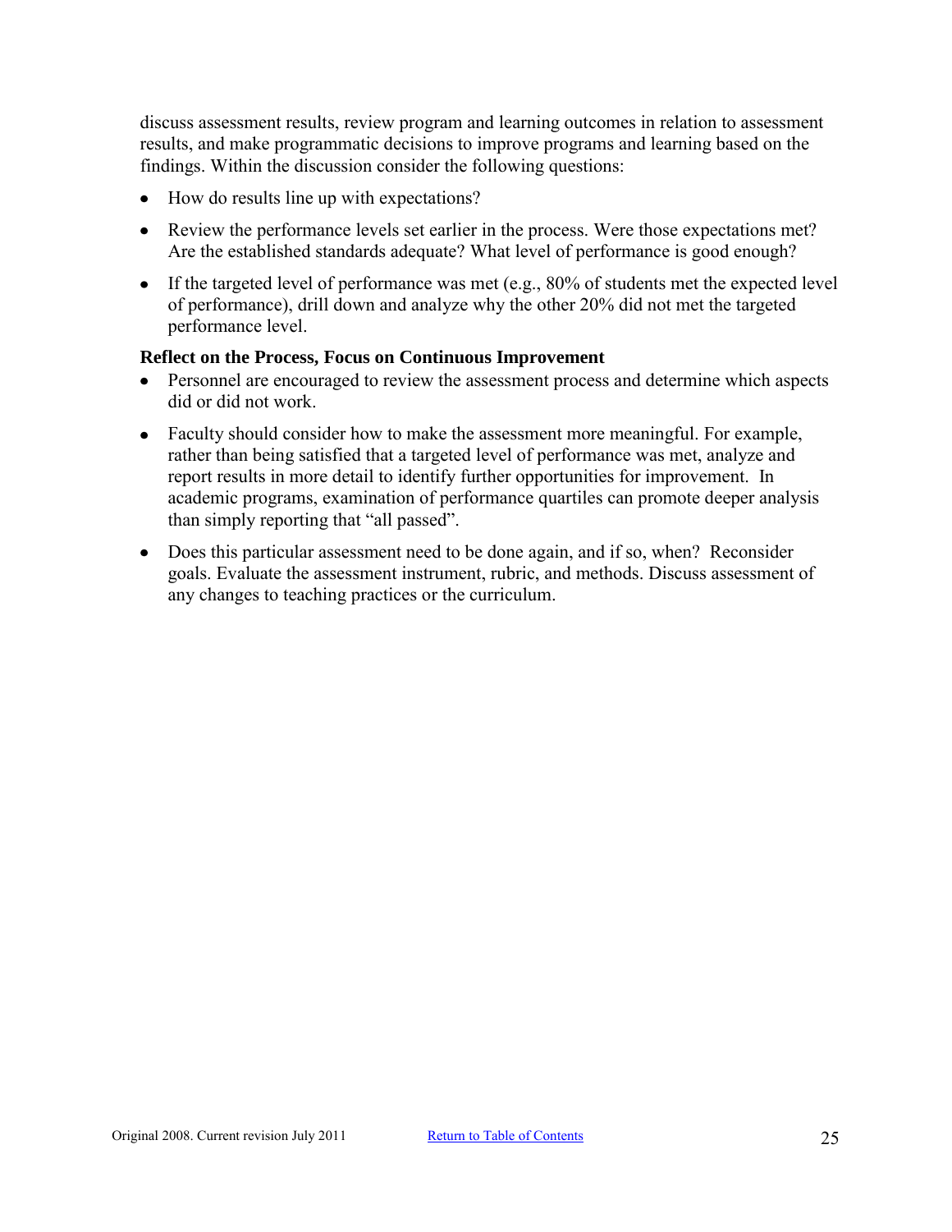discuss assessment results, review program and learning outcomes in relation to assessment results, and make programmatic decisions to improve programs and learning based on the findings. Within the discussion consider the following questions:

- How do results line up with expectations?
- Review the performance levels set earlier in the process. Were those expectations met? Are the established standards adequate? What level of performance is good enough?
- If the targeted level of performance was met (e.g., 80% of students met the expected level of performance), drill down and analyze why the other 20% did not met the targeted performance level.

**Reflect on the Process, Focus on Continuous Improvement**

- Personnel are encouraged to review the assessment process and determine which aspects did or did not work.
- Faculty should consider how to make the assessment more meaningful. For example, rather than being satisfied that a targeted level of performance was met, analyze and report results in more detail to identify further opportunities for improvement. In academic programs, examination of performance quartiles can promote deeper analysis than simply reporting that "all passed".
- Does this particular assessment need to be done again, and if so, when? Reconsider goals. Evaluate the assessment instrument, rubric, and methods. Discuss assessment of any changes to teaching practices or the curriculum.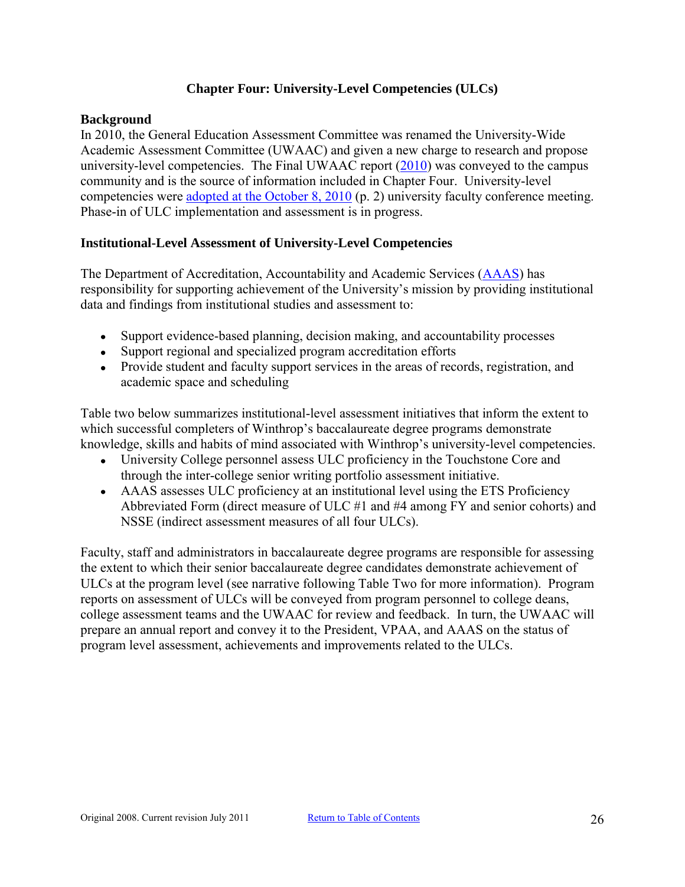# Chapter Four: University-Level Competencies (ULCs)

## Background

In 2010, the General Education Assessment Committee was renamed the University-Wide Academic Assessment Committee (UWAAC) and given a new charge to research and propose university-level competencies. The Final UWAAC report (2010) was conveyed to the campus community and is the source of information included in Chapter Four. University-level competencies were adopted at the October 8, 2010 (p. 2) university faculty conference meeting. Phase-in of ULC implementation and assessment is in progress.

## Institutional-Level Assessment of University-Level Competencies

The Department of Accreditation, Accountability and Academic Services (AAAS) has responsibility for supporting achievement of the University's mission by providing institutional data and findings from institutional studies and assessment to:

- Support evidence-based planning, decision making, and accountability processes
- Support regional and specialized program accreditation efforts
- Provide student and faculty support services in the areas of records, registration, and academic space and scheduling

Table two below summarizes institutional-level assessment initiatives that inform the extent to which successful completers of Winthrop's baccalaureate degree programs demonstrate knowledge, skills and habits of mind associated with Winthrop's university-level competencies.

- University College personnel assess ULC proficiency in the Touchstone Core and through the inter-college senior writing portfolio assessment initiative.
- AAAS assesses ULC proficiency at an institutional level using the ETS Proficiency Abbreviated Form (direct measure of ULC #1 and #4 among FY and senior cohorts) and NSSE (indirect assessment measures of all four ULCs).

Faculty, staff and administrators in baccalaureate degree programs are responsible for assessing the extent to which their senior baccalaureate degree candidates demonstrate achievement of ULCs at the program level (see narrative following Table Two for more information). Program reports on assessment of ULCs will be conveyed from program personnel to college deans, college assessment teams and the UWAAC for review and feedback. In turn, the UWAAC will prepare an annual report and convey it to the President, VPAA, and AAAS on the status of program level assessment, achievements and improvements related to the ULCs.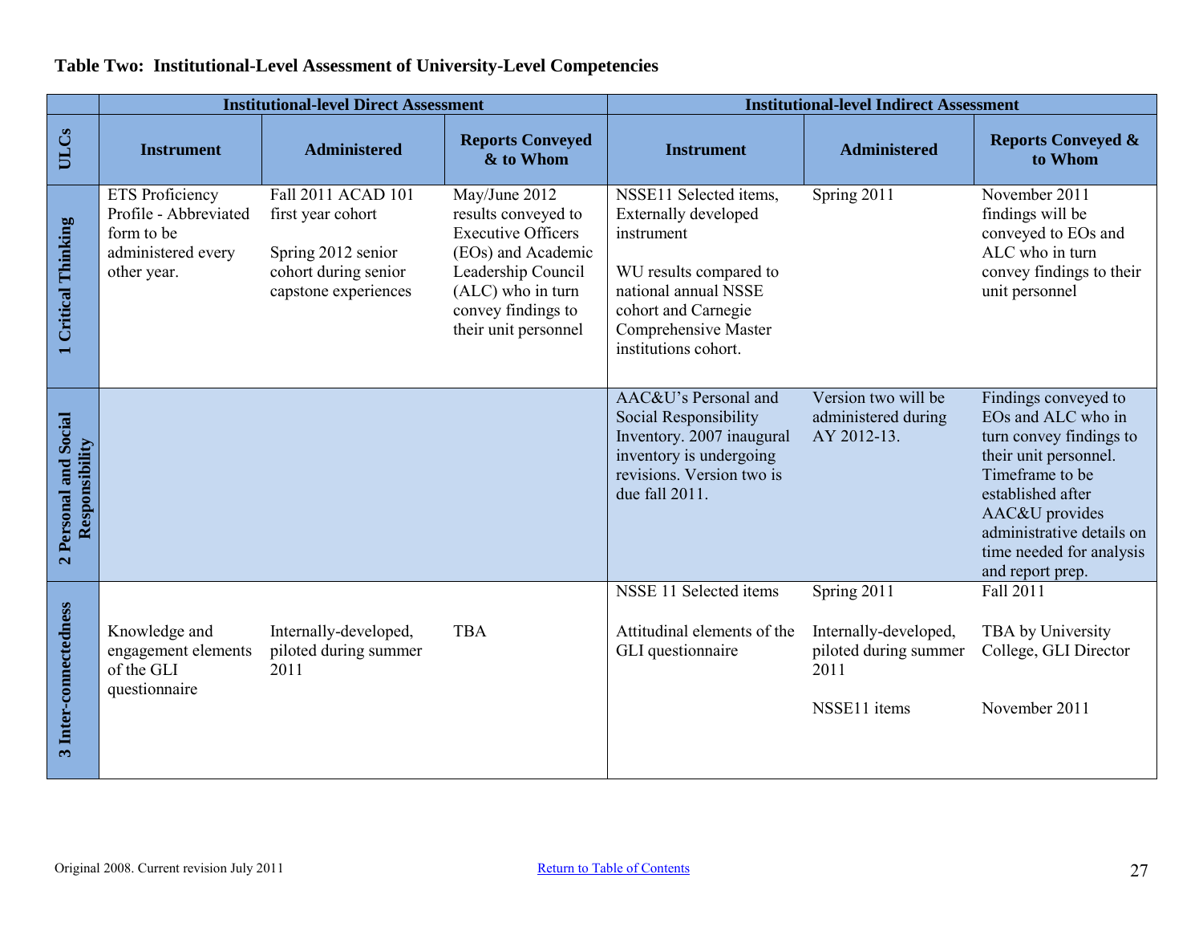**Table Two: Institutional-Level Assessment of University-Level Competencies**

| | Institutional-level Direct Assessment | | | Institutional-level Indirect Assessment | | |
|---|---|---|---|---|---|---|
| **ULCs** | **Instrument** | **Administered** | **Reports Conveyed & to Whom** | **Instrument** | **Administered** | **Reports Conveyed & to Whom** |
| **1 Critical Thinking** | ETS Proficiency Profile - Abbreviated form to be administered every other year. | Fall 2011 ACAD 101 first year cohort<br><br>Spring 2012 senior cohort during senior capstone experiences | May/June 2012 results conveyed to Executive Officers (EOs) and Academic Leadership Council (ALC) who in turn convey findings to their unit personnel | NSSE11 Selected items, Externally developed instrument<br><br>WU results compared to national annual NSSE cohort and Carnegie Comprehensive Master institutions cohort. | Spring 2011 | November 2011 findings will be conveyed to EOs and ALC who in turn convey findings to their unit personnel |
| **2 Personal and Social Responsibility** | | | | AAC&U's Personal and Social Responsibility Inventory. 2007 inaugural inventory is undergoing revisions. Version two is due fall 2011. | Version two will be administered during AY 2012-13. | Findings conveyed to EOs and ALC who in turn convey findings to their unit personnel. Timeframe to be established after AAC&U provides administrative details on time needed for analysis and report prep. |
| **3 Inter-connectedness** | Knowledge and engagement elements of the GLI questionnaire | Internally-developed, piloted during summer 2011 | TBA | NSSE 11 Selected items<br><br>Attitudinal elements of the GLI questionnaire | Spring 2011<br><br>Internally-developed, piloted during summer 2011<br><br>NSSE11 items | Fall 2011<br><br>TBA by University College, GLI Director<br><br>November 2011 |

Original 2008. Current revision July 2011

Return to Table of Contents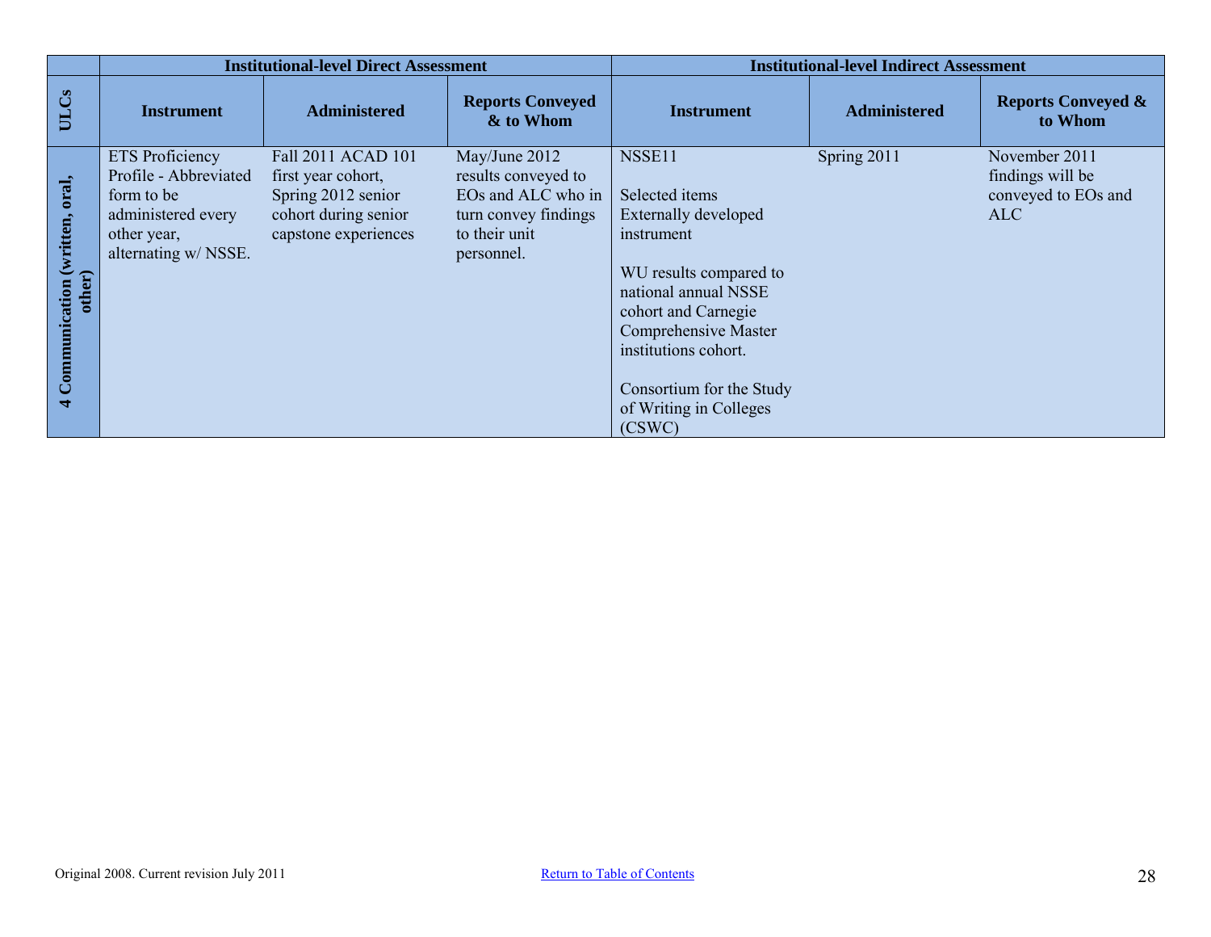| ULCs | Institutional-level Direct Assessment | | | Institutional-level Indirect Assessment | | |
|---|---|---|---|---|---|---|
| | **Instrument** | **Administered** | **Reports Conveyed & to Whom** | **Instrument** | **Administered** | **Reports Conveyed & to Whom** |
| **4 Communication (written, oral, other)** | ETS Proficiency Profile - Abbreviated form to be administered every other year, alternating w/ NSSE. | Fall 2011 ACAD 101 first year cohort, Spring 2012 senior cohort during senior capstone experiences | May/June 2012 results conveyed to EOs and ALC who in turn convey findings to their unit personnel. | NSSE11<br><br>Selected items Externally developed instrument<br><br>WU results compared to national annual NSSE cohort and Carnegie Comprehensive Master institutions cohort.<br><br>Consortium for the Study of Writing in Colleges (CSWC) | Spring 2011 | November 2011 findings will be conveyed to EOs and ALC |

Original 2008. Current revision July 2011

Return to Table of Contents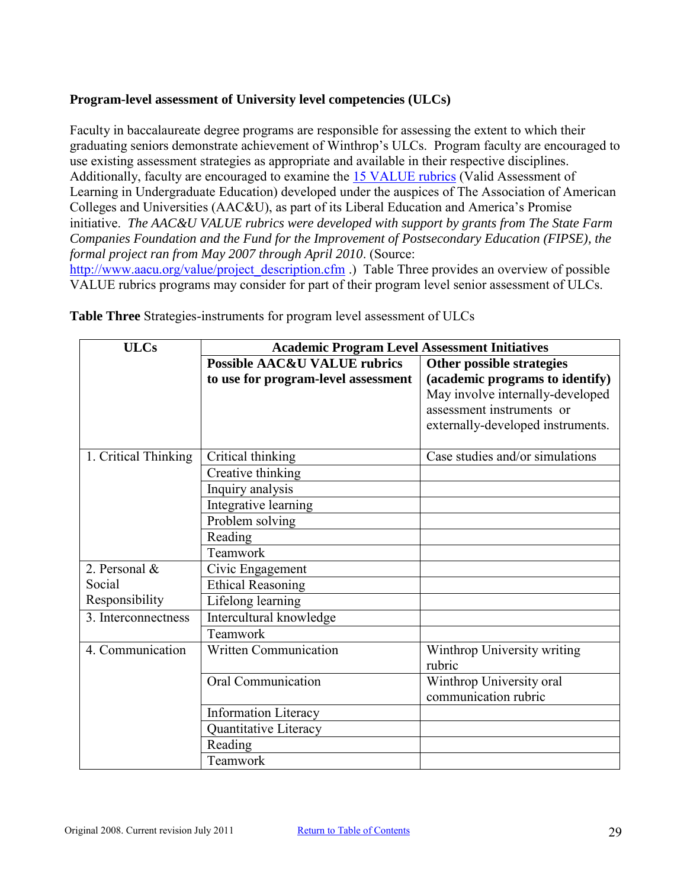**Program-level assessment of University level competencies (ULCs)**

Faculty in baccalaureate degree programs are responsible for assessing the extent to which their graduating seniors demonstrate achievement of Winthrop's ULCs. Program faculty are encouraged to use existing assessment strategies as appropriate and available in their respective disciplines. Additionally, faculty are encouraged to examine the [15 VALUE rubrics](http://www.aacu.org/value/rubrics) (Valid Assessment of Learning in Undergraduate Education) developed under the auspices of The Association of American Colleges and Universities (AAC&U), as part of its Liberal Education and America's Promise initiative. *The AAC&U VALUE rubrics were developed with support by grants from The State Farm Companies Foundation and the Fund for the Improvement of Postsecondary Education (FIPSE), the formal project ran from May 2007 through April 2010*. (Source: [http://www.aacu.org/value/project_description.cfm](http://www.aacu.org/value/project_description.cfm) .) Table Three provides an overview of possible VALUE rubrics programs may consider for part of their program level senior assessment of ULCs.

**Table Three** Strategies-instruments for program level assessment of ULCs

| ULCs | Academic Program Level Assessment Initiatives | |
|---|---|---|
| | **Possible AAC&U VALUE rubrics to use for program-level assessment** | **Other possible strategies (academic programs to identify)** May involve internally-developed assessment instruments or externally-developed instruments. |
| 1. Critical Thinking | Critical thinking | Case studies and/or simulations |
| | Creative thinking | |
| | Inquiry analysis | |
| | Integrative learning | |
| | Problem solving | |
| | Reading | |
| | Teamwork | |
| 2. Personal & Social Responsibility | Civic Engagement | |
| | Ethical Reasoning | |
| | Lifelong learning | |
| 3. Interconnectness | Intercultural knowledge | |
| | Teamwork | |
| 4. Communication | Written Communication | Winthrop University writing rubric |
| | Oral Communication | Winthrop University oral communication rubric |
| | Information Literacy | |
| | Quantitative Literacy | |
| | Reading | |
| | Teamwork | |

Original 2008. Current revision July 2011 [Return to Table of Contents]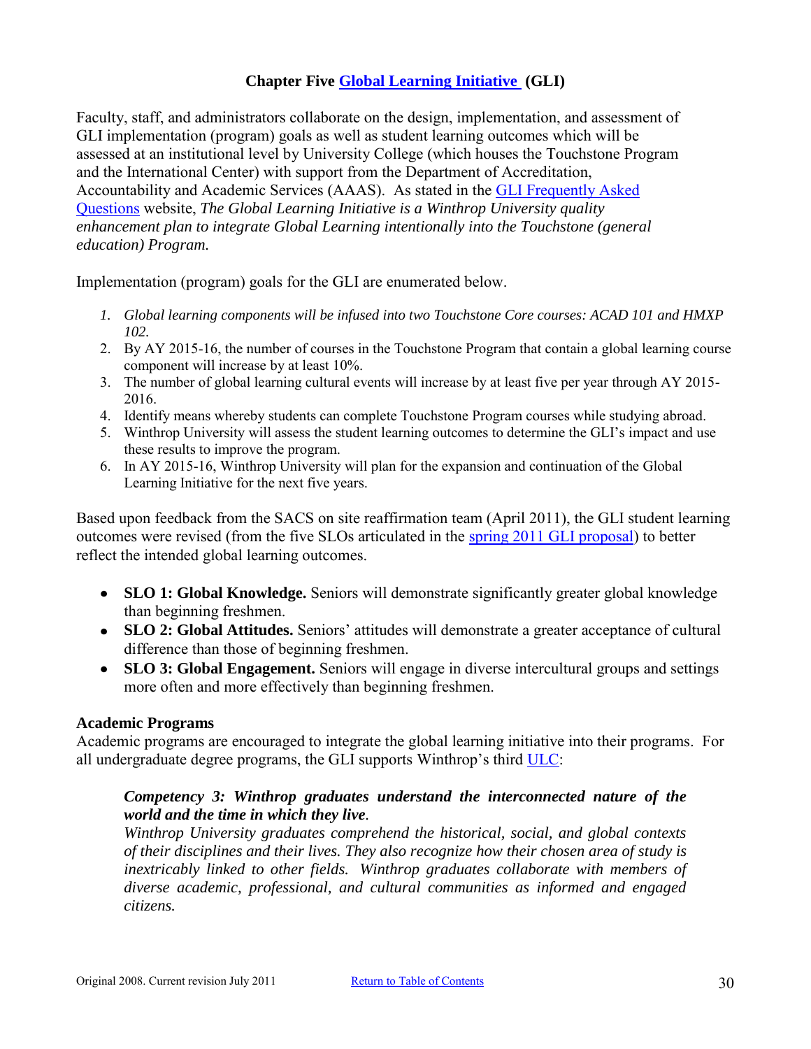## Chapter Five Global Learning Initiative (GLI)

Faculty, staff, and administrators collaborate on the design, implementation, and assessment of GLI implementation (program) goals as well as student learning outcomes which will be assessed at an institutional level by University College (which houses the Touchstone Program and the International Center) with support from the Department of Accreditation, Accountability and Academic Services (AAAS). As stated in the GLI Frequently Asked Questions website, *The Global Learning Initiative is a Winthrop University quality enhancement plan to integrate Global Learning intentionally into the Touchstone (general education) Program.*

Implementation (program) goals for the GLI are enumerated below.

1. *Global learning components will be infused into two Touchstone Core courses: ACAD 101 and HMXP 102.*
2. By AY 2015-16, the number of courses in the Touchstone Program that contain a global learning course component will increase by at least 10%.
3. The number of global learning cultural events will increase by at least five per year through AY 2015-2016.
4. Identify means whereby students can complete Touchstone Program courses while studying abroad.
5. Winthrop University will assess the student learning outcomes to determine the GLI's impact and use these results to improve the program.
6. In AY 2015-16, Winthrop University will plan for the expansion and continuation of the Global Learning Initiative for the next five years.

Based upon feedback from the SACS on site reaffirmation team (April 2011), the GLI student learning outcomes were revised (from the five SLOs articulated in the spring 2011 GLI proposal) to better reflect the intended global learning outcomes.

- **SLO 1: Global Knowledge.** Seniors will demonstrate significantly greater global knowledge than beginning freshmen.
- **SLO 2: Global Attitudes.** Seniors' attitudes will demonstrate a greater acceptance of cultural difference than those of beginning freshmen.
- **SLO 3: Global Engagement.** Seniors will engage in diverse intercultural groups and settings more often and more effectively than beginning freshmen.

### Academic Programs

Academic programs are encouraged to integrate the global learning initiative into their programs. For all undergraduate degree programs, the GLI supports Winthrop's third ULC:

> ***Competency 3: Winthrop graduates understand the interconnected nature of the world and the time in which they live.***
> *Winthrop University graduates comprehend the historical, social, and global contexts of their disciplines and their lives. They also recognize how their chosen area of study is inextricably linked to other fields. Winthrop graduates collaborate with members of diverse academic, professional, and cultural communities as informed and engaged citizens.*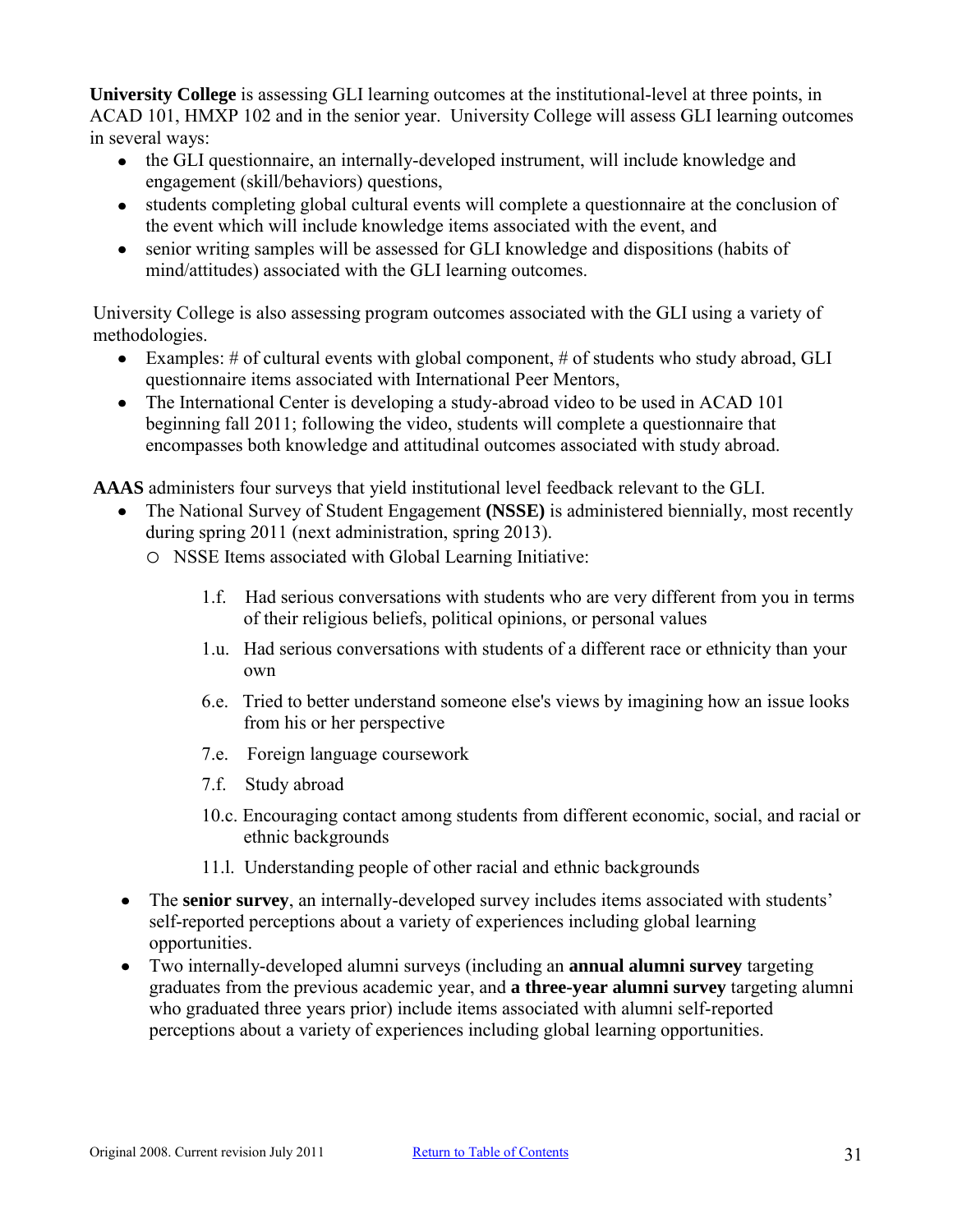**University College** is assessing GLI learning outcomes at the institutional-level at three points, in ACAD 101, HMXP 102 and in the senior year. University College will assess GLI learning outcomes in several ways:

- the GLI questionnaire, an internally-developed instrument, will include knowledge and engagement (skill/behaviors) questions,
- students completing global cultural events will complete a questionnaire at the conclusion of the event which will include knowledge items associated with the event, and
- senior writing samples will be assessed for GLI knowledge and dispositions (habits of mind/attitudes) associated with the GLI learning outcomes.

University College is also assessing program outcomes associated with the GLI using a variety of methodologies.

- Examples: # of cultural events with global component, # of students who study abroad, GLI questionnaire items associated with International Peer Mentors,
- The International Center is developing a study-abroad video to be used in ACAD 101 beginning fall 2011; following the video, students will complete a questionnaire that encompasses both knowledge and attitudinal outcomes associated with study abroad.

**AAAS** administers four surveys that yield institutional level feedback relevant to the GLI.

- The National Survey of Student Engagement **(NSSE)** is administered biennially, most recently during spring 2011 (next administration, spring 2013).
  - NSSE Items associated with Global Learning Initiative:

    1.f. Had serious conversations with students who are very different from you in terms of their religious beliefs, political opinions, or personal values

    1.u. Had serious conversations with students of a different race or ethnicity than your own

    6.e. Tried to better understand someone else's views by imagining how an issue looks from his or her perspective

    7.e. Foreign language coursework

    7.f. Study abroad

    10.c. Encouraging contact among students from different economic, social, and racial or ethnic backgrounds

    11.l. Understanding people of other racial and ethnic backgrounds

- The **senior survey**, an internally-developed survey includes items associated with students' self-reported perceptions about a variety of experiences including global learning opportunities.
- Two internally-developed alumni surveys (including an **annual alumni survey** targeting graduates from the previous academic year, and **a three-year alumni survey** targeting alumni who graduated three years prior) include items associated with alumni self-reported perceptions about a variety of experiences including global learning opportunities.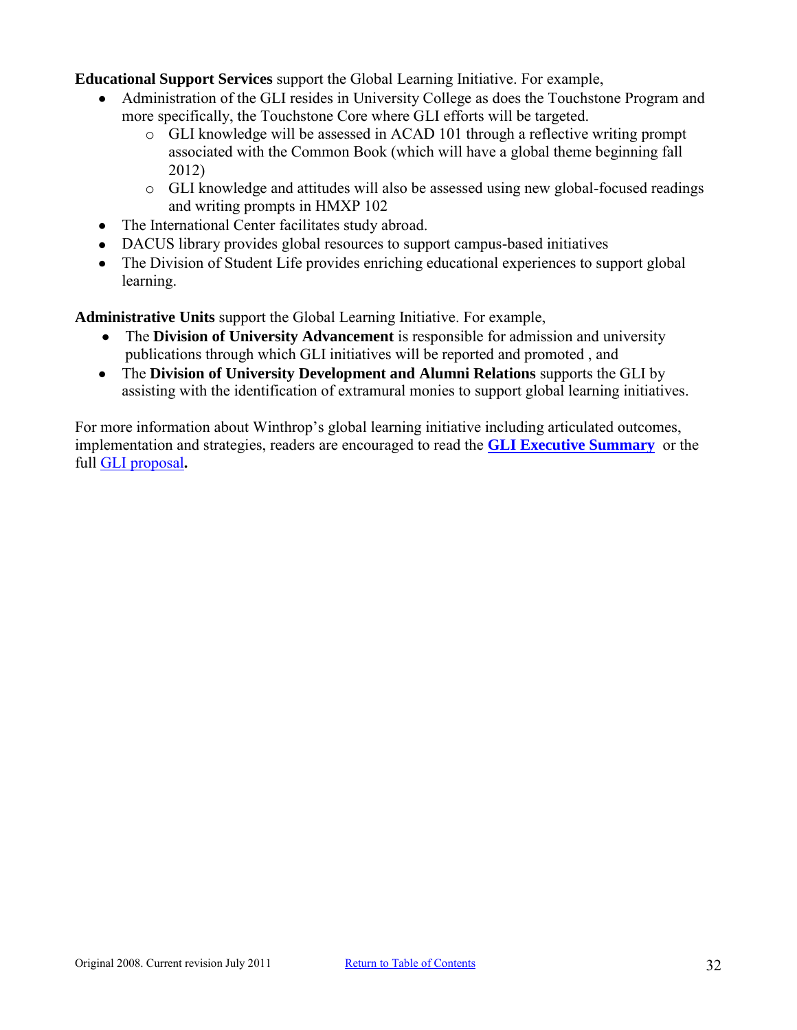**Educational Support Services** support the Global Learning Initiative. For example,

- Administration of the GLI resides in University College as does the Touchstone Program and more specifically, the Touchstone Core where GLI efforts will be targeted.
  - GLI knowledge will be assessed in ACAD 101 through a reflective writing prompt associated with the Common Book (which will have a global theme beginning fall 2012)
  - GLI knowledge and attitudes will also be assessed using new global-focused readings and writing prompts in HMXP 102
- The International Center facilitates study abroad.
- DACUS library provides global resources to support campus-based initiatives
- The Division of Student Life provides enriching educational experiences to support global learning.

**Administrative Units** support the Global Learning Initiative. For example,

- The **Division of University Advancement** is responsible for admission and university publications through which GLI initiatives will be reported and promoted , and
- The **Division of University Development and Alumni Relations** supports the GLI by assisting with the identification of extramural monies to support global learning initiatives.

For more information about Winthrop's global learning initiative including articulated outcomes, implementation and strategies, readers are encouraged to read the **GLI Executive Summary** or the full GLI proposal**.**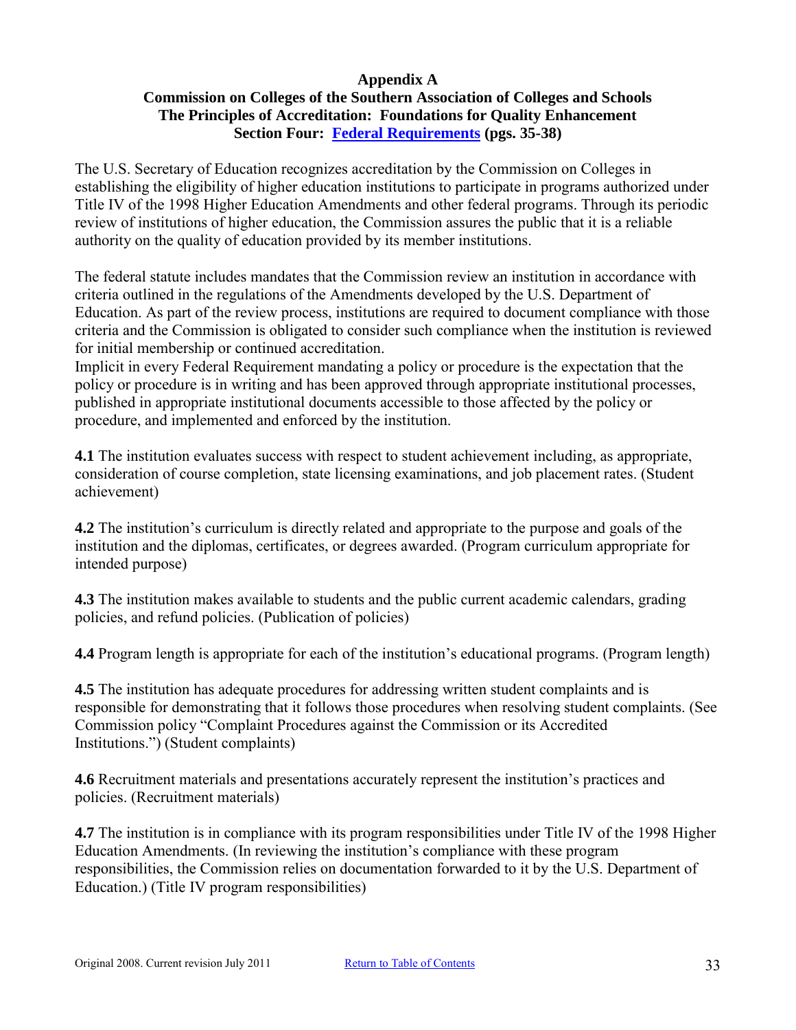# Appendix A

## Commission on Colleges of the Southern Association of Colleges and Schools
## The Principles of Accreditation: Foundations for Quality Enhancement
## Section Four: Federal Requirements (pgs. 35-38)

The U.S. Secretary of Education recognizes accreditation by the Commission on Colleges in establishing the eligibility of higher education institutions to participate in programs authorized under Title IV of the 1998 Higher Education Amendments and other federal programs. Through its periodic review of institutions of higher education, the Commission assures the public that it is a reliable authority on the quality of education provided by its member institutions.

The federal statute includes mandates that the Commission review an institution in accordance with criteria outlined in the regulations of the Amendments developed by the U.S. Department of Education. As part of the review process, institutions are required to document compliance with those criteria and the Commission is obligated to consider such compliance when the institution is reviewed for initial membership or continued accreditation.
Implicit in every Federal Requirement mandating a policy or procedure is the expectation that the policy or procedure is in writing and has been approved through appropriate institutional processes, published in appropriate institutional documents accessible to those affected by the policy or procedure, and implemented and enforced by the institution.

**4.1** The institution evaluates success with respect to student achievement including, as appropriate, consideration of course completion, state licensing examinations, and job placement rates. (Student achievement)

**4.2** The institution's curriculum is directly related and appropriate to the purpose and goals of the institution and the diplomas, certificates, or degrees awarded. (Program curriculum appropriate for intended purpose)

**4.3** The institution makes available to students and the public current academic calendars, grading policies, and refund policies. (Publication of policies)

**4.4** Program length is appropriate for each of the institution's educational programs. (Program length)

**4.5** The institution has adequate procedures for addressing written student complaints and is responsible for demonstrating that it follows those procedures when resolving student complaints. (See Commission policy "Complaint Procedures against the Commission or its Accredited Institutions.") (Student complaints)

**4.6** Recruitment materials and presentations accurately represent the institution's practices and policies. (Recruitment materials)

**4.7** The institution is in compliance with its program responsibilities under Title IV of the 1998 Higher Education Amendments. (In reviewing the institution's compliance with these program responsibilities, the Commission relies on documentation forwarded to it by the U.S. Department of Education.) (Title IV program responsibilities)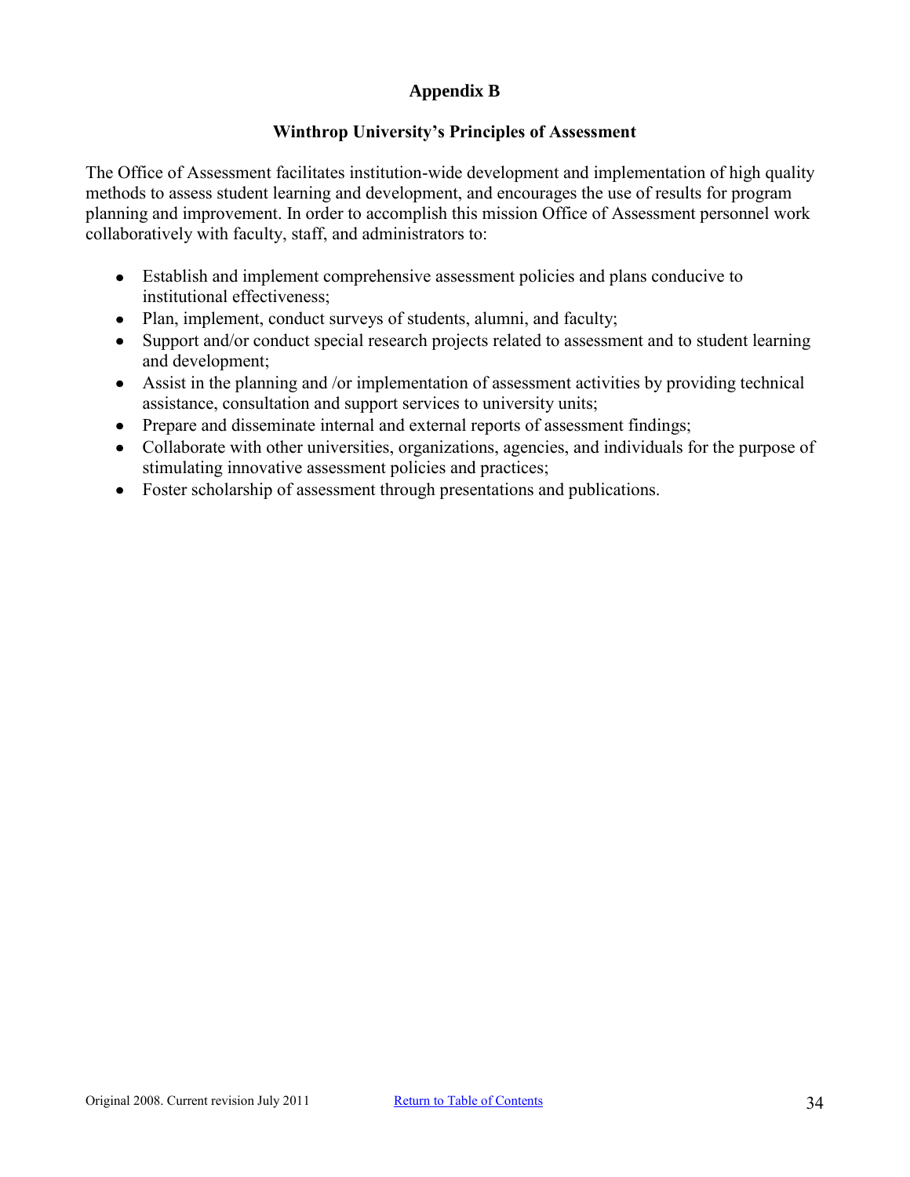# Appendix B

## Winthrop University's Principles of Assessment

The Office of Assessment facilitates institution-wide development and implementation of high quality methods to assess student learning and development, and encourages the use of results for program planning and improvement. In order to accomplish this mission Office of Assessment personnel work collaboratively with faculty, staff, and administrators to:

- Establish and implement comprehensive assessment policies and plans conducive to institutional effectiveness;
- Plan, implement, conduct surveys of students, alumni, and faculty;
- Support and/or conduct special research projects related to assessment and to student learning and development;
- Assist in the planning and /or implementation of assessment activities by providing technical assistance, consultation and support services to university units;
- Prepare and disseminate internal and external reports of assessment findings;
- Collaborate with other universities, organizations, agencies, and individuals for the purpose of stimulating innovative assessment policies and practices;
- Foster scholarship of assessment through presentations and publications.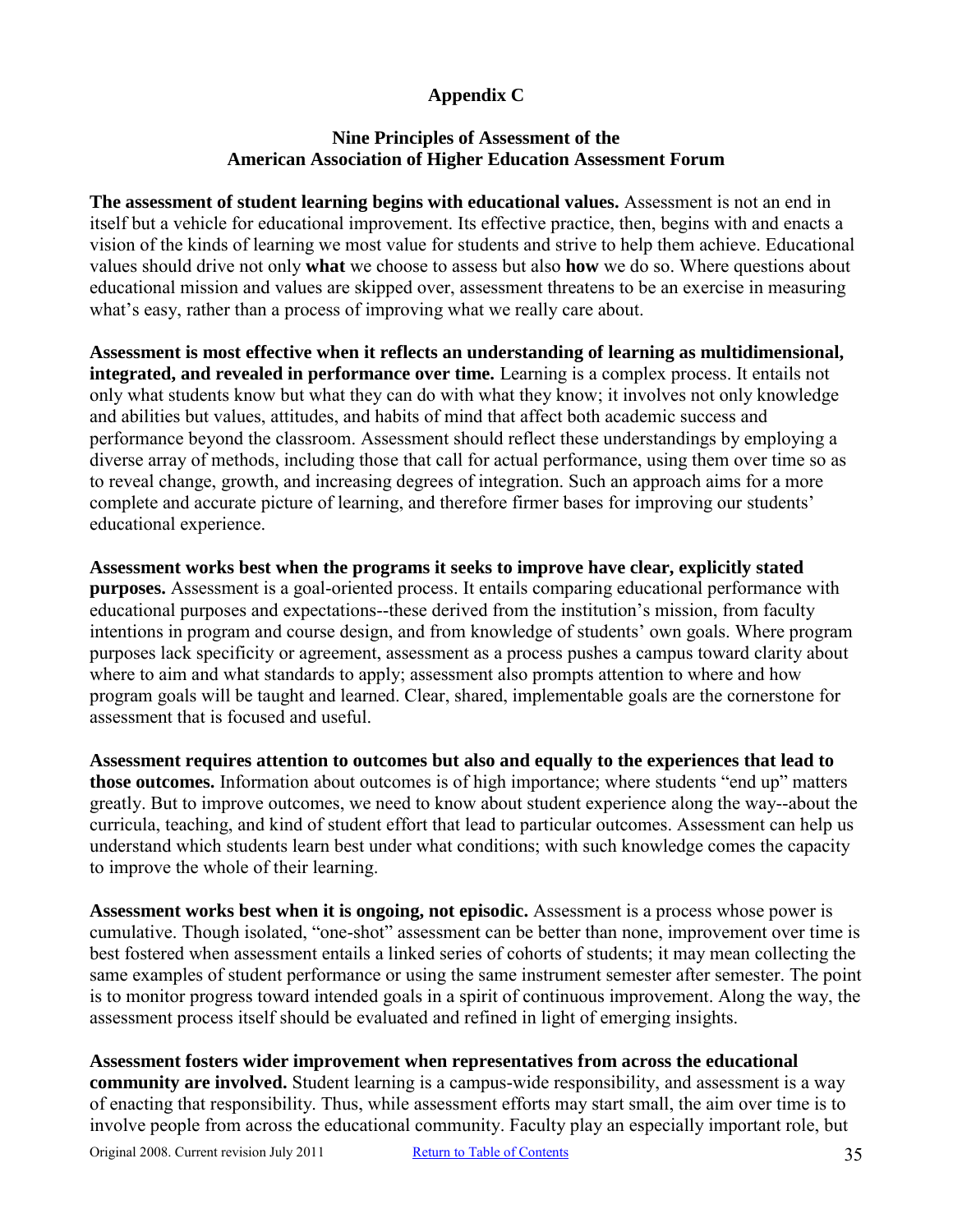# Appendix C

## Nine Principles of Assessment of the American Association of Higher Education Assessment Forum

**The assessment of student learning begins with educational values.** Assessment is not an end in itself but a vehicle for educational improvement. Its effective practice, then, begins with and enacts a vision of the kinds of learning we most value for students and strive to help them achieve. Educational values should drive not only **what** we choose to assess but also **how** we do so. Where questions about educational mission and values are skipped over, assessment threatens to be an exercise in measuring what's easy, rather than a process of improving what we really care about.

**Assessment is most effective when it reflects an understanding of learning as multidimensional, integrated, and revealed in performance over time.** Learning is a complex process. It entails not only what students know but what they can do with what they know; it involves not only knowledge and abilities but values, attitudes, and habits of mind that affect both academic success and performance beyond the classroom. Assessment should reflect these understandings by employing a diverse array of methods, including those that call for actual performance, using them over time so as to reveal change, growth, and increasing degrees of integration. Such an approach aims for a more complete and accurate picture of learning, and therefore firmer bases for improving our students' educational experience.

**Assessment works best when the programs it seeks to improve have clear, explicitly stated purposes.** Assessment is a goal-oriented process. It entails comparing educational performance with educational purposes and expectations--these derived from the institution's mission, from faculty intentions in program and course design, and from knowledge of students' own goals. Where program purposes lack specificity or agreement, assessment as a process pushes a campus toward clarity about where to aim and what standards to apply; assessment also prompts attention to where and how program goals will be taught and learned. Clear, shared, implementable goals are the cornerstone for assessment that is focused and useful.

**Assessment requires attention to outcomes but also and equally to the experiences that lead to those outcomes.** Information about outcomes is of high importance; where students "end up" matters greatly. But to improve outcomes, we need to know about student experience along the way--about the curricula, teaching, and kind of student effort that lead to particular outcomes. Assessment can help us understand which students learn best under what conditions; with such knowledge comes the capacity to improve the whole of their learning.

**Assessment works best when it is ongoing, not episodic.** Assessment is a process whose power is cumulative. Though isolated, "one-shot" assessment can be better than none, improvement over time is best fostered when assessment entails a linked series of cohorts of students; it may mean collecting the same examples of student performance or using the same instrument semester after semester. The point is to monitor progress toward intended goals in a spirit of continuous improvement. Along the way, the assessment process itself should be evaluated and refined in light of emerging insights.

**Assessment fosters wider improvement when representatives from across the educational community are involved.** Student learning is a campus-wide responsibility, and assessment is a way of enacting that responsibility. Thus, while assessment efforts may start small, the aim over time is to involve people from across the educational community. Faculty play an especially important role, but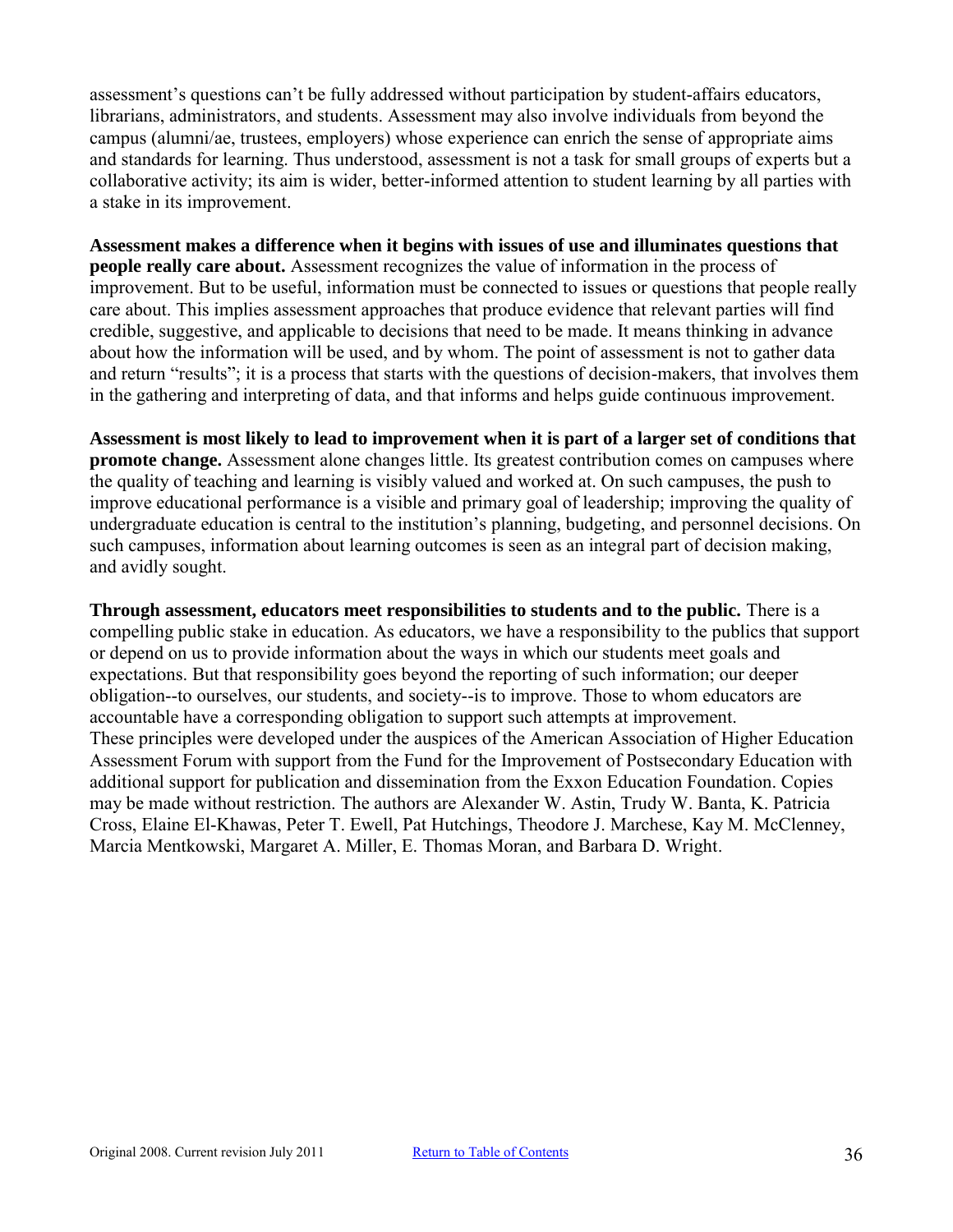assessment's questions can't be fully addressed without participation by student-affairs educators, librarians, administrators, and students. Assessment may also involve individuals from beyond the campus (alumni/ae, trustees, employers) whose experience can enrich the sense of appropriate aims and standards for learning. Thus understood, assessment is not a task for small groups of experts but a collaborative activity; its aim is wider, better-informed attention to student learning by all parties with a stake in its improvement.

**Assessment makes a difference when it begins with issues of use and illuminates questions that people really care about.** Assessment recognizes the value of information in the process of improvement. But to be useful, information must be connected to issues or questions that people really care about. This implies assessment approaches that produce evidence that relevant parties will find credible, suggestive, and applicable to decisions that need to be made. It means thinking in advance about how the information will be used, and by whom. The point of assessment is not to gather data and return "results"; it is a process that starts with the questions of decision-makers, that involves them in the gathering and interpreting of data, and that informs and helps guide continuous improvement.

**Assessment is most likely to lead to improvement when it is part of a larger set of conditions that promote change.** Assessment alone changes little. Its greatest contribution comes on campuses where the quality of teaching and learning is visibly valued and worked at. On such campuses, the push to improve educational performance is a visible and primary goal of leadership; improving the quality of undergraduate education is central to the institution's planning, budgeting, and personnel decisions. On such campuses, information about learning outcomes is seen as an integral part of decision making, and avidly sought.

**Through assessment, educators meet responsibilities to students and to the public.** There is a compelling public stake in education. As educators, we have a responsibility to the publics that support or depend on us to provide information about the ways in which our students meet goals and expectations. But that responsibility goes beyond the reporting of such information; our deeper obligation--to ourselves, our students, and society--is to improve. Those to whom educators are accountable have a corresponding obligation to support such attempts at improvement.
These principles were developed under the auspices of the American Association of Higher Education Assessment Forum with support from the Fund for the Improvement of Postsecondary Education with additional support for publication and dissemination from the Exxon Education Foundation. Copies may be made without restriction. The authors are Alexander W. Astin, Trudy W. Banta, K. Patricia Cross, Elaine El-Khawas, Peter T. Ewell, Pat Hutchings, Theodore J. Marchese, Kay M. McClenney, Marcia Mentkowski, Margaret A. Miller, E. Thomas Moran, and Barbara D. Wright.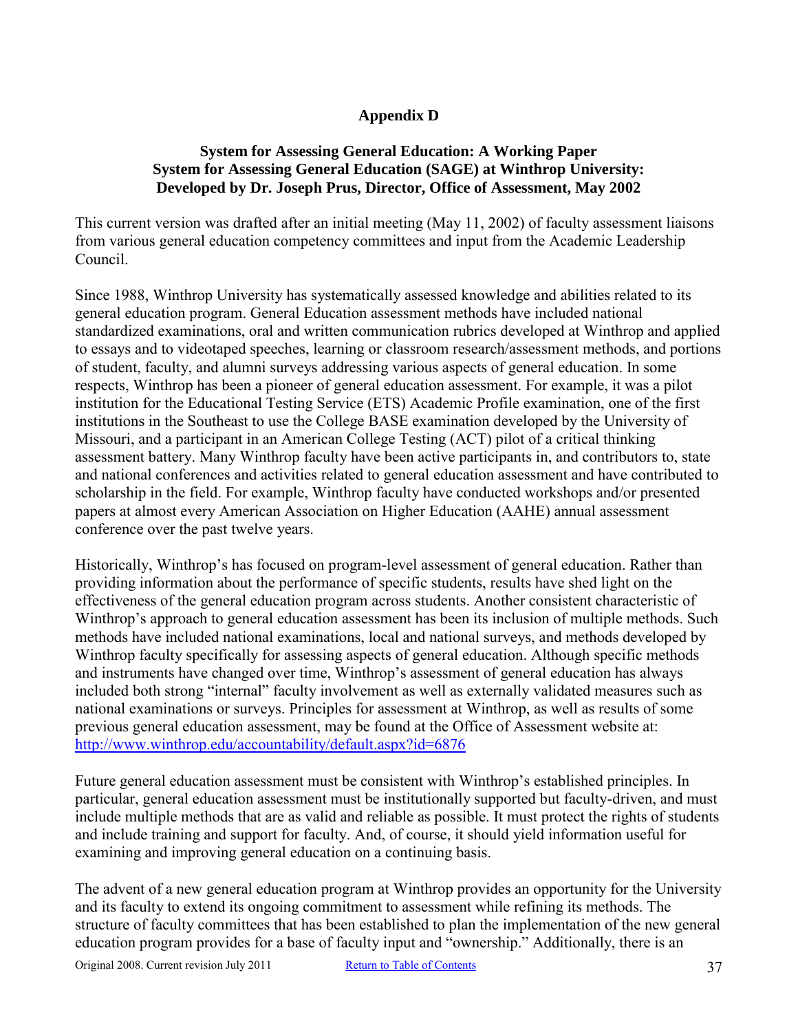# Appendix D

## System for Assessing General Education: A Working Paper
## System for Assessing General Education (SAGE) at Winthrop University: Developed by Dr. Joseph Prus, Director, Office of Assessment, May 2002

This current version was drafted after an initial meeting (May 11, 2002) of faculty assessment liaisons from various general education competency committees and input from the Academic Leadership Council.

Since 1988, Winthrop University has systematically assessed knowledge and abilities related to its general education program. General Education assessment methods have included national standardized examinations, oral and written communication rubrics developed at Winthrop and applied to essays and to videotaped speeches, learning or classroom research/assessment methods, and portions of student, faculty, and alumni surveys addressing various aspects of general education. In some respects, Winthrop has been a pioneer of general education assessment. For example, it was a pilot institution for the Educational Testing Service (ETS) Academic Profile examination, one of the first institutions in the Southeast to use the College BASE examination developed by the University of Missouri, and a participant in an American College Testing (ACT) pilot of a critical thinking assessment battery. Many Winthrop faculty have been active participants in, and contributors to, state and national conferences and activities related to general education assessment and have contributed to scholarship in the field. For example, Winthrop faculty have conducted workshops and/or presented papers at almost every American Association on Higher Education (AAHE) annual assessment conference over the past twelve years.

Historically, Winthrop's has focused on program-level assessment of general education. Rather than providing information about the performance of specific students, results have shed light on the effectiveness of the general education program across students. Another consistent characteristic of Winthrop's approach to general education assessment has been its inclusion of multiple methods. Such methods have included national examinations, local and national surveys, and methods developed by Winthrop faculty specifically for assessing aspects of general education. Although specific methods and instruments have changed over time, Winthrop's assessment of general education has always included both strong "internal" faculty involvement as well as externally validated measures such as national examinations or surveys. Principles for assessment at Winthrop, as well as results of some previous general education assessment, may be found at the Office of Assessment website at: http://www.winthrop.edu/accountability/default.aspx?id=6876

Future general education assessment must be consistent with Winthrop's established principles. In particular, general education assessment must be institutionally supported but faculty-driven, and must include multiple methods that are as valid and reliable as possible. It must protect the rights of students and include training and support for faculty. And, of course, it should yield information useful for examining and improving general education on a continuing basis.

The advent of a new general education program at Winthrop provides an opportunity for the University and its faculty to extend its ongoing commitment to assessment while refining its methods. The structure of faculty committees that has been established to plan the implementation of the new general education program provides for a base of faculty input and "ownership." Additionally, there is an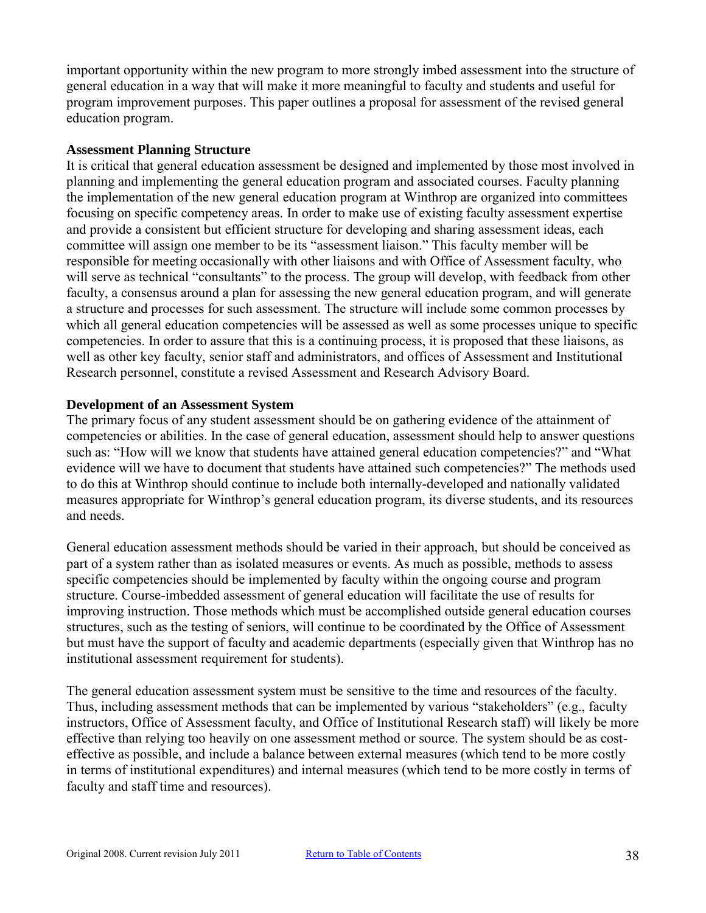important opportunity within the new program to more strongly imbed assessment into the structure of general education in a way that will make it more meaningful to faculty and students and useful for program improvement purposes. This paper outlines a proposal for assessment of the revised general education program.

**Assessment Planning Structure**

It is critical that general education assessment be designed and implemented by those most involved in planning and implementing the general education program and associated courses. Faculty planning the implementation of the new general education program at Winthrop are organized into committees focusing on specific competency areas. In order to make use of existing faculty assessment expertise and provide a consistent but efficient structure for developing and sharing assessment ideas, each committee will assign one member to be its "assessment liaison." This faculty member will be responsible for meeting occasionally with other liaisons and with Office of Assessment faculty, who will serve as technical "consultants" to the process. The group will develop, with feedback from other faculty, a consensus around a plan for assessing the new general education program, and will generate a structure and processes for such assessment. The structure will include some common processes by which all general education competencies will be assessed as well as some processes unique to specific competencies. In order to assure that this is a continuing process, it is proposed that these liaisons, as well as other key faculty, senior staff and administrators, and offices of Assessment and Institutional Research personnel, constitute a revised Assessment and Research Advisory Board.

**Development of an Assessment System**

The primary focus of any student assessment should be on gathering evidence of the attainment of competencies or abilities. In the case of general education, assessment should help to answer questions such as: "How will we know that students have attained general education competencies?" and "What evidence will we have to document that students have attained such competencies?" The methods used to do this at Winthrop should continue to include both internally-developed and nationally validated measures appropriate for Winthrop's general education program, its diverse students, and its resources and needs.

General education assessment methods should be varied in their approach, but should be conceived as part of a system rather than as isolated measures or events. As much as possible, methods to assess specific competencies should be implemented by faculty within the ongoing course and program structure. Course-imbedded assessment of general education will facilitate the use of results for improving instruction. Those methods which must be accomplished outside general education courses structures, such as the testing of seniors, will continue to be coordinated by the Office of Assessment but must have the support of faculty and academic departments (especially given that Winthrop has no institutional assessment requirement for students).

The general education assessment system must be sensitive to the time and resources of the faculty. Thus, including assessment methods that can be implemented by various "stakeholders" (e.g., faculty instructors, Office of Assessment faculty, and Office of Institutional Research staff) will likely be more effective than relying too heavily on one assessment method or source. The system should be as cost-effective as possible, and include a balance between external measures (which tend to be more costly in terms of institutional expenditures) and internal measures (which tend to be more costly in terms of faculty and staff time and resources).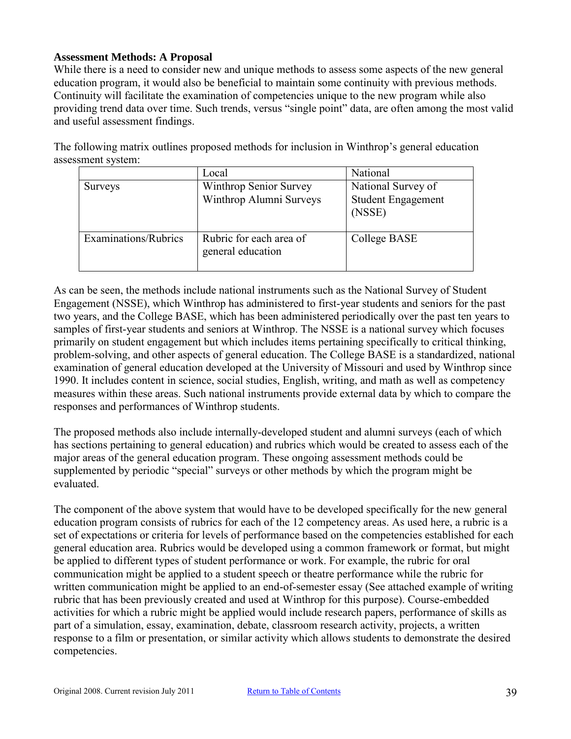**Assessment Methods: A Proposal**

While there is a need to consider new and unique methods to assess some aspects of the new general education program, it would also be beneficial to maintain some continuity with previous methods. Continuity will facilitate the examination of competencies unique to the new program while also providing trend data over time. Such trends, versus "single point" data, are often among the most valid and useful assessment findings.

The following matrix outlines proposed methods for inclusion in Winthrop's general education assessment system:

| | Local | National |
|---|---|---|
| Surveys | Winthrop Senior Survey<br>Winthrop Alumni Surveys | National Survey of Student Engagement (NSSE) |
| Examinations/Rubrics | Rubric for each area of general education | College BASE |

As can be seen, the methods include national instruments such as the National Survey of Student Engagement (NSSE), which Winthrop has administered to first-year students and seniors for the past two years, and the College BASE, which has been administered periodically over the past ten years to samples of first-year students and seniors at Winthrop. The NSSE is a national survey which focuses primarily on student engagement but which includes items pertaining specifically to critical thinking, problem-solving, and other aspects of general education. The College BASE is a standardized, national examination of general education developed at the University of Missouri and used by Winthrop since 1990. It includes content in science, social studies, English, writing, and math as well as competency measures within these areas. Such national instruments provide external data by which to compare the responses and performances of Winthrop students.

The proposed methods also include internally-developed student and alumni surveys (each of which has sections pertaining to general education) and rubrics which would be created to assess each of the major areas of the general education program. These ongoing assessment methods could be supplemented by periodic "special" surveys or other methods by which the program might be evaluated.

The component of the above system that would have to be developed specifically for the new general education program consists of rubrics for each of the 12 competency areas. As used here, a rubric is a set of expectations or criteria for levels of performance based on the competencies established for each general education area. Rubrics would be developed using a common framework or format, but might be applied to different types of student performance or work. For example, the rubric for oral communication might be applied to a student speech or theatre performance while the rubric for written communication might be applied to an end-of-semester essay (See attached example of writing rubric that has been previously created and used at Winthrop for this purpose). Course-embedded activities for which a rubric might be applied would include research papers, performance of skills as part of a simulation, essay, examination, debate, classroom research activity, projects, a written response to a film or presentation, or similar activity which allows students to demonstrate the desired competencies.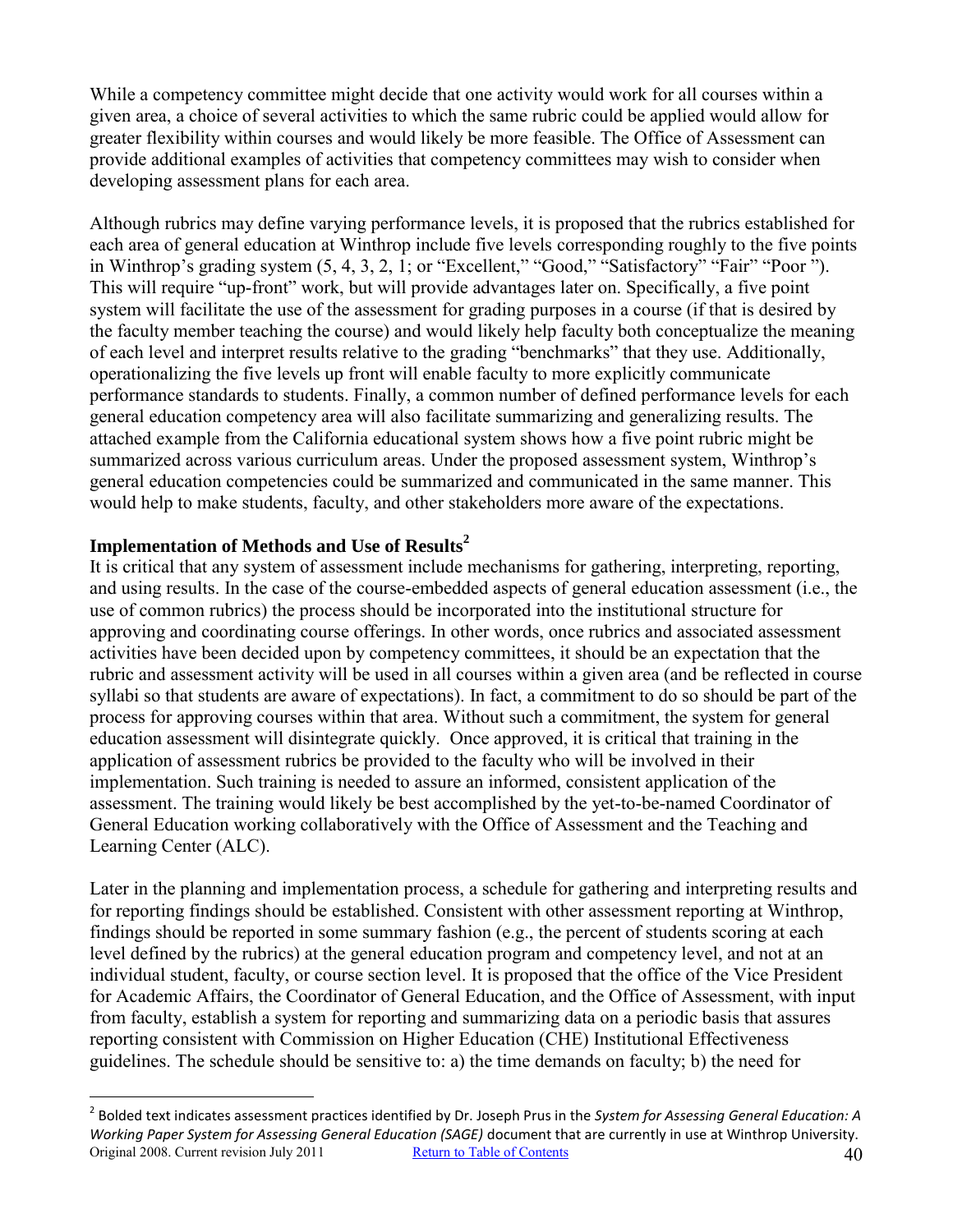While a competency committee might decide that one activity would work for all courses within a given area, a choice of several activities to which the same rubric could be applied would allow for greater flexibility within courses and would likely be more feasible. The Office of Assessment can provide additional examples of activities that competency committees may wish to consider when developing assessment plans for each area.

Although rubrics may define varying performance levels, it is proposed that the rubrics established for each area of general education at Winthrop include five levels corresponding roughly to the five points in Winthrop's grading system (5, 4, 3, 2, 1; or "Excellent," "Good," "Satisfactory" "Fair" "Poor "). This will require "up-front" work, but will provide advantages later on. Specifically, a five point system will facilitate the use of the assessment for grading purposes in a course (if that is desired by the faculty member teaching the course) and would likely help faculty both conceptualize the meaning of each level and interpret results relative to the grading "benchmarks" that they use. Additionally, operationalizing the five levels up front will enable faculty to more explicitly communicate performance standards to students. Finally, a common number of defined performance levels for each general education competency area will also facilitate summarizing and generalizing results. The attached example from the California educational system shows how a five point rubric might be summarized across various curriculum areas. Under the proposed assessment system, Winthrop's general education competencies could be summarized and communicated in the same manner. This would help to make students, faculty, and other stakeholders more aware of the expectations.

**Implementation of Methods and Use of Results[2]**

It is critical that any system of assessment include mechanisms for gathering, interpreting, reporting, and using results. In the case of the course-embedded aspects of general education assessment (i.e., the use of common rubrics) the process should be incorporated into the institutional structure for approving and coordinating course offerings. In other words, once rubrics and associated assessment activities have been decided upon by competency committees, it should be an expectation that the rubric and assessment activity will be used in all courses within a given area (and be reflected in course syllabi so that students are aware of expectations). In fact, a commitment to do so should be part of the process for approving courses within that area. Without such a commitment, the system for general education assessment will disintegrate quickly. Once approved, it is critical that training in the application of assessment rubrics be provided to the faculty who will be involved in their implementation. Such training is needed to assure an informed, consistent application of the assessment. The training would likely be best accomplished by the yet-to-be-named Coordinator of General Education working collaboratively with the Office of Assessment and the Teaching and Learning Center (ALC).

Later in the planning and implementation process, a schedule for gathering and interpreting results and for reporting findings should be established. Consistent with other assessment reporting at Winthrop, findings should be reported in some summary fashion (e.g., the percent of students scoring at each level defined by the rubrics) at the general education program and competency level, and not at an individual student, faculty, or course section level. It is proposed that the office of the Vice President for Academic Affairs, the Coordinator of General Education, and the Office of Assessment, with input from faculty, establish a system for reporting and summarizing data on a periodic basis that assures reporting consistent with Commission on Higher Education (CHE) Institutional Effectiveness guidelines. The schedule should be sensitive to: a) the time demands on faculty; b) the need for

---

[2] Bolded text indicates assessment practices identified by Dr. Joseph Prus in the *System for Assessing General Education: A Working Paper System for Assessing General Education (SAGE)* document that are currently in use at Winthrop University.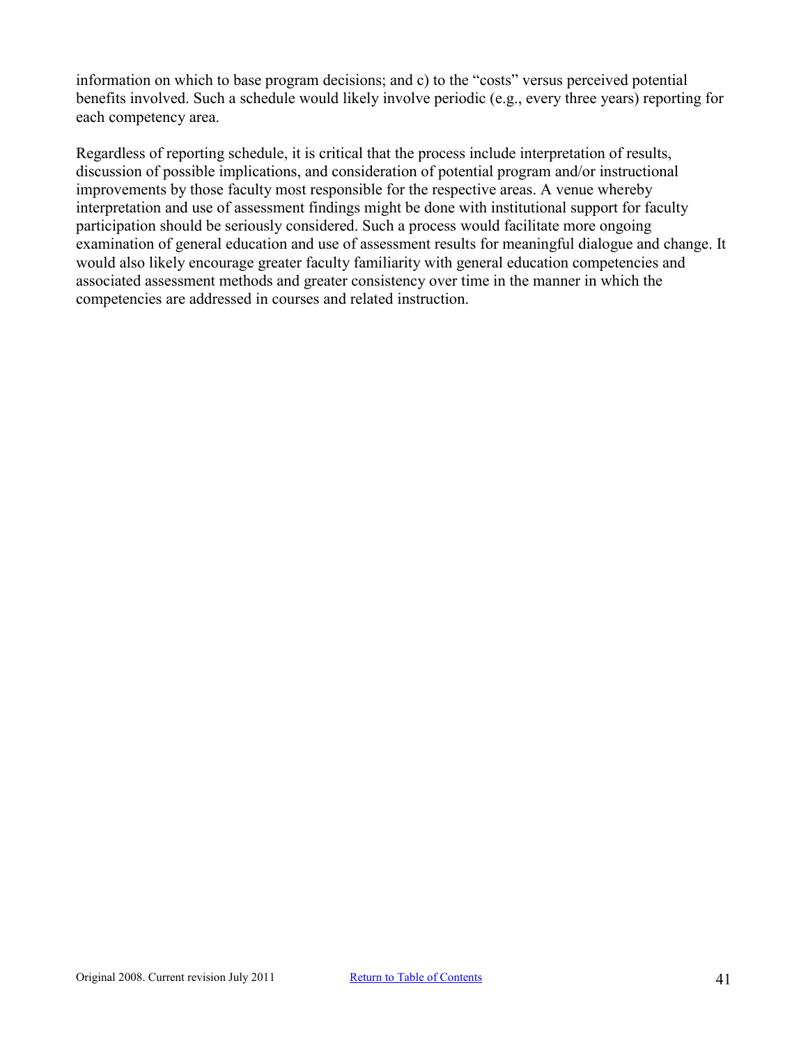information on which to base program decisions; and c) to the "costs" versus perceived potential benefits involved. Such a schedule would likely involve periodic (e.g., every three years) reporting for each competency area.

Regardless of reporting schedule, it is critical that the process include interpretation of results, discussion of possible implications, and consideration of potential program and/or instructional improvements by those faculty most responsible for the respective areas. A venue whereby interpretation and use of assessment findings might be done with institutional support for faculty participation should be seriously considered. Such a process would facilitate more ongoing examination of general education and use of assessment results for meaningful dialogue and change. It would also likely encourage greater faculty familiarity with general education competencies and associated assessment methods and greater consistency over time in the manner in which the competencies are addressed in courses and related instruction.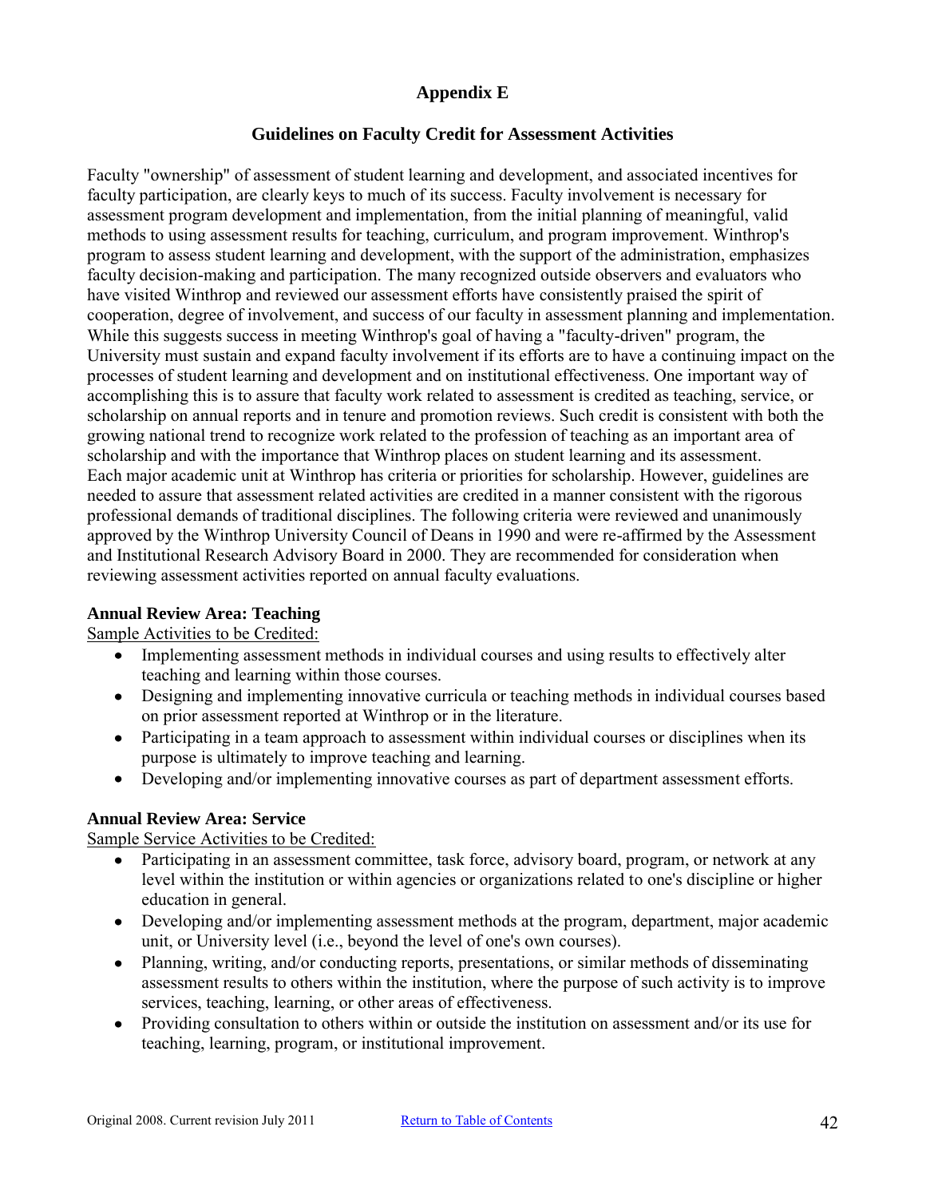# Appendix E

## Guidelines on Faculty Credit for Assessment Activities

Faculty "ownership" of assessment of student learning and development, and associated incentives for faculty participation, are clearly keys to much of its success. Faculty involvement is necessary for assessment program development and implementation, from the initial planning of meaningful, valid methods to using assessment results for teaching, curriculum, and program improvement. Winthrop's program to assess student learning and development, with the support of the administration, emphasizes faculty decision-making and participation. The many recognized outside observers and evaluators who have visited Winthrop and reviewed our assessment efforts have consistently praised the spirit of cooperation, degree of involvement, and success of our faculty in assessment planning and implementation. While this suggests success in meeting Winthrop's goal of having a "faculty-driven" program, the University must sustain and expand faculty involvement if its efforts are to have a continuing impact on the processes of student learning and development and on institutional effectiveness. One important way of accomplishing this is to assure that faculty work related to assessment is credited as teaching, service, or scholarship on annual reports and in tenure and promotion reviews. Such credit is consistent with both the growing national trend to recognize work related to the profession of teaching as an important area of scholarship and with the importance that Winthrop places on student learning and its assessment.
Each major academic unit at Winthrop has criteria or priorities for scholarship. However, guidelines are needed to assure that assessment related activities are credited in a manner consistent with the rigorous professional demands of traditional disciplines. The following criteria were reviewed and unanimously approved by the Winthrop University Council of Deans in 1990 and were re-affirmed by the Assessment and Institutional Research Advisory Board in 2000. They are recommended for consideration when reviewing assessment activities reported on annual faculty evaluations.

**Annual Review Area: Teaching**

Sample Activities to be Credited:

- Implementing assessment methods in individual courses and using results to effectively alter teaching and learning within those courses.
- Designing and implementing innovative curricula or teaching methods in individual courses based on prior assessment reported at Winthrop or in the literature.
- Participating in a team approach to assessment within individual courses or disciplines when its purpose is ultimately to improve teaching and learning.
- Developing and/or implementing innovative courses as part of department assessment efforts.

**Annual Review Area: Service**

Sample Service Activities to be Credited:

- Participating in an assessment committee, task force, advisory board, program, or network at any level within the institution or within agencies or organizations related to one's discipline or higher education in general.
- Developing and/or implementing assessment methods at the program, department, major academic unit, or University level (i.e., beyond the level of one's own courses).
- Planning, writing, and/or conducting reports, presentations, or similar methods of disseminating assessment results to others within the institution, where the purpose of such activity is to improve services, teaching, learning, or other areas of effectiveness.
- Providing consultation to others within or outside the institution on assessment and/or its use for teaching, learning, program, or institutional improvement.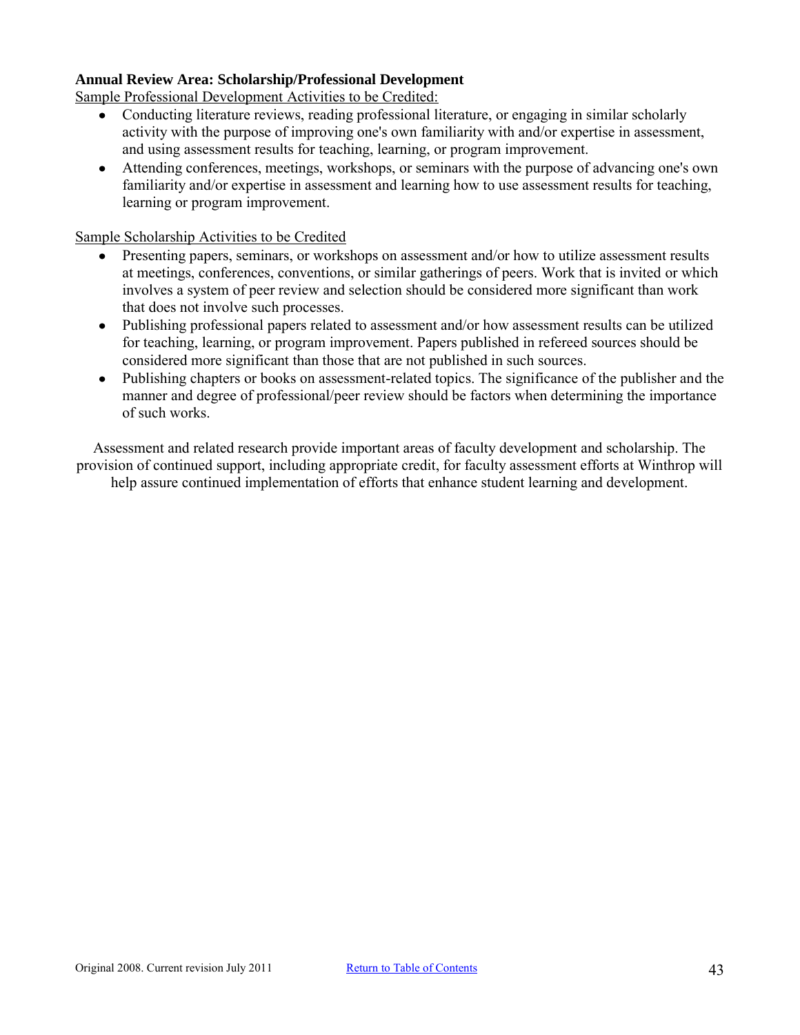**Annual Review Area: Scholarship/Professional Development**

Sample Professional Development Activities to be Credited:

- Conducting literature reviews, reading professional literature, or engaging in similar scholarly activity with the purpose of improving one's own familiarity with and/or expertise in assessment, and using assessment results for teaching, learning, or program improvement.
- Attending conferences, meetings, workshops, or seminars with the purpose of advancing one's own familiarity and/or expertise in assessment and learning how to use assessment results for teaching, learning or program improvement.

Sample Scholarship Activities to be Credited

- Presenting papers, seminars, or workshops on assessment and/or how to utilize assessment results at meetings, conferences, conventions, or similar gatherings of peers. Work that is invited or which involves a system of peer review and selection should be considered more significant than work that does not involve such processes.
- Publishing professional papers related to assessment and/or how assessment results can be utilized for teaching, learning, or program improvement. Papers published in refereed sources should be considered more significant than those that are not published in such sources.
- Publishing chapters or books on assessment-related topics. The significance of the publisher and the manner and degree of professional/peer review should be factors when determining the importance of such works.

Assessment and related research provide important areas of faculty development and scholarship. The provision of continued support, including appropriate credit, for faculty assessment efforts at Winthrop will help assure continued implementation of efforts that enhance student learning and development.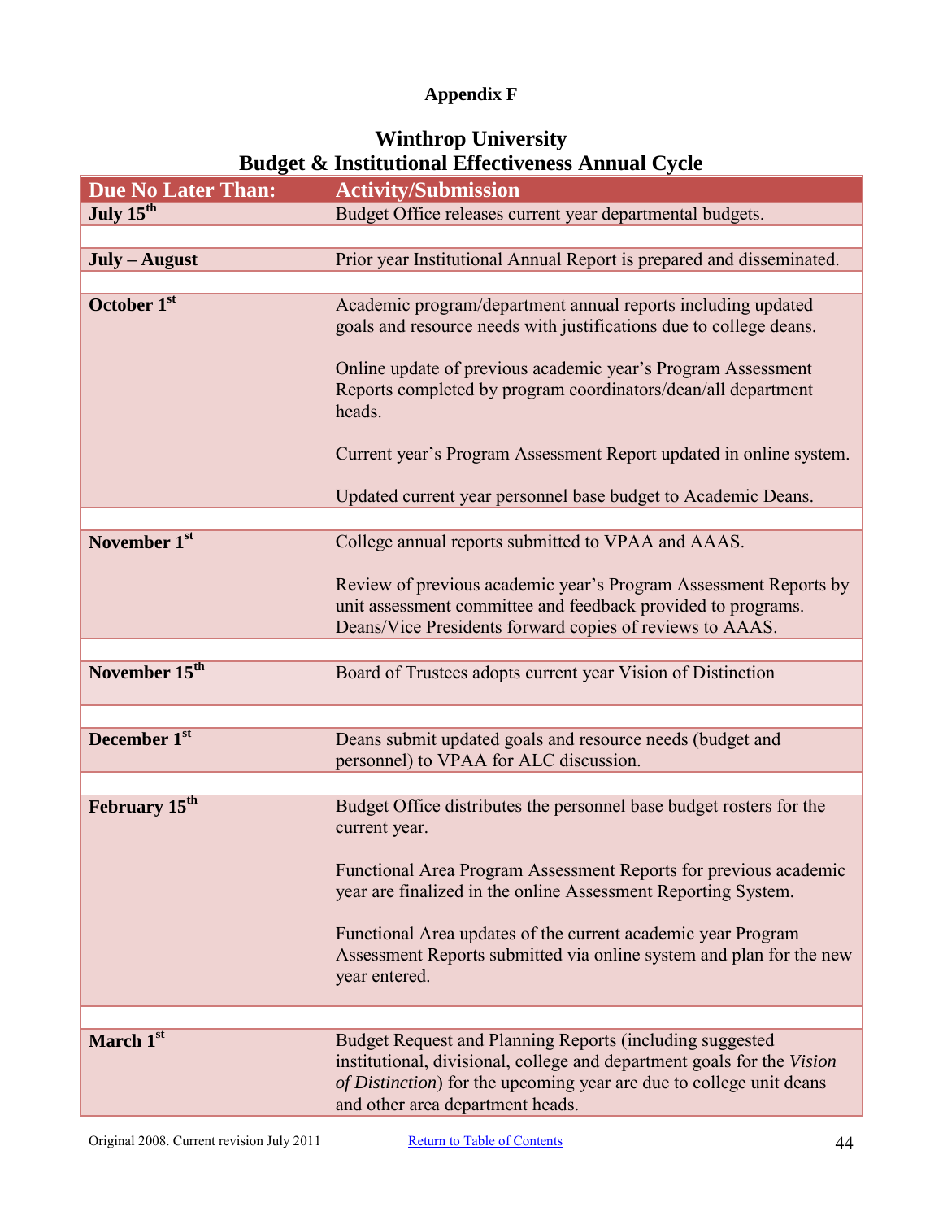**Appendix F**

## Winthrop University
## Budget & Institutional Effectiveness Annual Cycle

| Due No Later Than: | Activity/Submission |
|---|---|
| July 15th | Budget Office releases current year departmental budgets. |
| July – August | Prior year Institutional Annual Report is prepared and disseminated. |
| October 1st | Academic program/department annual reports including updated goals and resource needs with justifications due to college deans.<br><br>Online update of previous academic year's Program Assessment Reports completed by program coordinators/dean/all department heads.<br><br>Current year's Program Assessment Report updated in online system.<br><br>Updated current year personnel base budget to Academic Deans. |
| November 1st | College annual reports submitted to VPAA and AAAS.<br><br>Review of previous academic year's Program Assessment Reports by unit assessment committee and feedback provided to programs. Deans/Vice Presidents forward copies of reviews to AAAS. |
| November 15th | Board of Trustees adopts current year Vision of Distinction |
| December 1st | Deans submit updated goals and resource needs (budget and personnel) to VPAA for ALC discussion. |
| February 15th | Budget Office distributes the personnel base budget rosters for the current year.<br><br>Functional Area Program Assessment Reports for previous academic year are finalized in the online Assessment Reporting System.<br><br>Functional Area updates of the current academic year Program Assessment Reports submitted via online system and plan for the new year entered. |
| March 1st | Budget Request and Planning Reports (including suggested institutional, divisional, college and department goals for the *Vision of Distinction*) for the upcoming year are due to college unit deans and other area department heads. |

Original 2008. Current revision July 2011 Return to Table of Contents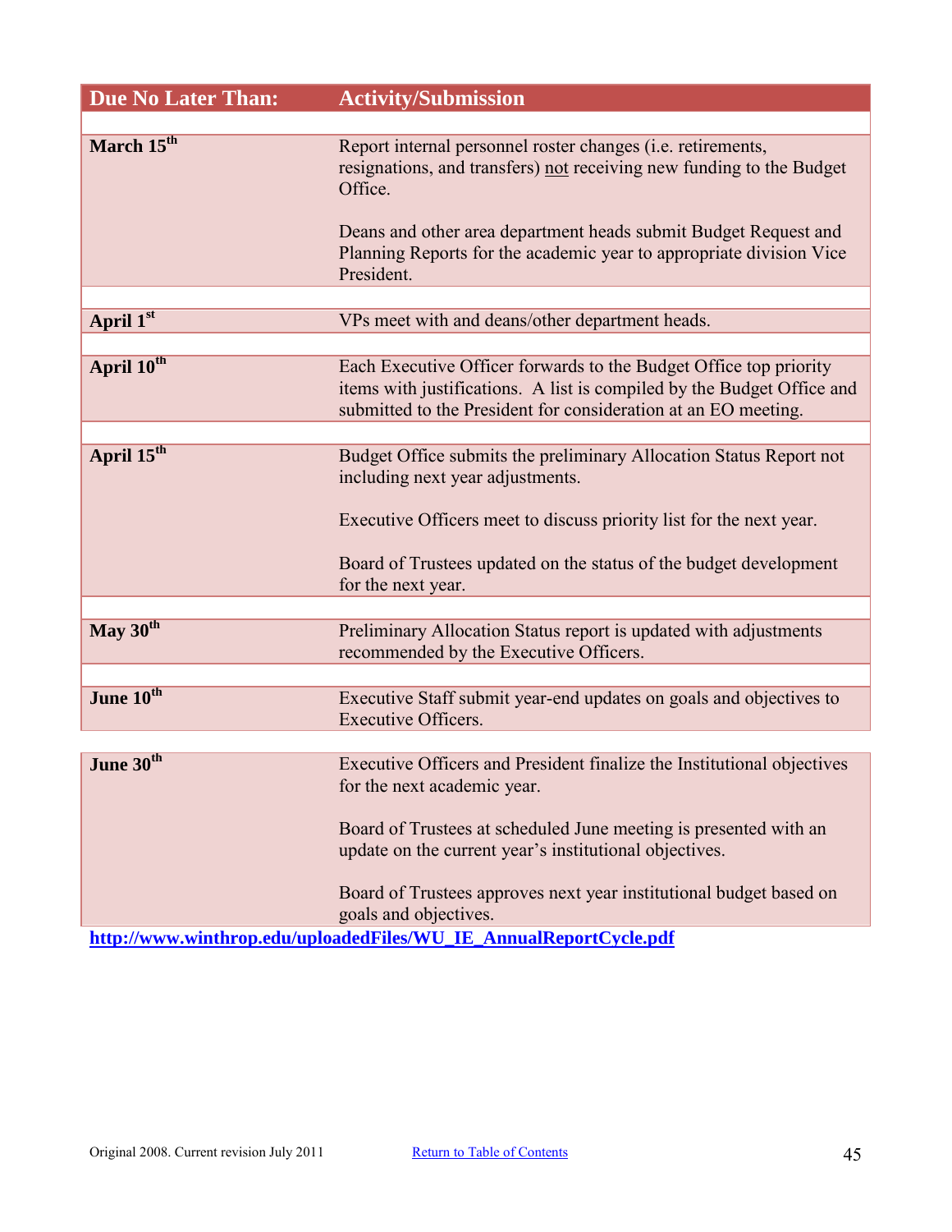| Due No Later Than: | Activity/Submission |
|---|---|
| March 15th | Report internal personnel roster changes (i.e. retirements, resignations, and transfers) not receiving new funding to the Budget Office.<br><br>Deans and other area department heads submit Budget Request and Planning Reports for the academic year to appropriate division Vice President. |
| April 1st | VPs meet with and deans/other department heads. |
| April 10th | Each Executive Officer forwards to the Budget Office top priority items with justifications. A list is compiled by the Budget Office and submitted to the President for consideration at an EO meeting. |
| April 15th | Budget Office submits the preliminary Allocation Status Report not including next year adjustments.<br><br>Executive Officers meet to discuss priority list for the next year.<br><br>Board of Trustees updated on the status of the budget development for the next year. |
| May 30th | Preliminary Allocation Status report is updated with adjustments recommended by the Executive Officers. |
| June 10th | Executive Staff submit year-end updates on goals and objectives to Executive Officers. |
| June 30th | Executive Officers and President finalize the Institutional objectives for the next academic year.<br><br>Board of Trustees at scheduled June meeting is presented with an update on the current year's institutional objectives.<br><br>Board of Trustees approves next year institutional budget based on goals and objectives. |

**http://www.winthrop.edu/uploadedFiles/WU_IE_AnnualReportCycle.pdf**

Original 2008. Current revision July 2011

Return to Table of Contents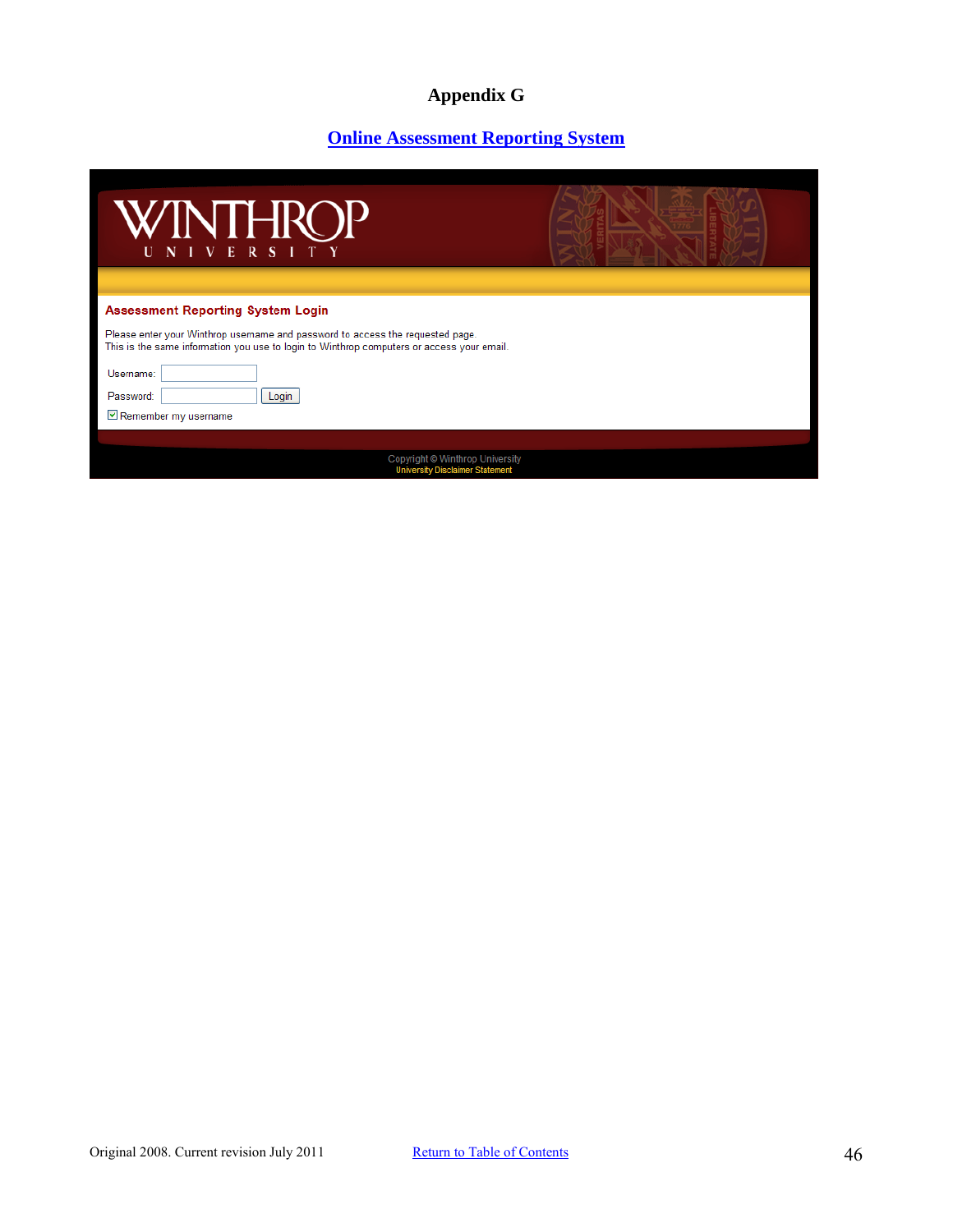# Appendix G

## Online Assessment Reporting System

WINTHROP UNIVERSITY

**Assessment Reporting System Login**

Please enter your Winthrop username and password to access the requested page.
This is the same information you use to login to Winthrop computers or access your email.

Username:

Password: Login

☑ Remember my username

Copyright © Winthrop University
University Disclaimer Statement

Original 2008. Current revision July 2011 Return to Table of Contents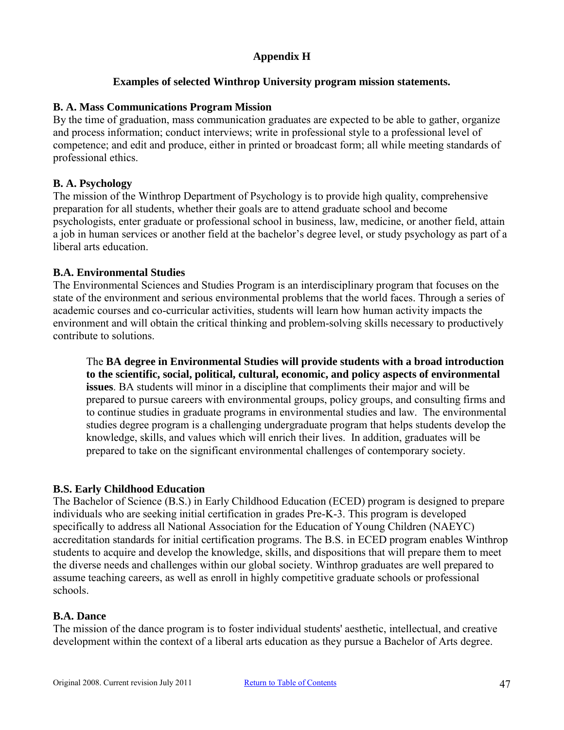# Appendix H

## Examples of selected Winthrop University program mission statements.

**B. A. Mass Communications Program Mission**
By the time of graduation, mass communication graduates are expected to be able to gather, organize and process information; conduct interviews; write in professional style to a professional level of competence; and edit and produce, either in printed or broadcast form; all while meeting standards of professional ethics.

**B. A. Psychology**
The mission of the Winthrop Department of Psychology is to provide high quality, comprehensive preparation for all students, whether their goals are to attend graduate school and become psychologists, enter graduate or professional school in business, law, medicine, or another field, attain a job in human services or another field at the bachelor's degree level, or study psychology as part of a liberal arts education.

**B.A. Environmental Studies**
The Environmental Sciences and Studies Program is an interdisciplinary program that focuses on the state of the environment and serious environmental problems that the world faces. Through a series of academic courses and co-curricular activities, students will learn how human activity impacts the environment and will obtain the critical thinking and problem-solving skills necessary to productively contribute to solutions.

> The **BA degree in Environmental Studies will provide students with a broad introduction to the scientific, social, political, cultural, economic, and policy aspects of environmental issues**. BA students will minor in a discipline that compliments their major and will be prepared to pursue careers with environmental groups, policy groups, and consulting firms and to continue studies in graduate programs in environmental studies and law. The environmental studies degree program is a challenging undergraduate program that helps students develop the knowledge, skills, and values which will enrich their lives. In addition, graduates will be prepared to take on the significant environmental challenges of contemporary society.

**B.S. Early Childhood Education**
The Bachelor of Science (B.S.) in Early Childhood Education (ECED) program is designed to prepare individuals who are seeking initial certification in grades Pre-K-3. This program is developed specifically to address all National Association for the Education of Young Children (NAEYC) accreditation standards for initial certification programs. The B.S. in ECED program enables Winthrop students to acquire and develop the knowledge, skills, and dispositions that will prepare them to meet the diverse needs and challenges within our global society. Winthrop graduates are well prepared to assume teaching careers, as well as enroll in highly competitive graduate schools or professional schools.

**B.A. Dance**
The mission of the dance program is to foster individual students' aesthetic, intellectual, and creative development within the context of a liberal arts education as they pursue a Bachelor of Arts degree.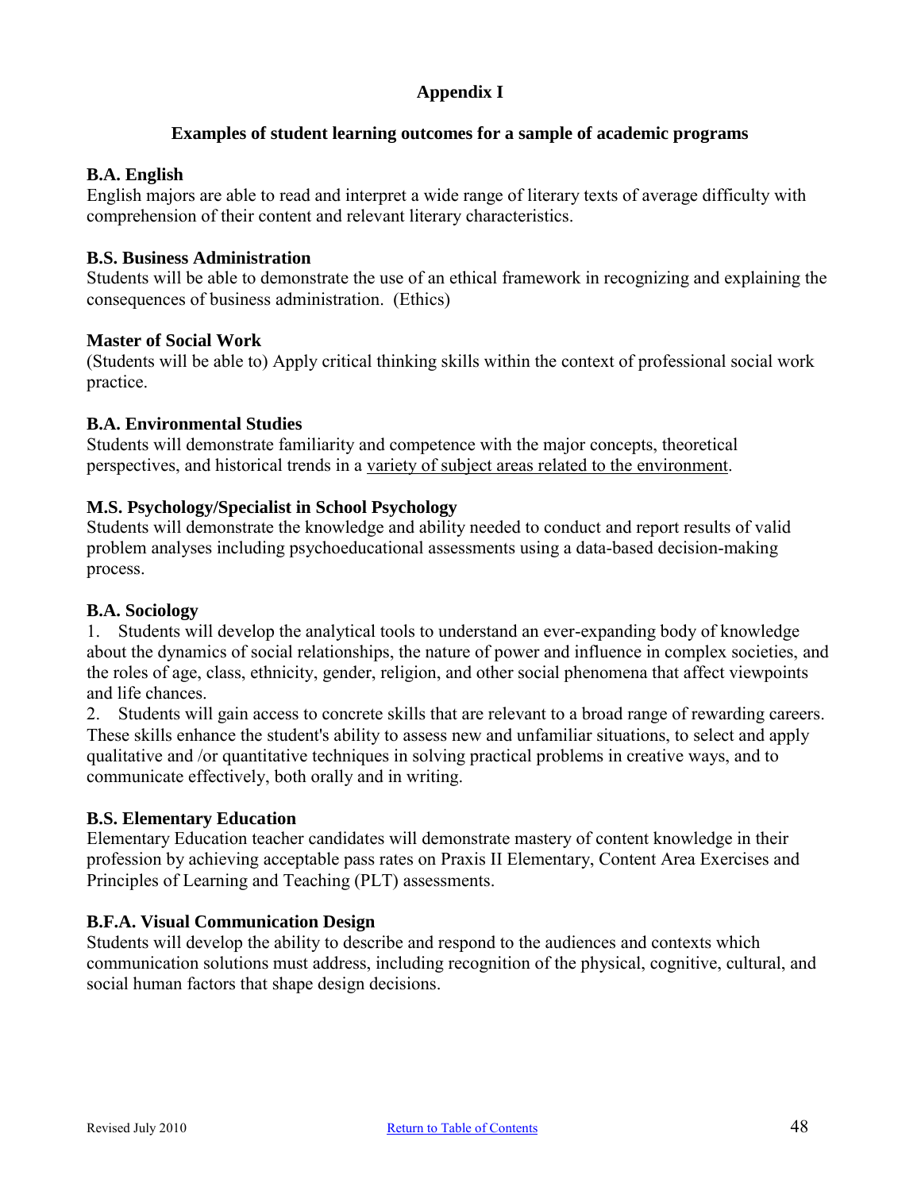# Appendix I

## Examples of student learning outcomes for a sample of academic programs

**B.A. English**
English majors are able to read and interpret a wide range of literary texts of average difficulty with comprehension of their content and relevant literary characteristics.

**B.S. Business Administration**
Students will be able to demonstrate the use of an ethical framework in recognizing and explaining the consequences of business administration. (Ethics)

**Master of Social Work**
(Students will be able to) Apply critical thinking skills within the context of professional social work practice.

**B.A. Environmental Studies**
Students will demonstrate familiarity and competence with the major concepts, theoretical perspectives, and historical trends in a <u>variety of subject areas related to the environment</u>.

**M.S. Psychology/Specialist in School Psychology**
Students will demonstrate the knowledge and ability needed to conduct and report results of valid problem analyses including psychoeducational assessments using a data-based decision-making process.

**B.A. Sociology**

1. Students will develop the analytical tools to understand an ever-expanding body of knowledge about the dynamics of social relationships, the nature of power and influence in complex societies, and the roles of age, class, ethnicity, gender, religion, and other social phenomena that affect viewpoints and life chances.
2. Students will gain access to concrete skills that are relevant to a broad range of rewarding careers. These skills enhance the student's ability to assess new and unfamiliar situations, to select and apply qualitative and /or quantitative techniques in solving practical problems in creative ways, and to communicate effectively, both orally and in writing.

**B.S. Elementary Education**
Elementary Education teacher candidates will demonstrate mastery of content knowledge in their profession by achieving acceptable pass rates on Praxis II Elementary, Content Area Exercises and Principles of Learning and Teaching (PLT) assessments.

**B.F.A. Visual Communication Design**
Students will develop the ability to describe and respond to the audiences and contexts which communication solutions must address, including recognition of the physical, cognitive, cultural, and social human factors that shape design decisions.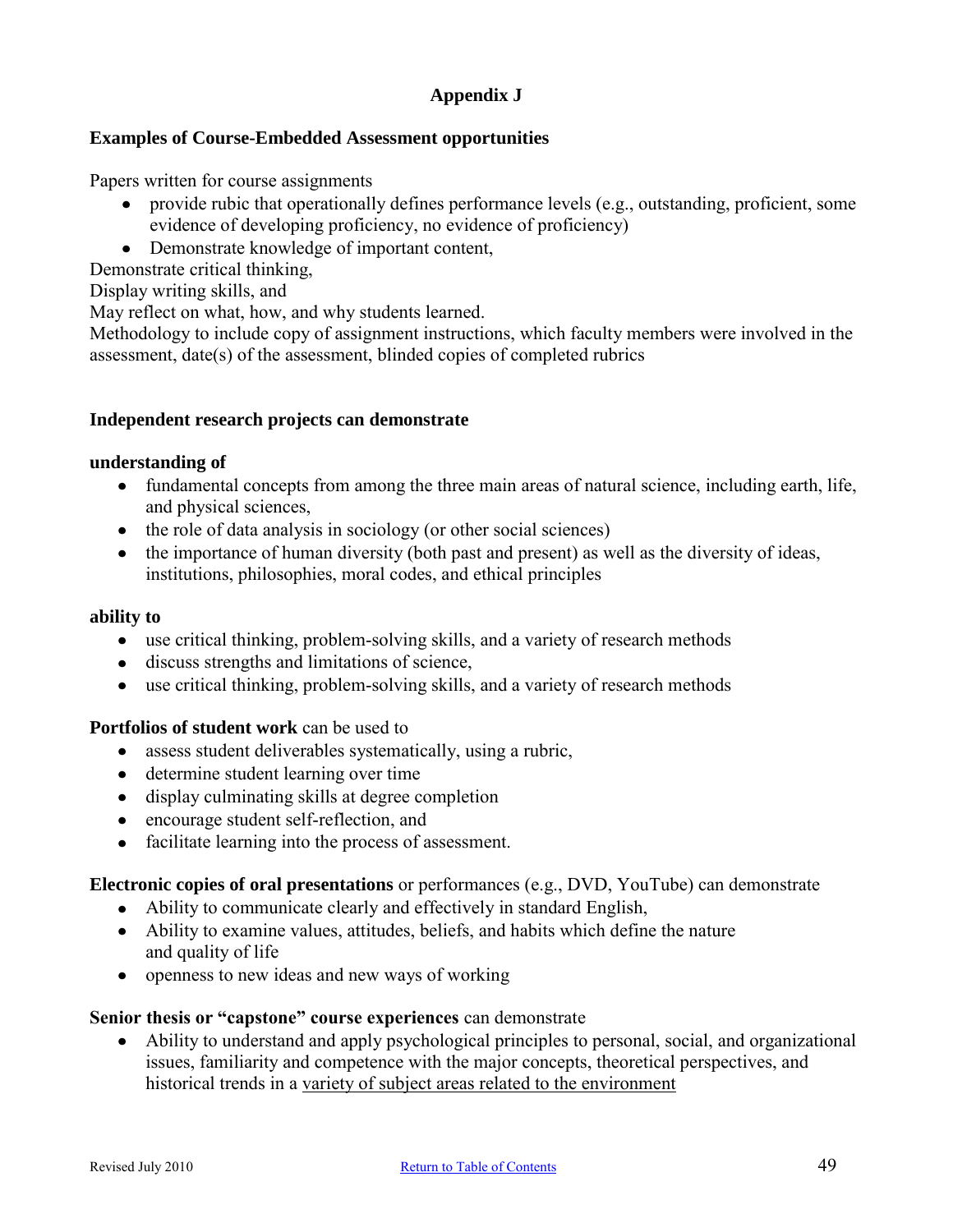## Appendix J

### Examples of Course-Embedded Assessment opportunities

Papers written for course assignments

- provide rubic that operationally defines performance levels (e.g., outstanding, proficient, some evidence of developing proficiency, no evidence of proficiency)
- Demonstrate knowledge of important content,

Demonstrate critical thinking,

Display writing skills, and

May reflect on what, how, and why students learned.

Methodology to include copy of assignment instructions, which faculty members were involved in the assessment, date(s) of the assessment, blinded copies of completed rubrics

**Independent research projects can demonstrate**

**understanding of**

- fundamental concepts from among the three main areas of natural science, including earth, life, and physical sciences,
- the role of data analysis in sociology (or other social sciences)
- the importance of human diversity (both past and present) as well as the diversity of ideas, institutions, philosophies, moral codes, and ethical principles

**ability to**

- use critical thinking, problem-solving skills, and a variety of research methods
- discuss strengths and limitations of science,
- use critical thinking, problem-solving skills, and a variety of research methods

**Portfolios of student work** can be used to

- assess student deliverables systematically, using a rubric,
- determine student learning over time
- display culminating skills at degree completion
- encourage student self-reflection, and
- facilitate learning into the process of assessment.

**Electronic copies of oral presentations** or performances (e.g., DVD, YouTube) can demonstrate

- Ability to communicate clearly and effectively in standard English,
- Ability to examine values, attitudes, beliefs, and habits which define the nature and quality of life
- openness to new ideas and new ways of working

**Senior thesis or "capstone" course experiences** can demonstrate

- Ability to understand and apply psychological principles to personal, social, and organizational issues, familiarity and competence with the major concepts, theoretical perspectives, and historical trends in a variety of subject areas related to the environment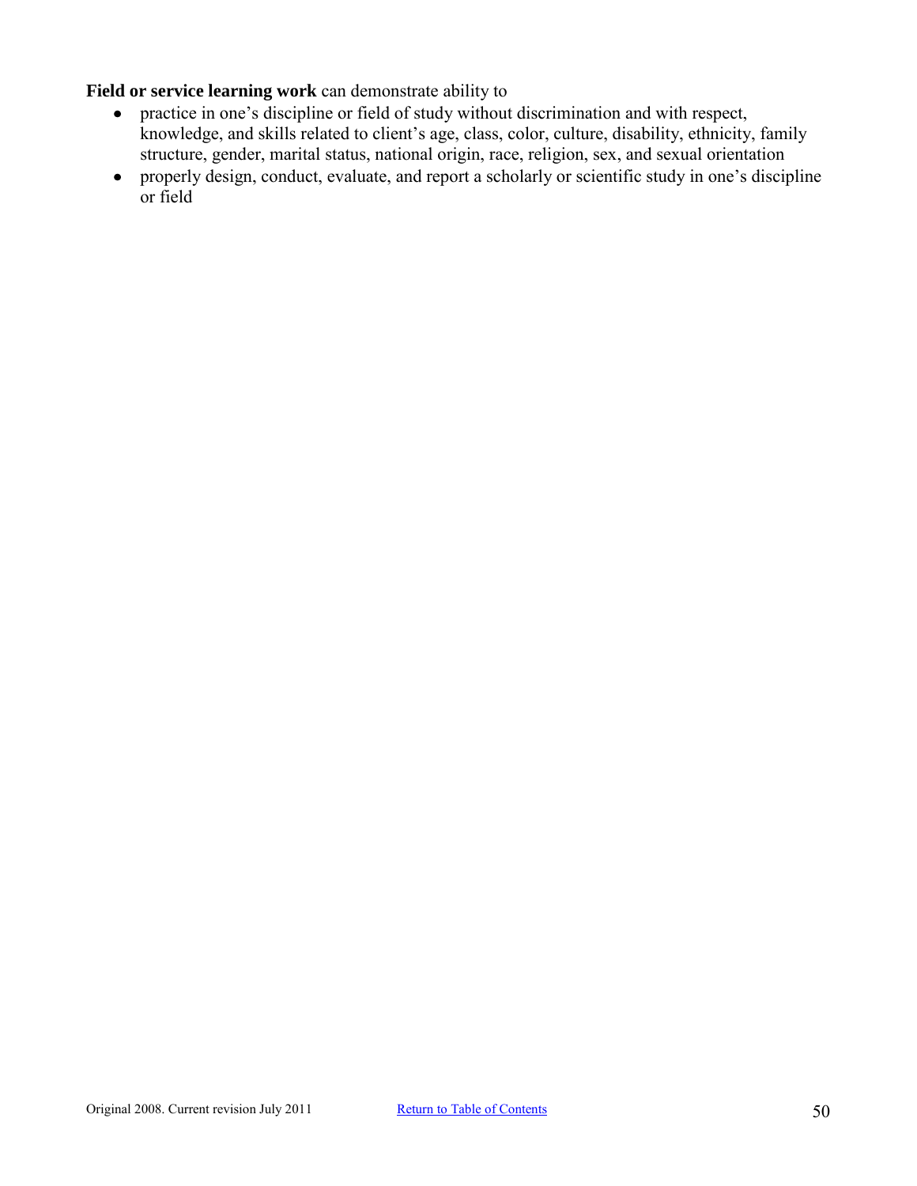**Field or service learning work** can demonstrate ability to

- practice in one's discipline or field of study without discrimination and with respect, knowledge, and skills related to client's age, class, color, culture, disability, ethnicity, family structure, gender, marital status, national origin, race, religion, sex, and sexual orientation
- properly design, conduct, evaluate, and report a scholarly or scientific study in one's discipline or field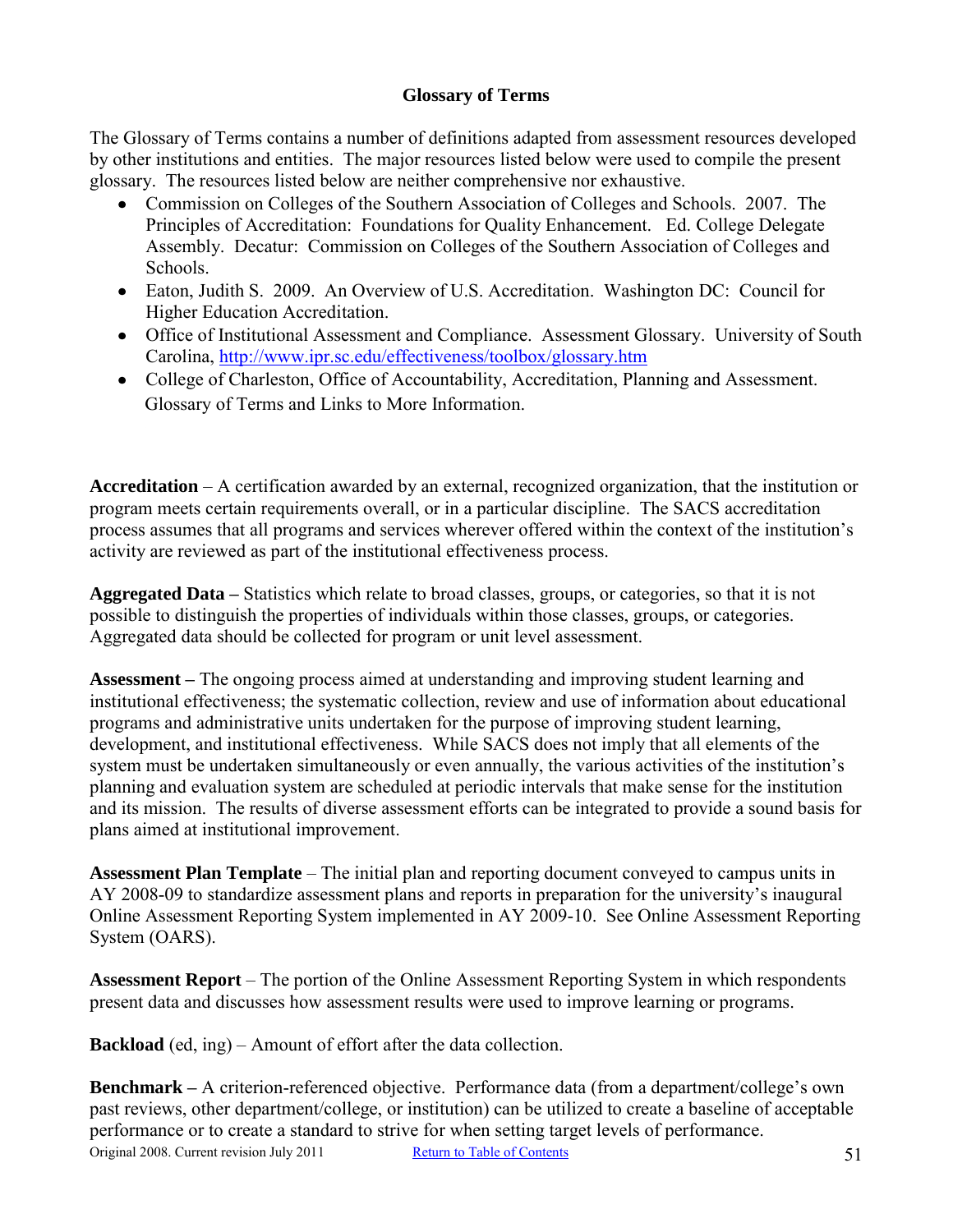## Glossary of Terms

The Glossary of Terms contains a number of definitions adapted from assessment resources developed by other institutions and entities. The major resources listed below were used to compile the present glossary. The resources listed below are neither comprehensive nor exhaustive.

- Commission on Colleges of the Southern Association of Colleges and Schools. 2007. The Principles of Accreditation: Foundations for Quality Enhancement. Ed. College Delegate Assembly. Decatur: Commission on Colleges of the Southern Association of Colleges and Schools.
- Eaton, Judith S. 2009. An Overview of U.S. Accreditation. Washington DC: Council for Higher Education Accreditation.
- Office of Institutional Assessment and Compliance. Assessment Glossary. University of South Carolina, [http://www.ipr.sc.edu/effectiveness/toolbox/glossary.htm](http://www.ipr.sc.edu/effectiveness/toolbox/glossary.htm)
- College of Charleston, Office of Accountability, Accreditation, Planning and Assessment. Glossary of Terms and Links to More Information.

**Accreditation** – A certification awarded by an external, recognized organization, that the institution or program meets certain requirements overall, or in a particular discipline. The SACS accreditation process assumes that all programs and services wherever offered within the context of the institution's activity are reviewed as part of the institutional effectiveness process.

**Aggregated Data –** Statistics which relate to broad classes, groups, or categories, so that it is not possible to distinguish the properties of individuals within those classes, groups, or categories. Aggregated data should be collected for program or unit level assessment.

**Assessment –** The ongoing process aimed at understanding and improving student learning and institutional effectiveness; the systematic collection, review and use of information about educational programs and administrative units undertaken for the purpose of improving student learning, development, and institutional effectiveness. While SACS does not imply that all elements of the system must be undertaken simultaneously or even annually, the various activities of the institution's planning and evaluation system are scheduled at periodic intervals that make sense for the institution and its mission. The results of diverse assessment efforts can be integrated to provide a sound basis for plans aimed at institutional improvement.

**Assessment Plan Template** – The initial plan and reporting document conveyed to campus units in AY 2008-09 to standardize assessment plans and reports in preparation for the university's inaugural Online Assessment Reporting System implemented in AY 2009-10. See Online Assessment Reporting System (OARS).

**Assessment Report** – The portion of the Online Assessment Reporting System in which respondents present data and discusses how assessment results were used to improve learning or programs.

**Backload** (ed, ing) – Amount of effort after the data collection.

**Benchmark –** A criterion-referenced objective. Performance data (from a department/college's own past reviews, other department/college, or institution) can be utilized to create a baseline of acceptable performance or to create a standard to strive for when setting target levels of performance.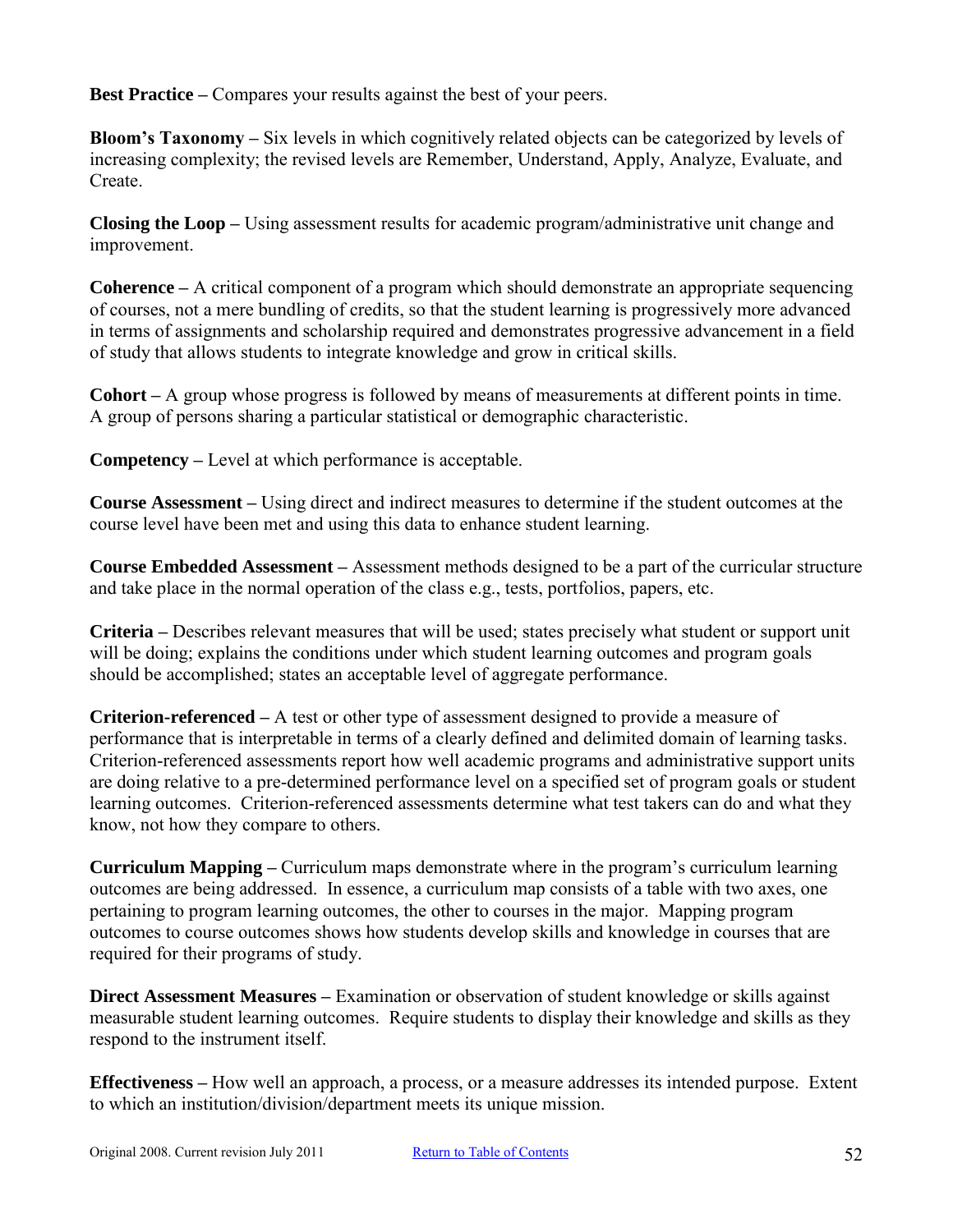**Best Practice –** Compares your results against the best of your peers.

**Bloom's Taxonomy –** Six levels in which cognitively related objects can be categorized by levels of increasing complexity; the revised levels are Remember, Understand, Apply, Analyze, Evaluate, and Create.

**Closing the Loop –** Using assessment results for academic program/administrative unit change and improvement.

**Coherence –** A critical component of a program which should demonstrate an appropriate sequencing of courses, not a mere bundling of credits, so that the student learning is progressively more advanced in terms of assignments and scholarship required and demonstrates progressive advancement in a field of study that allows students to integrate knowledge and grow in critical skills.

**Cohort –** A group whose progress is followed by means of measurements at different points in time. A group of persons sharing a particular statistical or demographic characteristic.

**Competency –** Level at which performance is acceptable.

**Course Assessment –** Using direct and indirect measures to determine if the student outcomes at the course level have been met and using this data to enhance student learning.

**Course Embedded Assessment –** Assessment methods designed to be a part of the curricular structure and take place in the normal operation of the class e.g., tests, portfolios, papers, etc.

**Criteria –** Describes relevant measures that will be used; states precisely what student or support unit will be doing; explains the conditions under which student learning outcomes and program goals should be accomplished; states an acceptable level of aggregate performance.

**Criterion-referenced –** A test or other type of assessment designed to provide a measure of performance that is interpretable in terms of a clearly defined and delimited domain of learning tasks. Criterion-referenced assessments report how well academic programs and administrative support units are doing relative to a pre-determined performance level on a specified set of program goals or student learning outcomes. Criterion-referenced assessments determine what test takers can do and what they know, not how they compare to others.

**Curriculum Mapping –** Curriculum maps demonstrate where in the program's curriculum learning outcomes are being addressed. In essence, a curriculum map consists of a table with two axes, one pertaining to program learning outcomes, the other to courses in the major. Mapping program outcomes to course outcomes shows how students develop skills and knowledge in courses that are required for their programs of study.

**Direct Assessment Measures –** Examination or observation of student knowledge or skills against measurable student learning outcomes. Require students to display their knowledge and skills as they respond to the instrument itself.

**Effectiveness –** How well an approach, a process, or a measure addresses its intended purpose. Extent to which an institution/division/department meets its unique mission.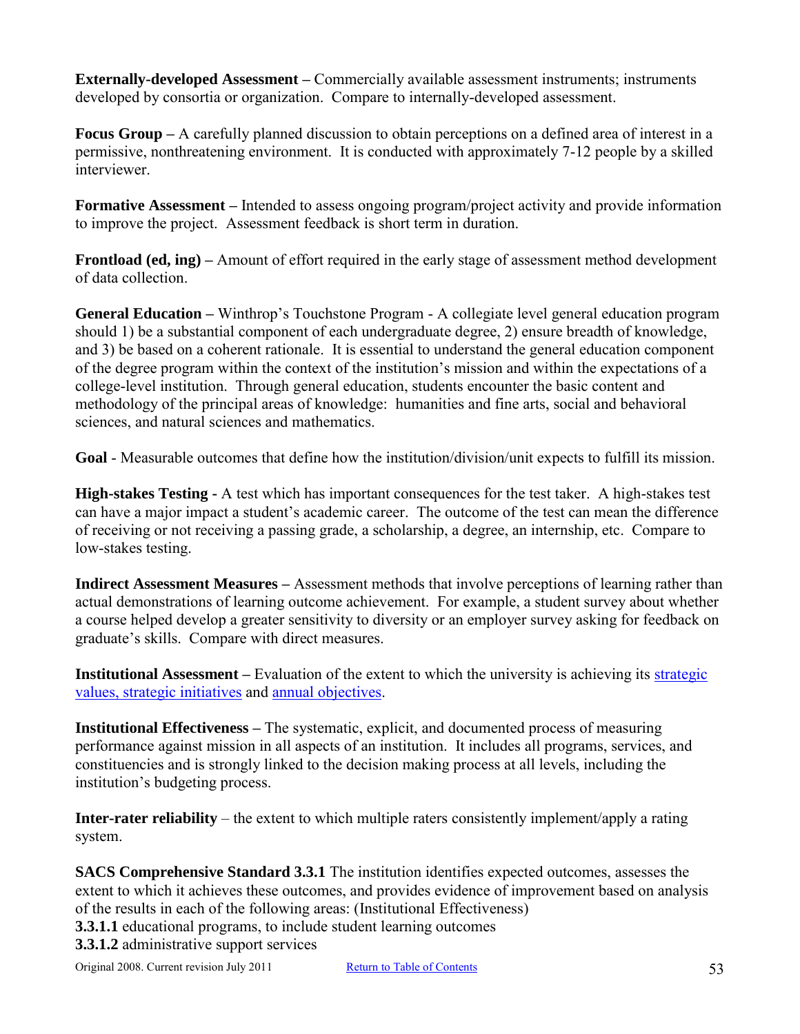**Externally-developed Assessment –** Commercially available assessment instruments; instruments developed by consortia or organization. Compare to internally-developed assessment.

**Focus Group –** A carefully planned discussion to obtain perceptions on a defined area of interest in a permissive, nonthreatening environment. It is conducted with approximately 7-12 people by a skilled interviewer.

**Formative Assessment –** Intended to assess ongoing program/project activity and provide information to improve the project. Assessment feedback is short term in duration.

**Frontload (ed, ing) –** Amount of effort required in the early stage of assessment method development of data collection.

**General Education –** Winthrop's Touchstone Program - A collegiate level general education program should 1) be a substantial component of each undergraduate degree, 2) ensure breadth of knowledge, and 3) be based on a coherent rationale. It is essential to understand the general education component of the degree program within the context of the institution's mission and within the expectations of a college-level institution. Through general education, students encounter the basic content and methodology of the principal areas of knowledge: humanities and fine arts, social and behavioral sciences, and natural sciences and mathematics.

**Goal** - Measurable outcomes that define how the institution/division/unit expects to fulfill its mission.

**High-stakes Testing -** A test which has important consequences for the test taker. A high-stakes test can have a major impact a student's academic career. The outcome of the test can mean the difference of receiving or not receiving a passing grade, a scholarship, a degree, an internship, etc. Compare to low-stakes testing.

**Indirect Assessment Measures –** Assessment methods that involve perceptions of learning rather than actual demonstrations of learning outcome achievement. For example, a student survey about whether a course helped develop a greater sensitivity to diversity or an employer survey asking for feedback on graduate's skills. Compare with direct measures.

**Institutional Assessment –** Evaluation of the extent to which the university is achieving its strategic values, strategic initiatives and annual objectives.

**Institutional Effectiveness –** The systematic, explicit, and documented process of measuring performance against mission in all aspects of an institution. It includes all programs, services, and constituencies and is strongly linked to the decision making process at all levels, including the institution's budgeting process.

**Inter-rater reliability** – the extent to which multiple raters consistently implement/apply a rating system.

**SACS Comprehensive Standard 3.3.1** The institution identifies expected outcomes, assesses the extent to which it achieves these outcomes, and provides evidence of improvement based on analysis of the results in each of the following areas: (Institutional Effectiveness)
**3.3.1.1** educational programs, to include student learning outcomes
**3.3.1.2** administrative support services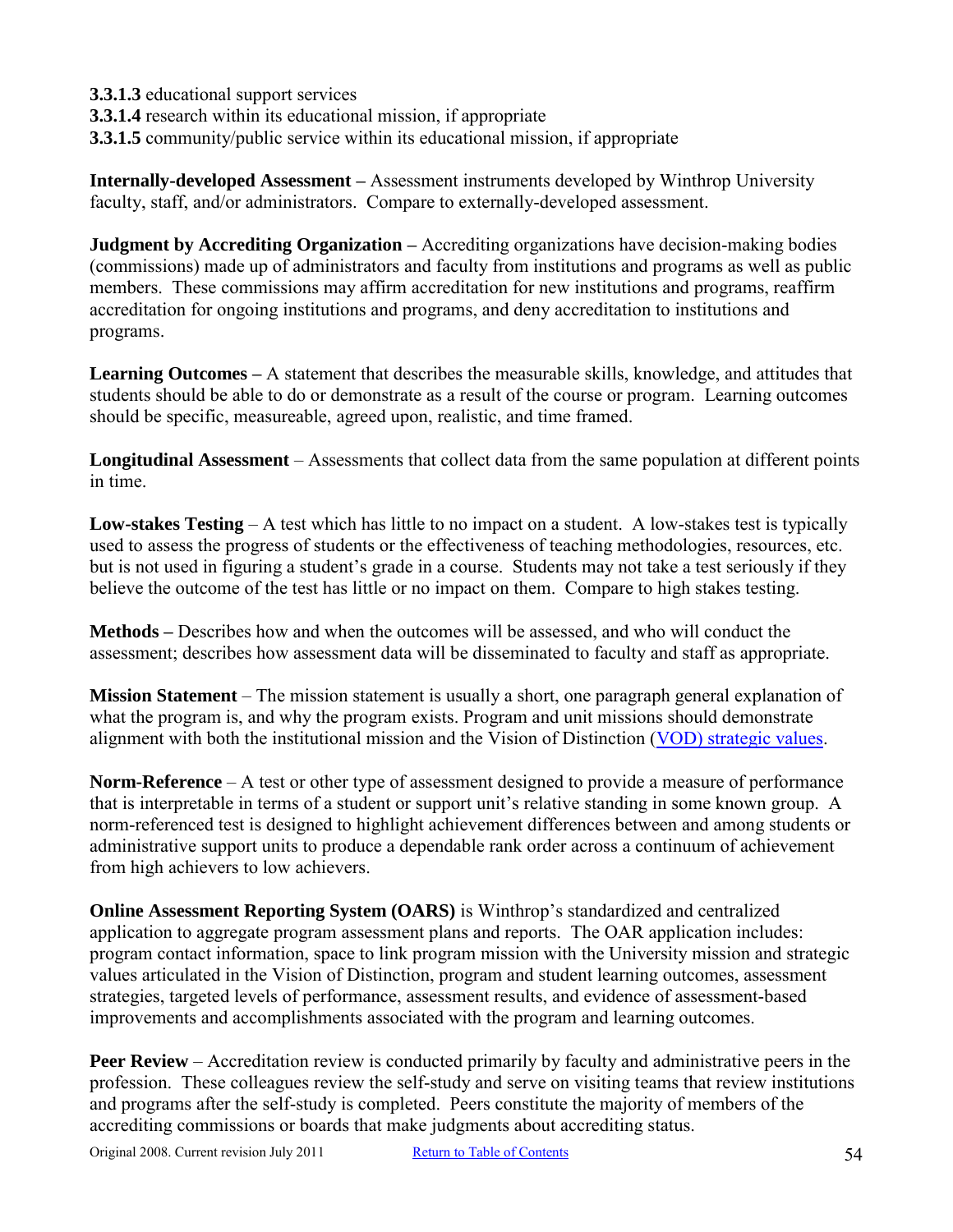**3.3.1.3** educational support services
**3.3.1.4** research within its educational mission, if appropriate
**3.3.1.5** community/public service within its educational mission, if appropriate

**Internally-developed Assessment –** Assessment instruments developed by Winthrop University faculty, staff, and/or administrators. Compare to externally-developed assessment.

**Judgment by Accrediting Organization –** Accrediting organizations have decision-making bodies (commissions) made up of administrators and faculty from institutions and programs as well as public members. These commissions may affirm accreditation for new institutions and programs, reaffirm accreditation for ongoing institutions and programs, and deny accreditation to institutions and programs.

**Learning Outcomes –** A statement that describes the measurable skills, knowledge, and attitudes that students should be able to do or demonstrate as a result of the course or program. Learning outcomes should be specific, measureable, agreed upon, realistic, and time framed.

**Longitudinal Assessment** – Assessments that collect data from the same population at different points in time.

**Low-stakes Testing** – A test which has little to no impact on a student. A low-stakes test is typically used to assess the progress of students or the effectiveness of teaching methodologies, resources, etc. but is not used in figuring a student's grade in a course. Students may not take a test seriously if they believe the outcome of the test has little or no impact on them. Compare to high stakes testing.

**Methods –** Describes how and when the outcomes will be assessed, and who will conduct the assessment; describes how assessment data will be disseminated to faculty and staff as appropriate.

**Mission Statement** – The mission statement is usually a short, one paragraph general explanation of what the program is, and why the program exists. Program and unit missions should demonstrate alignment with both the institutional mission and the Vision of Distinction (VOD) strategic values.

**Norm-Reference** – A test or other type of assessment designed to provide a measure of performance that is interpretable in terms of a student or support unit's relative standing in some known group. A norm-referenced test is designed to highlight achievement differences between and among students or administrative support units to produce a dependable rank order across a continuum of achievement from high achievers to low achievers.

**Online Assessment Reporting System (OARS)** is Winthrop's standardized and centralized application to aggregate program assessment plans and reports. The OAR application includes: program contact information, space to link program mission with the University mission and strategic values articulated in the Vision of Distinction, program and student learning outcomes, assessment strategies, targeted levels of performance, assessment results, and evidence of assessment-based improvements and accomplishments associated with the program and learning outcomes.

**Peer Review** – Accreditation review is conducted primarily by faculty and administrative peers in the profession. These colleagues review the self-study and serve on visiting teams that review institutions and programs after the self-study is completed. Peers constitute the majority of members of the accrediting commissions or boards that make judgments about accrediting status.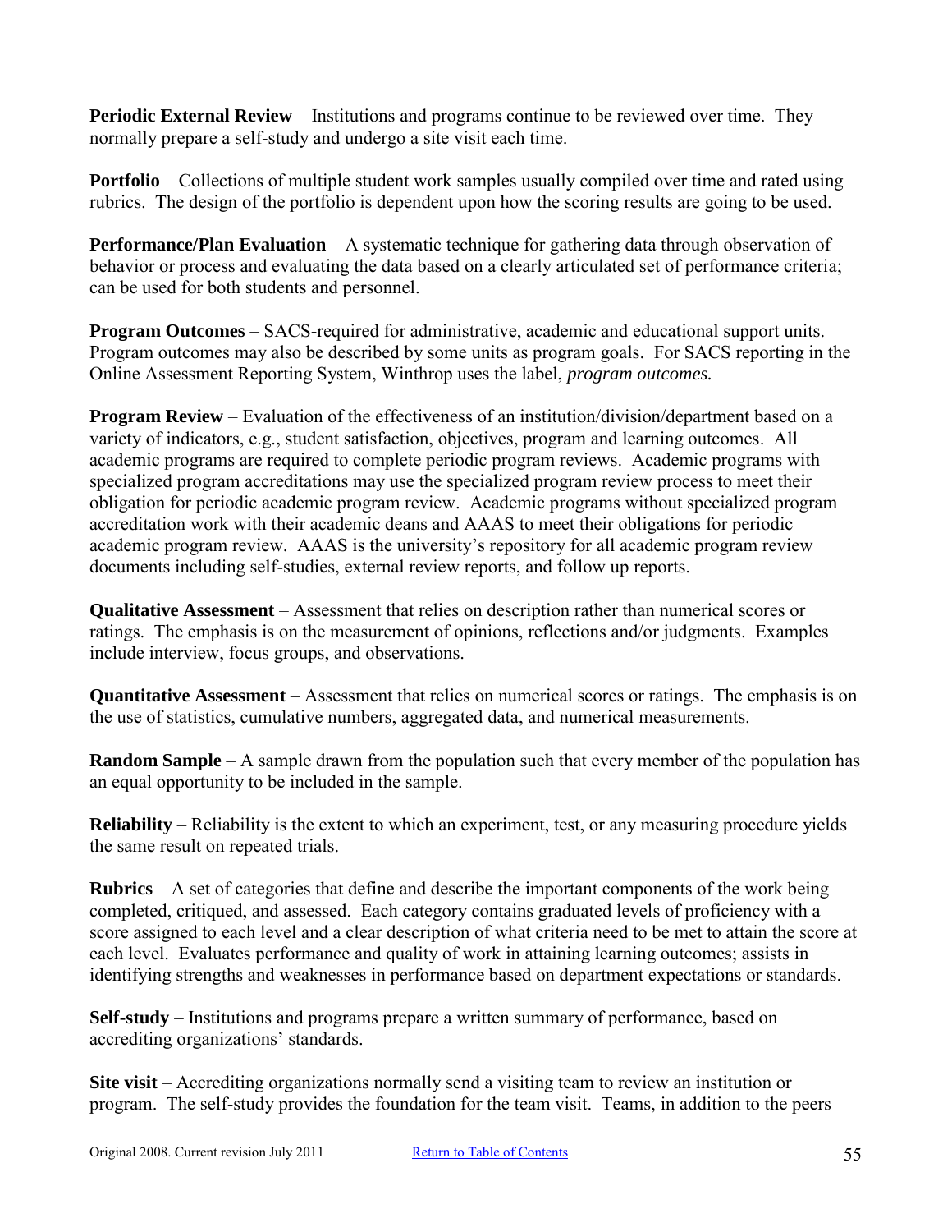**Periodic External Review** – Institutions and programs continue to be reviewed over time. They normally prepare a self-study and undergo a site visit each time.

**Portfolio** – Collections of multiple student work samples usually compiled over time and rated using rubrics. The design of the portfolio is dependent upon how the scoring results are going to be used.

**Performance/Plan Evaluation** – A systematic technique for gathering data through observation of behavior or process and evaluating the data based on a clearly articulated set of performance criteria; can be used for both students and personnel.

**Program Outcomes** – SACS-required for administrative, academic and educational support units. Program outcomes may also be described by some units as program goals. For SACS reporting in the Online Assessment Reporting System, Winthrop uses the label, *program outcomes.*

**Program Review** – Evaluation of the effectiveness of an institution/division/department based on a variety of indicators, e.g., student satisfaction, objectives, program and learning outcomes. All academic programs are required to complete periodic program reviews. Academic programs with specialized program accreditations may use the specialized program review process to meet their obligation for periodic academic program review. Academic programs without specialized program accreditation work with their academic deans and AAAS to meet their obligations for periodic academic program review. AAAS is the university's repository for all academic program review documents including self-studies, external review reports, and follow up reports.

**Qualitative Assessment** – Assessment that relies on description rather than numerical scores or ratings. The emphasis is on the measurement of opinions, reflections and/or judgments. Examples include interview, focus groups, and observations.

**Quantitative Assessment** – Assessment that relies on numerical scores or ratings. The emphasis is on the use of statistics, cumulative numbers, aggregated data, and numerical measurements.

**Random Sample** – A sample drawn from the population such that every member of the population has an equal opportunity to be included in the sample.

**Reliability** – Reliability is the extent to which an experiment, test, or any measuring procedure yields the same result on repeated trials.

**Rubrics** – A set of categories that define and describe the important components of the work being completed, critiqued, and assessed. Each category contains graduated levels of proficiency with a score assigned to each level and a clear description of what criteria need to be met to attain the score at each level. Evaluates performance and quality of work in attaining learning outcomes; assists in identifying strengths and weaknesses in performance based on department expectations or standards.

**Self-study** – Institutions and programs prepare a written summary of performance, based on accrediting organizations' standards.

**Site visit** – Accrediting organizations normally send a visiting team to review an institution or program. The self-study provides the foundation for the team visit. Teams, in addition to the peers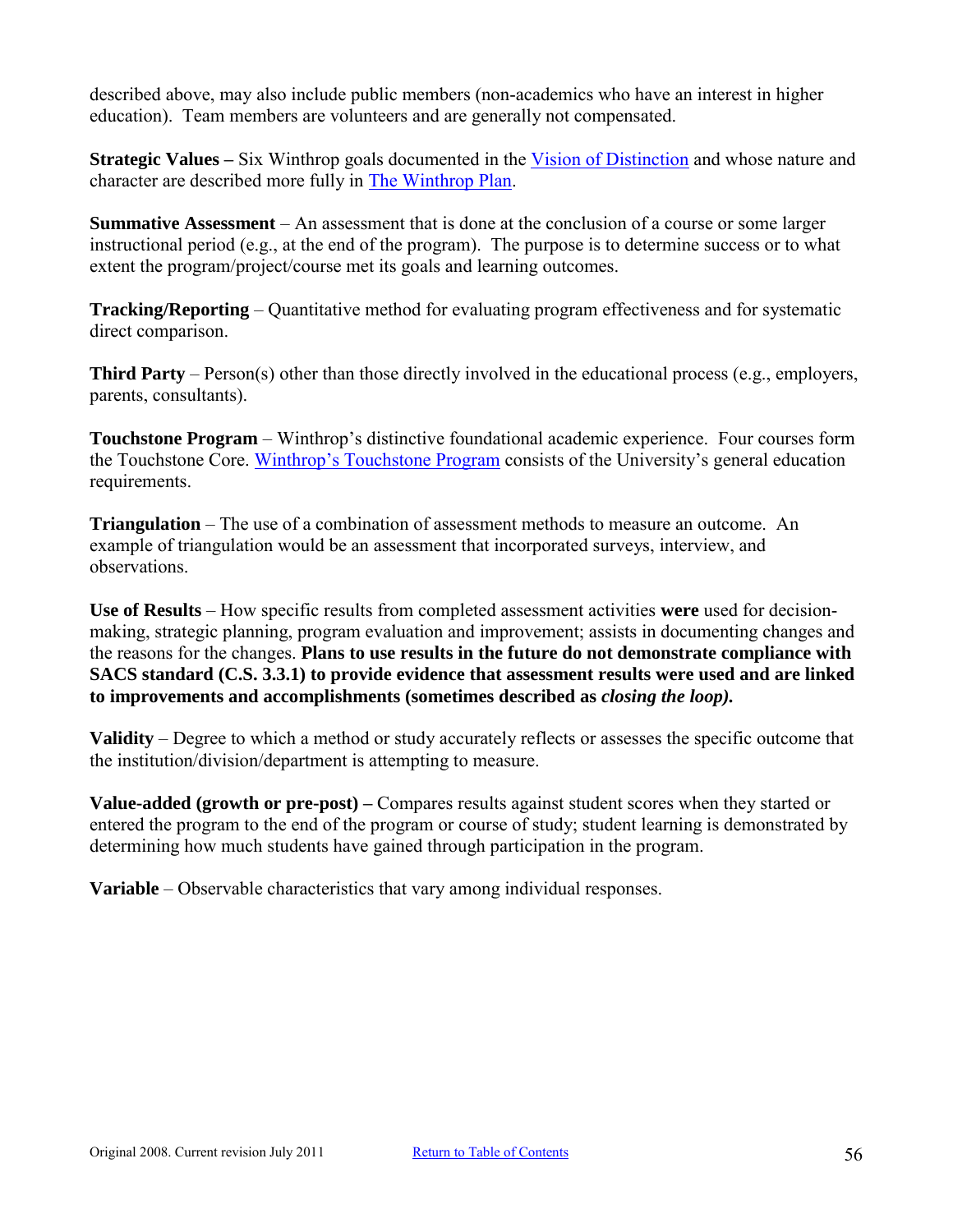described above, may also include public members (non-academics who have an interest in higher education). Team members are volunteers and are generally not compensated.

**Strategic Values –** Six Winthrop goals documented in the [Vision of Distinction] and whose nature and character are described more fully in [The Winthrop Plan].

**Summative Assessment** – An assessment that is done at the conclusion of a course or some larger instructional period (e.g., at the end of the program). The purpose is to determine success or to what extent the program/project/course met its goals and learning outcomes.

**Tracking/Reporting** – Quantitative method for evaluating program effectiveness and for systematic direct comparison.

**Third Party** – Person(s) other than those directly involved in the educational process (e.g., employers, parents, consultants).

**Touchstone Program** – Winthrop's distinctive foundational academic experience. Four courses form the Touchstone Core. [Winthrop's Touchstone Program] consists of the University's general education requirements.

**Triangulation** – The use of a combination of assessment methods to measure an outcome. An example of triangulation would be an assessment that incorporated surveys, interview, and observations.

**Use of Results** – How specific results from completed assessment activities **were** used for decision-making, strategic planning, program evaluation and improvement; assists in documenting changes and the reasons for the changes. **Plans to use results in the future do not demonstrate compliance with SACS standard (C.S. 3.3.1) to provide evidence that assessment results were used and are linked to improvements and accomplishments (sometimes described as *closing the loop).***

**Validity** – Degree to which a method or study accurately reflects or assesses the specific outcome that the institution/division/department is attempting to measure.

**Value-added (growth or pre-post) –** Compares results against student scores when they started or entered the program to the end of the program or course of study; student learning is demonstrated by determining how much students have gained through participation in the program.

**Variable** – Observable characteristics that vary among individual responses.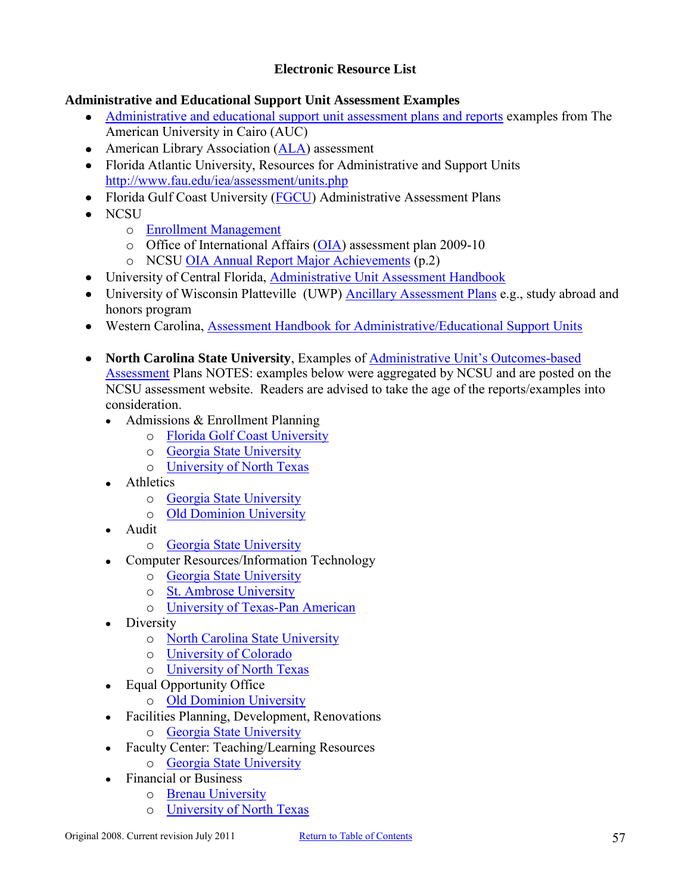# Electronic Resource List

## Administrative and Educational Support Unit Assessment Examples

- Administrative and educational support unit assessment plans and reports examples from The American University in Cairo (AUC)
- American Library Association (ALA) assessment
- Florida Atlantic University, Resources for Administrative and Support Units http://www.fau.edu/iea/assessment/units.php
- Florida Gulf Coast University (FGCU) Administrative Assessment Plans
- NCSU
  - Enrollment Management
  - Office of International Affairs (OIA) assessment plan 2009-10
  - NCSU OIA Annual Report Major Achievements (p.2)
- University of Central Florida, Administrative Unit Assessment Handbook
- University of Wisconsin Platteville (UWP) Ancillary Assessment Plans e.g., study abroad and honors program
- Western Carolina, Assessment Handbook for Administrative/Educational Support Units

- **North Carolina State University**, Examples of Administrative Unit's Outcomes-based Assessment Plans NOTES: examples below were aggregated by NCSU and are posted on the NCSU assessment website. Readers are advised to take the age of the reports/examples into consideration.
  - Admissions & Enrollment Planning
    - Florida Golf Coast University
    - Georgia State University
    - University of North Texas
  - Athletics
    - Georgia State University
    - Old Dominion University
  - Audit
    - Georgia State University
  - Computer Resources/Information Technology
    - Georgia State University
    - St. Ambrose University
    - University of Texas-Pan American
  - Diversity
    - North Carolina State University
    - University of Colorado
    - University of North Texas
  - Equal Opportunity Office
    - Old Dominion University
  - Facilities Planning, Development, Renovations
    - Georgia State University
  - Faculty Center: Teaching/Learning Resources
    - Georgia State University
  - Financial or Business
    - Brenau University
    - University of North Texas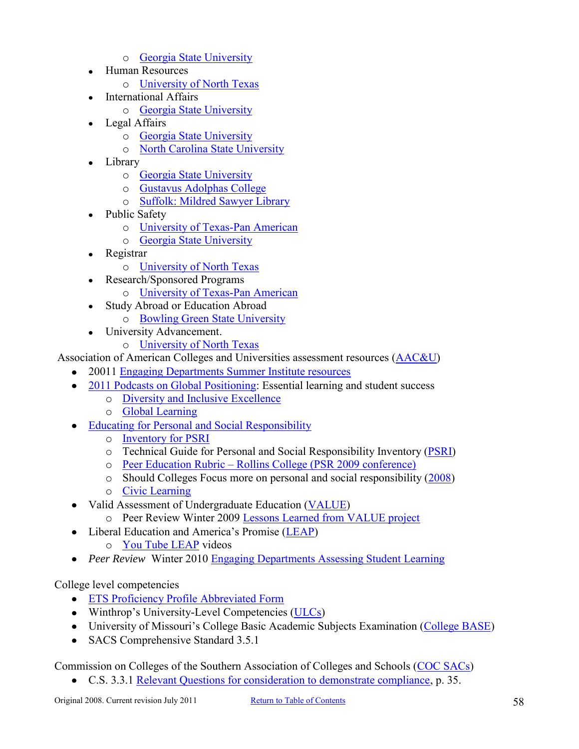- Georgia State University
- Human Resources
  - University of North Texas
- International Affairs
  - Georgia State University
- Legal Affairs
  - Georgia State University
  - North Carolina State University
- Library
  - Georgia State University
  - Gustavus Adolphas College
  - Suffolk: Mildred Sawyer Library
- Public Safety
  - University of Texas-Pan American
  - Georgia State University
- Registrar
  - University of North Texas
- Research/Sponsored Programs
  - University of Texas-Pan American
- Study Abroad or Education Abroad
  - Bowling Green State University
- University Advancement.
  - University of North Texas

Association of American Colleges and Universities assessment resources (AAC&U)

- 20011 Engaging Departments Summer Institute resources
- 2011 Podcasts on Global Positioning: Essential learning and student success
  - Diversity and Inclusive Excellence
  - Global Learning
- Educating for Personal and Social Responsibility
  - Inventory for PSRI
  - Technical Guide for Personal and Social Responsibility Inventory (PSRI)
  - Peer Education Rubric – Rollins College (PSR 2009 conference)
  - Should Colleges Focus more on personal and social responsibility (2008)
  - Civic Learning
- Valid Assessment of Undergraduate Education (VALUE)
  - Peer Review Winter 2009 Lessons Learned from VALUE project
- Liberal Education and America's Promise (LEAP)
  - You Tube LEAP videos
- *Peer Review* Winter 2010 Engaging Departments Assessing Student Learning

College level competencies

- ETS Proficiency Profile Abbreviated Form
- Winthrop's University-Level Competencies (ULCs)
- University of Missouri's College Basic Academic Subjects Examination (College BASE)
- SACS Comprehensive Standard 3.5.1

Commission on Colleges of the Southern Association of Colleges and Schools (COC SACs)

- C.S. 3.3.1 Relevant Questions for consideration to demonstrate compliance, p. 35.

Original 2008. Current revision July 2011 Return to Table of Contents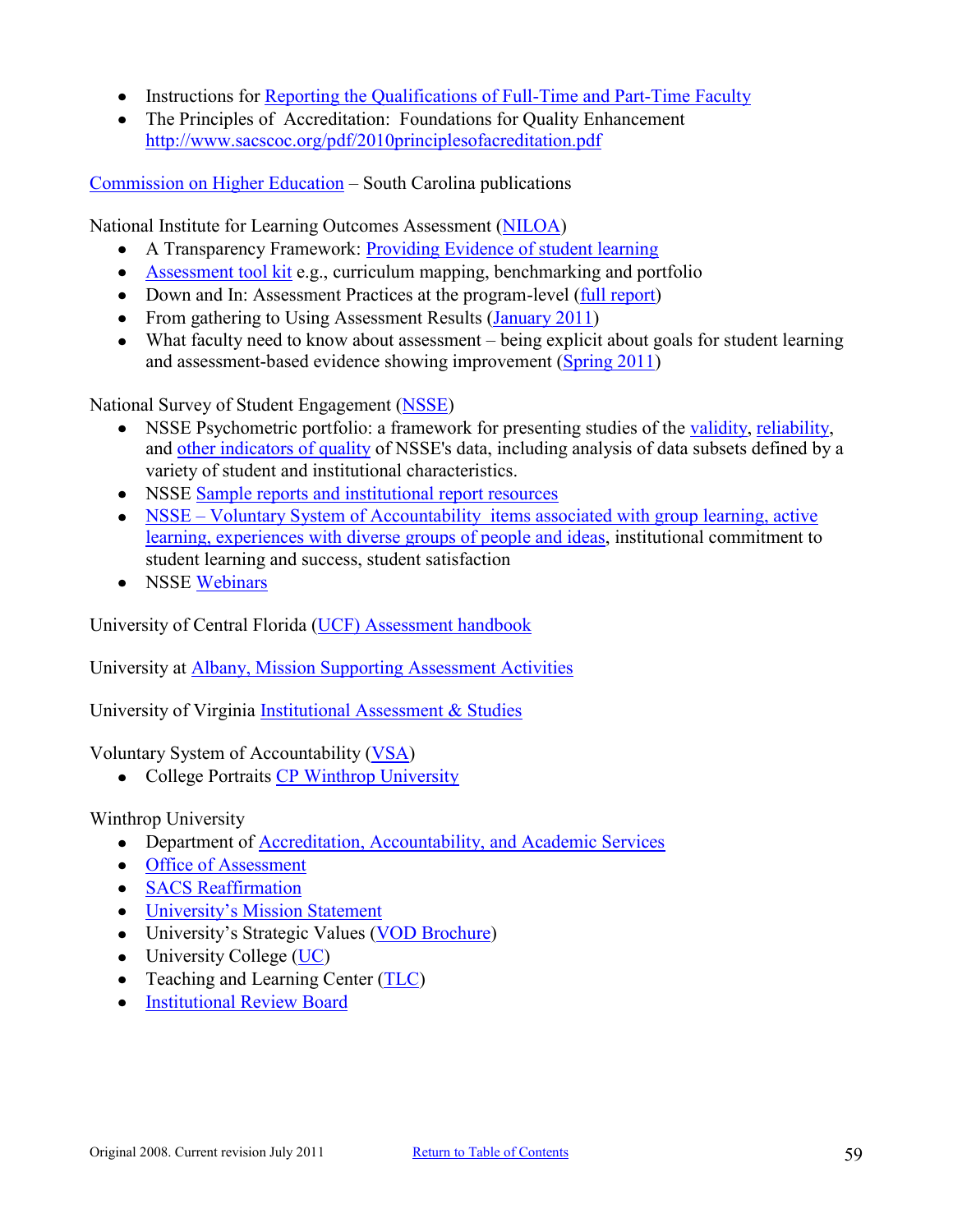- Instructions for Reporting the Qualifications of Full-Time and Part-Time Faculty
- The Principles of Accreditation: Foundations for Quality Enhancement http://www.sacscoc.org/pdf/2010principlesofacreditation.pdf

Commission on Higher Education – South Carolina publications

National Institute for Learning Outcomes Assessment (NILOA)

- A Transparency Framework: Providing Evidence of student learning
- Assessment tool kit e.g., curriculum mapping, benchmarking and portfolio
- Down and In: Assessment Practices at the program-level (full report)
- From gathering to Using Assessment Results (January 2011)
- What faculty need to know about assessment – being explicit about goals for student learning and assessment-based evidence showing improvement (Spring 2011)

National Survey of Student Engagement (NSSE)

- NSSE Psychometric portfolio: a framework for presenting studies of the validity, reliability, and other indicators of quality of NSSE's data, including analysis of data subsets defined by a variety of student and institutional characteristics.
- NSSE Sample reports and institutional report resources
- NSSE – Voluntary System of Accountability items associated with group learning, active learning, experiences with diverse groups of people and ideas, institutional commitment to student learning and success, student satisfaction
- NSSE Webinars

University of Central Florida (UCF) Assessment handbook

University at Albany, Mission Supporting Assessment Activities

University of Virginia Institutional Assessment & Studies

Voluntary System of Accountability (VSA)

- College Portraits CP Winthrop University

Winthrop University

- Department of Accreditation, Accountability, and Academic Services
- Office of Assessment
- SACS Reaffirmation
- University's Mission Statement
- University's Strategic Values (VOD Brochure)
- University College (UC)
- Teaching and Learning Center (TLC)
- Institutional Review Board